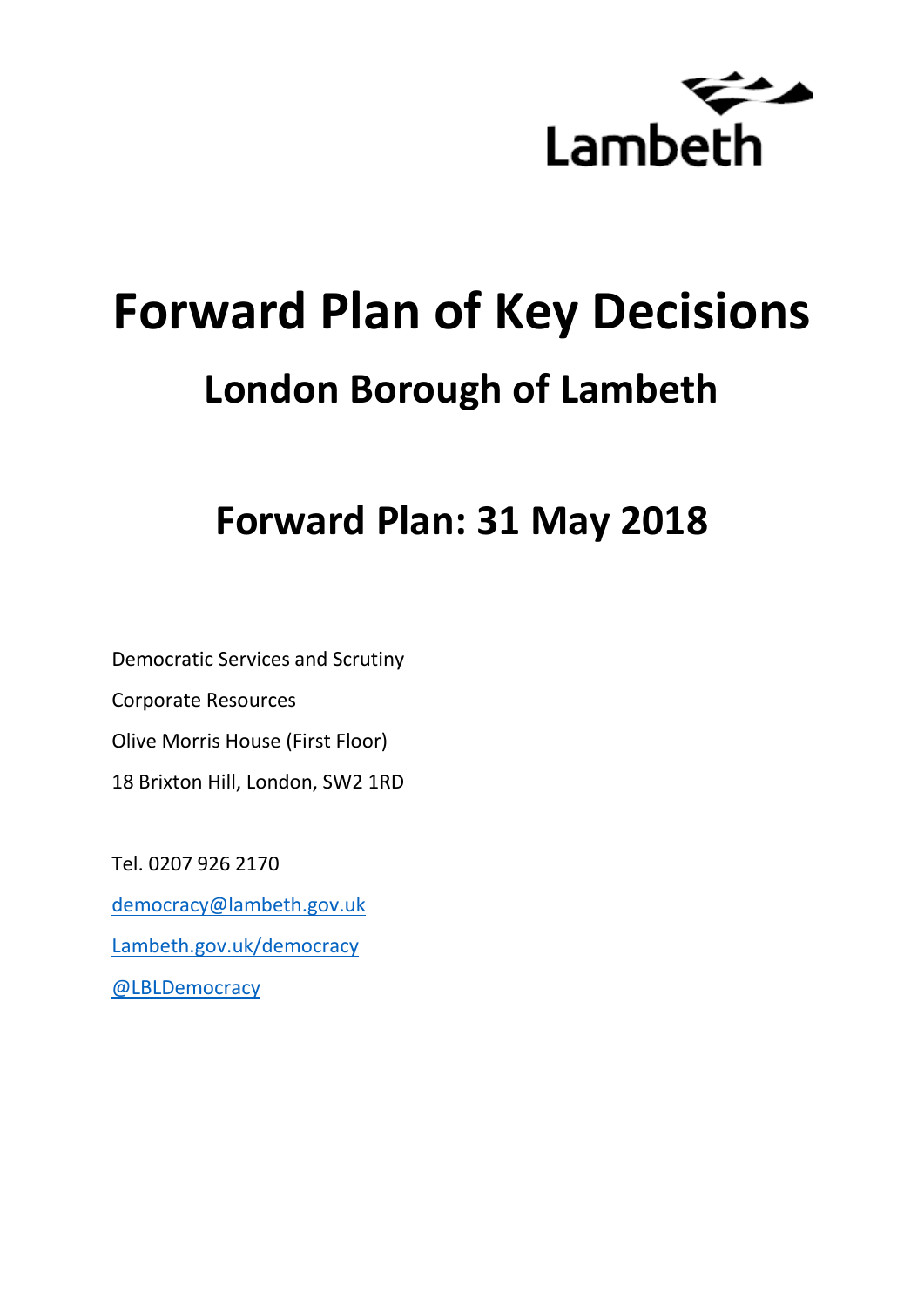Lambeth

# Forward Plan of Key Decisions

## London Borough of Lambeth

## Forward Plan: 31 May 2018

Democratic Services and Scrutiny

Corporate Resources

Olive Morris House (First Floor)

18 Brixton Hill, London, SW2 1RD

Tel. 0207 926 2170

democracy@lambeth.gov.uk

Lambeth.gov.uk/democracy

@LBLDemocracy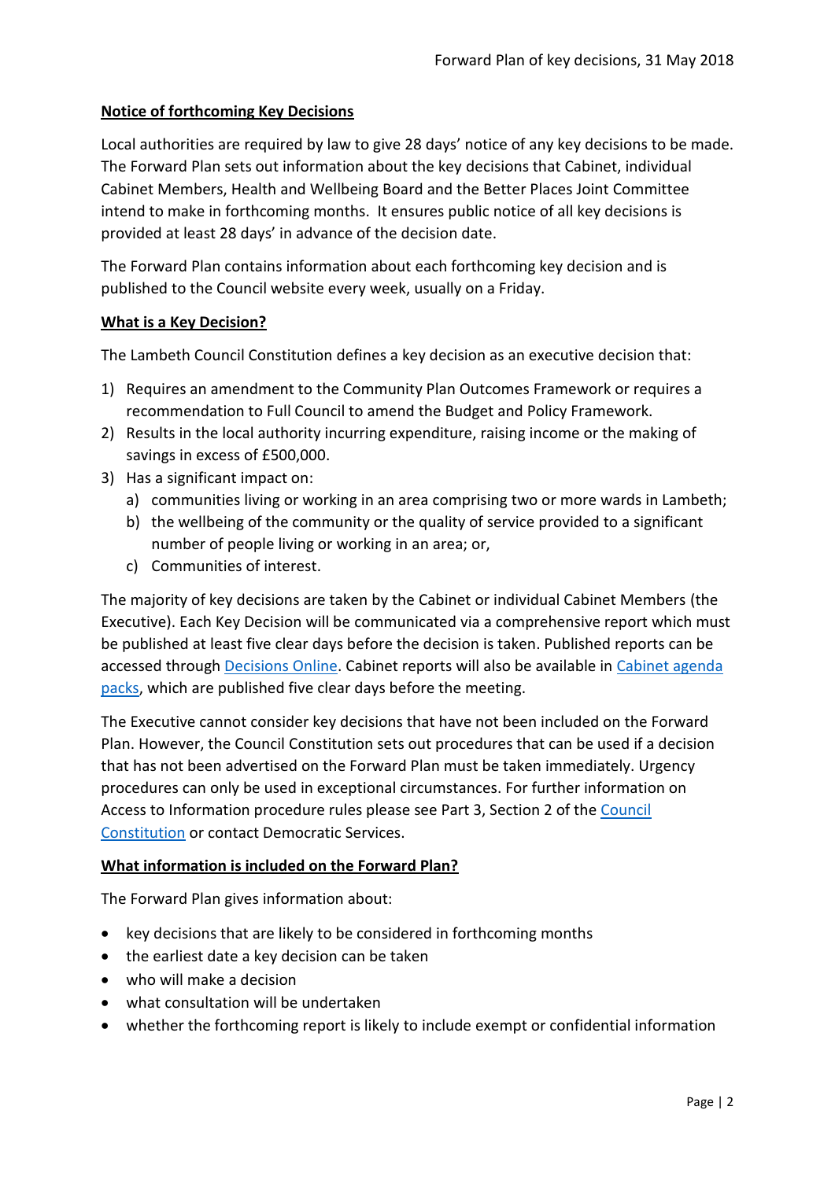**Notice of forthcoming Key Decisions**

Local authorities are required by law to give 28 days' notice of any key decisions to be made. The Forward Plan sets out information about the key decisions that Cabinet, individual Cabinet Members, Health and Wellbeing Board and the Better Places Joint Committee intend to make in forthcoming months. It ensures public notice of all key decisions is provided at least 28 days' in advance of the decision date.

The Forward Plan contains information about each forthcoming key decision and is published to the Council website every week, usually on a Friday.

**What is a Key Decision?**

The Lambeth Council Constitution defines a key decision as an executive decision that:

1) Requires an amendment to the Community Plan Outcomes Framework or requires a recommendation to Full Council to amend the Budget and Policy Framework.
2) Results in the local authority incurring expenditure, raising income or the making of savings in excess of £500,000.
3) Has a significant impact on:
   a) communities living or working in an area comprising two or more wards in Lambeth;
   b) the wellbeing of the community or the quality of service provided to a significant number of people living or working in an area; or,
   c) Communities of interest.

The majority of key decisions are taken by the Cabinet or individual Cabinet Members (the Executive). Each Key Decision will be communicated via a comprehensive report which must be published at least five clear days before the decision is taken. Published reports can be accessed through Decisions Online. Cabinet reports will also be available in Cabinet agenda packs, which are published five clear days before the meeting.

The Executive cannot consider key decisions that have not been included on the Forward Plan. However, the Council Constitution sets out procedures that can be used if a decision that has not been advertised on the Forward Plan must be taken immediately. Urgency procedures can only be used in exceptional circumstances. For further information on Access to Information procedure rules please see Part 3, Section 2 of the Council Constitution or contact Democratic Services.

**What information is included on the Forward Plan?**

The Forward Plan gives information about:

- key decisions that are likely to be considered in forthcoming months
- the earliest date a key decision can be taken
- who will make a decision
- what consultation will be undertaken
- whether the forthcoming report is likely to include exempt or confidential information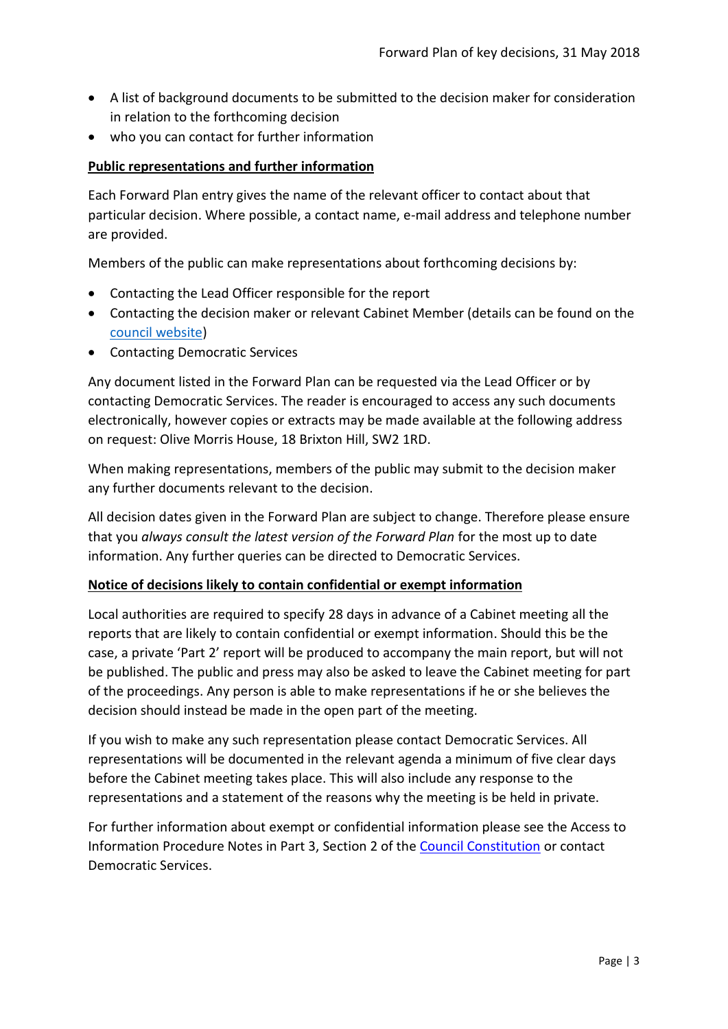- A list of background documents to be submitted to the decision maker for consideration in relation to the forthcoming decision
- who you can contact for further information

**Public representations and further information**

Each Forward Plan entry gives the name of the relevant officer to contact about that particular decision. Where possible, a contact name, e-mail address and telephone number are provided.

Members of the public can make representations about forthcoming decisions by:

- Contacting the Lead Officer responsible for the report
- Contacting the decision maker or relevant Cabinet Member (details can be found on the council website)
- Contacting Democratic Services

Any document listed in the Forward Plan can be requested via the Lead Officer or by contacting Democratic Services. The reader is encouraged to access any such documents electronically, however copies or extracts may be made available at the following address on request: Olive Morris House, 18 Brixton Hill, SW2 1RD.

When making representations, members of the public may submit to the decision maker any further documents relevant to the decision.

All decision dates given in the Forward Plan are subject to change. Therefore please ensure that you *always consult the latest version of the Forward Plan* for the most up to date information. Any further queries can be directed to Democratic Services.

**Notice of decisions likely to contain confidential or exempt information**

Local authorities are required to specify 28 days in advance of a Cabinet meeting all the reports that are likely to contain confidential or exempt information. Should this be the case, a private 'Part 2' report will be produced to accompany the main report, but will not be published. The public and press may also be asked to leave the Cabinet meeting for part of the proceedings. Any person is able to make representations if he or she believes the decision should instead be made in the open part of the meeting.

If you wish to make any such representation please contact Democratic Services. All representations will be documented in the relevant agenda a minimum of five clear days before the Cabinet meeting takes place. This will also include any response to the representations and a statement of the reasons why the meeting is be held in private.

For further information about exempt or confidential information please see the Access to Information Procedure Notes in Part 3, Section 2 of the Council Constitution or contact Democratic Services.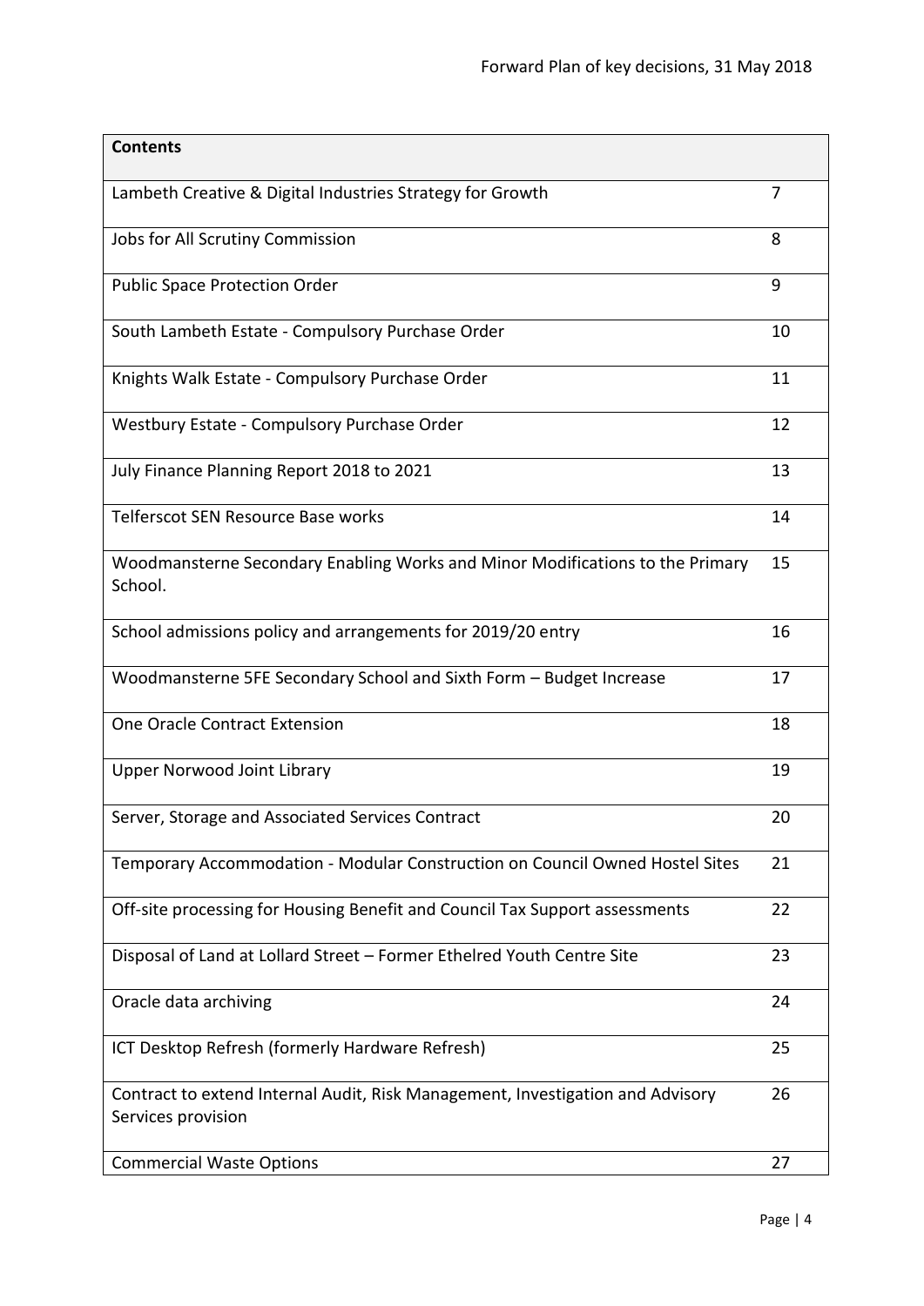| Contents | |
|---|---|
| Lambeth Creative & Digital Industries Strategy for Growth | 7 |
| Jobs for All Scrutiny Commission | 8 |
| Public Space Protection Order | 9 |
| South Lambeth Estate - Compulsory Purchase Order | 10 |
| Knights Walk Estate - Compulsory Purchase Order | 11 |
| Westbury Estate - Compulsory Purchase Order | 12 |
| July Finance Planning Report 2018 to 2021 | 13 |
| Telferscot SEN Resource Base works | 14 |
| Woodmansterne Secondary Enabling Works and Minor Modifications to the Primary School. | 15 |
| School admissions policy and arrangements for 2019/20 entry | 16 |
| Woodmansterne 5FE Secondary School and Sixth Form – Budget Increase | 17 |
| One Oracle Contract Extension | 18 |
| Upper Norwood Joint Library | 19 |
| Server, Storage and Associated Services Contract | 20 |
| Temporary Accommodation - Modular Construction on Council Owned Hostel Sites | 21 |
| Off-site processing for Housing Benefit and Council Tax Support assessments | 22 |
| Disposal of Land at Lollard Street – Former Ethelred Youth Centre Site | 23 |
| Oracle data archiving | 24 |
| ICT Desktop Refresh (formerly Hardware Refresh) | 25 |
| Contract to extend Internal Audit, Risk Management, Investigation and Advisory Services provision | 26 |
| Commercial Waste Options | 27 |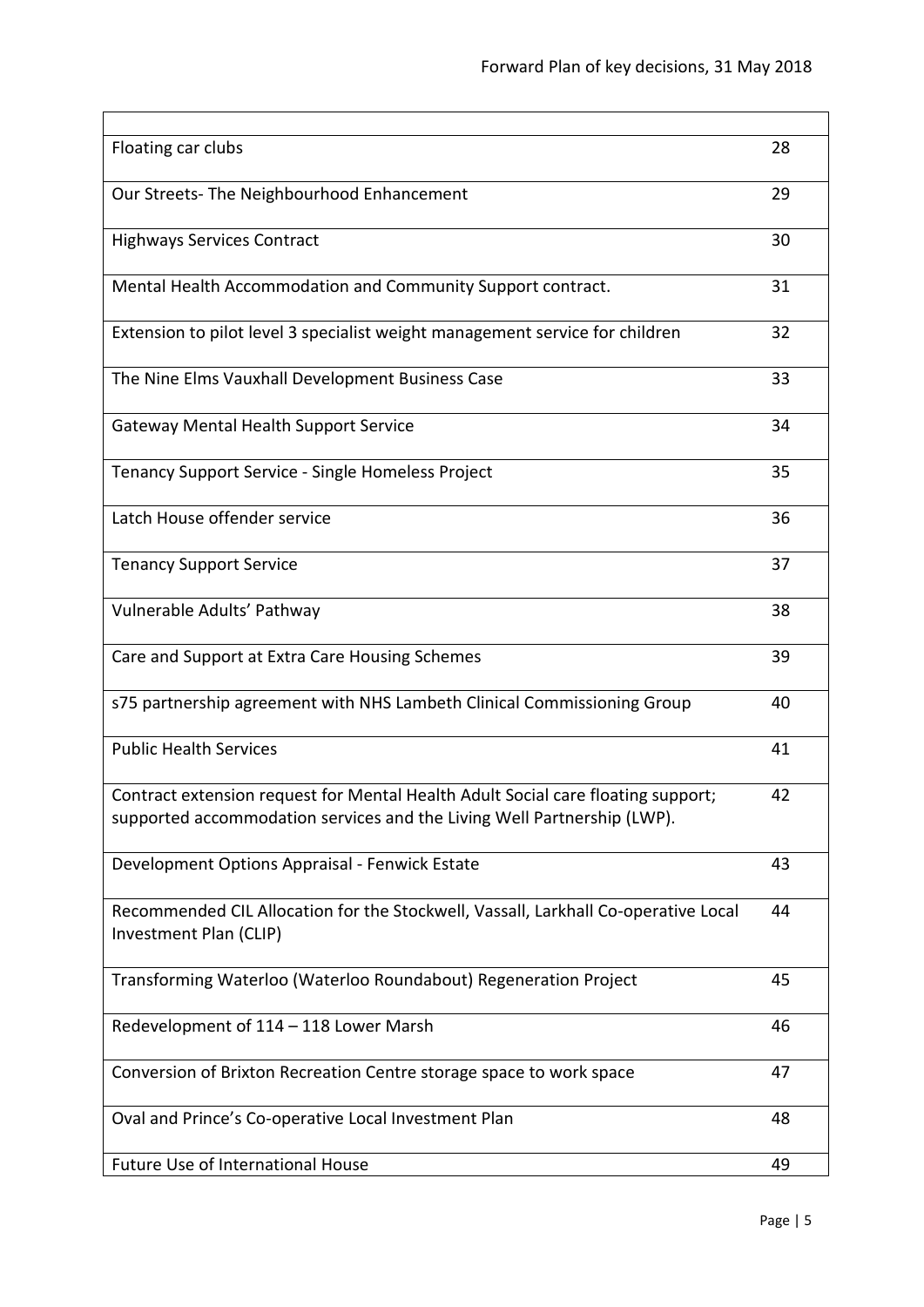| | |
|---|---|
| Floating car clubs | 28 |
| Our Streets- The Neighbourhood Enhancement | 29 |
| Highways Services Contract | 30 |
| Mental Health Accommodation and Community Support contract. | 31 |
| Extension to pilot level 3 specialist weight management service for children | 32 |
| The Nine Elms Vauxhall Development Business Case | 33 |
| Gateway Mental Health Support Service | 34 |
| Tenancy Support Service - Single Homeless Project | 35 |
| Latch House offender service | 36 |
| Tenancy Support Service | 37 |
| Vulnerable Adults' Pathway | 38 |
| Care and Support at Extra Care Housing Schemes | 39 |
| s75 partnership agreement with NHS Lambeth Clinical Commissioning Group | 40 |
| Public Health Services | 41 |
| Contract extension request for Mental Health Adult Social care floating support; supported accommodation services and the Living Well Partnership (LWP). | 42 |
| Development Options Appraisal - Fenwick Estate | 43 |
| Recommended CIL Allocation for the Stockwell, Vassall, Larkhall Co-operative Local Investment Plan (CLIP) | 44 |
| Transforming Waterloo (Waterloo Roundabout) Regeneration Project | 45 |
| Redevelopment of 114 – 118 Lower Marsh | 46 |
| Conversion of Brixton Recreation Centre storage space to work space | 47 |
| Oval and Prince's Co-operative Local Investment Plan | 48 |
| Future Use of International House | 49 |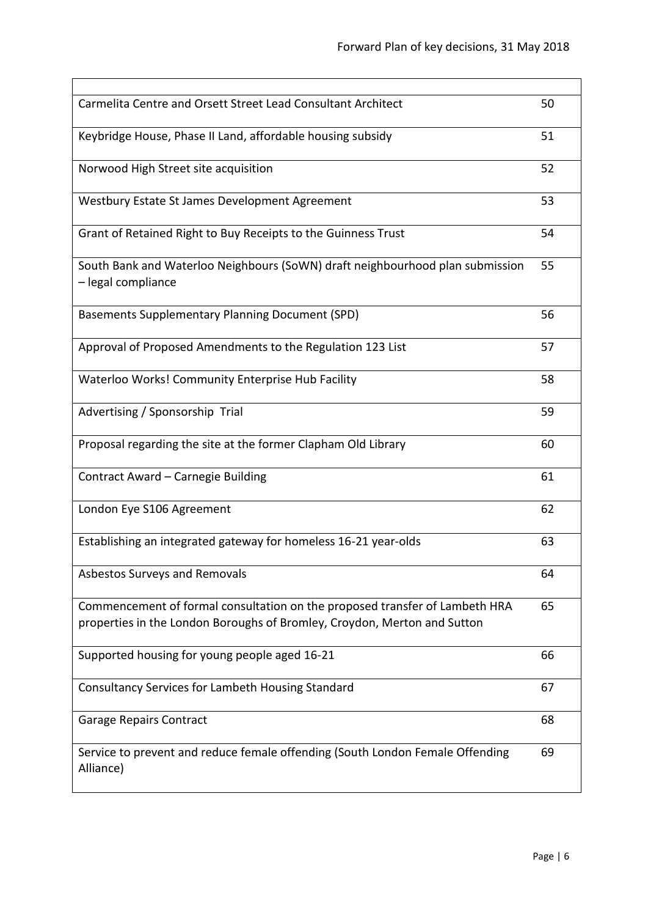| | |
|---|---|
| Carmelita Centre and Orsett Street Lead Consultant Architect | 50 |
| Keybridge House, Phase II Land, affordable housing subsidy | 51 |
| Norwood High Street site acquisition | 52 |
| Westbury Estate St James Development Agreement | 53 |
| Grant of Retained Right to Buy Receipts to the Guinness Trust | 54 |
| South Bank and Waterloo Neighbours (SoWN) draft neighbourhood plan submission – legal compliance | 55 |
| Basements Supplementary Planning Document (SPD) | 56 |
| Approval of Proposed Amendments to the Regulation 123 List | 57 |
| Waterloo Works! Community Enterprise Hub Facility | 58 |
| Advertising / Sponsorship Trial | 59 |
| Proposal regarding the site at the former Clapham Old Library | 60 |
| Contract Award – Carnegie Building | 61 |
| London Eye S106 Agreement | 62 |
| Establishing an integrated gateway for homeless 16-21 year-olds | 63 |
| Asbestos Surveys and Removals | 64 |
| Commencement of formal consultation on the proposed transfer of Lambeth HRA properties in the London Boroughs of Bromley, Croydon, Merton and Sutton | 65 |
| Supported housing for young people aged 16-21 | 66 |
| Consultancy Services for Lambeth Housing Standard | 67 |
| Garage Repairs Contract | 68 |
| Service to prevent and reduce female offending (South London Female Offending Alliance) | 69 |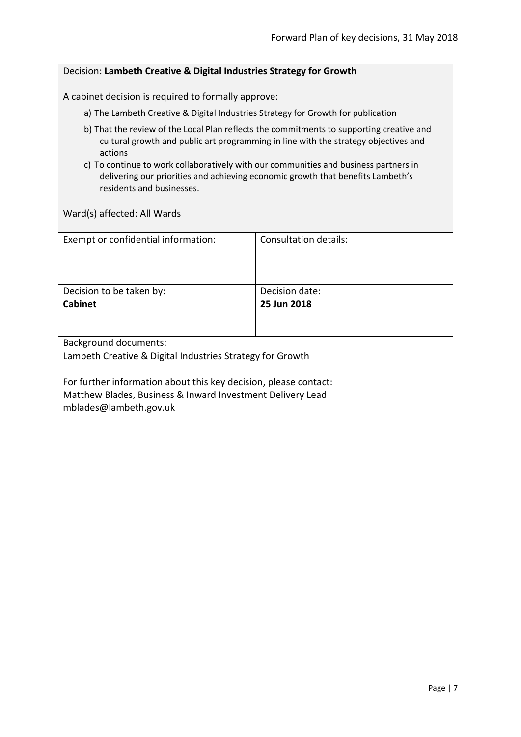Decision: **Lambeth Creative & Digital Industries Strategy for Growth**

A cabinet decision is required to formally approve:

a) The Lambeth Creative & Digital Industries Strategy for Growth for publication
b) That the review of the Local Plan reflects the commitments to supporting creative and cultural growth and public art programming in line with the strategy objectives and actions
c) To continue to work collaboratively with our communities and business partners in delivering our priorities and achieving economic growth that benefits Lambeth's residents and businesses.

Ward(s) affected: All Wards

| | |
|---|---|
| Exempt or confidential information: | Consultation details: |
| Decision to be taken by:<br>**Cabinet** | Decision date:<br>**25 Jun 2018** |

Background documents:
Lambeth Creative & Digital Industries Strategy for Growth

For further information about this key decision, please contact:
Matthew Blades, Business & Inward Investment Delivery Lead
mblades@lambeth.gov.uk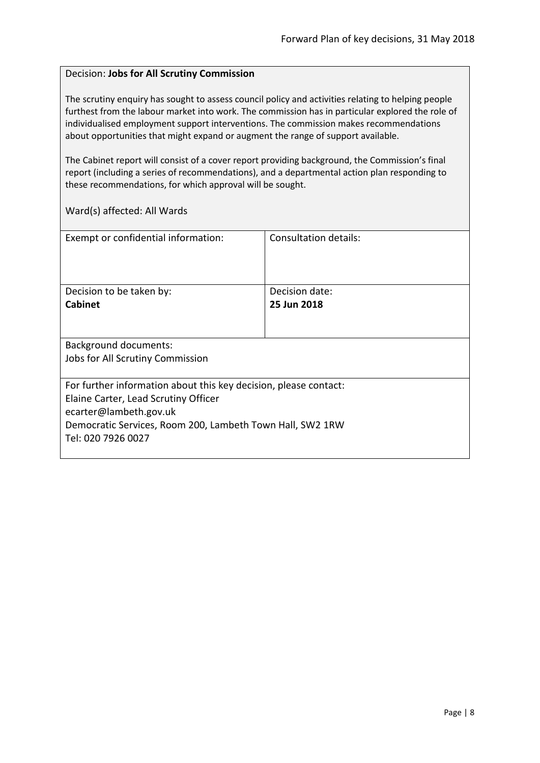Decision: **Jobs for All Scrutiny Commission**

The scrutiny enquiry has sought to assess council policy and activities relating to helping people furthest from the labour market into work. The commission has in particular explored the role of individualised employment support interventions. The commission makes recommendations about opportunities that might expand or augment the range of support available.

The Cabinet report will consist of a cover report providing background, the Commission's final report (including a series of recommendations), and a departmental action plan responding to these recommendations, for which approval will be sought.

Ward(s) affected: All Wards

| | |
|---|---|
| Exempt or confidential information: | Consultation details: |
| Decision to be taken by:<br>**Cabinet** | Decision date:<br>**25 Jun 2018** |

Background documents:
Jobs for All Scrutiny Commission

For further information about this key decision, please contact:
Elaine Carter, Lead Scrutiny Officer
ecarter@lambeth.gov.uk
Democratic Services, Room 200, Lambeth Town Hall, SW2 1RW
Tel: 020 7926 0027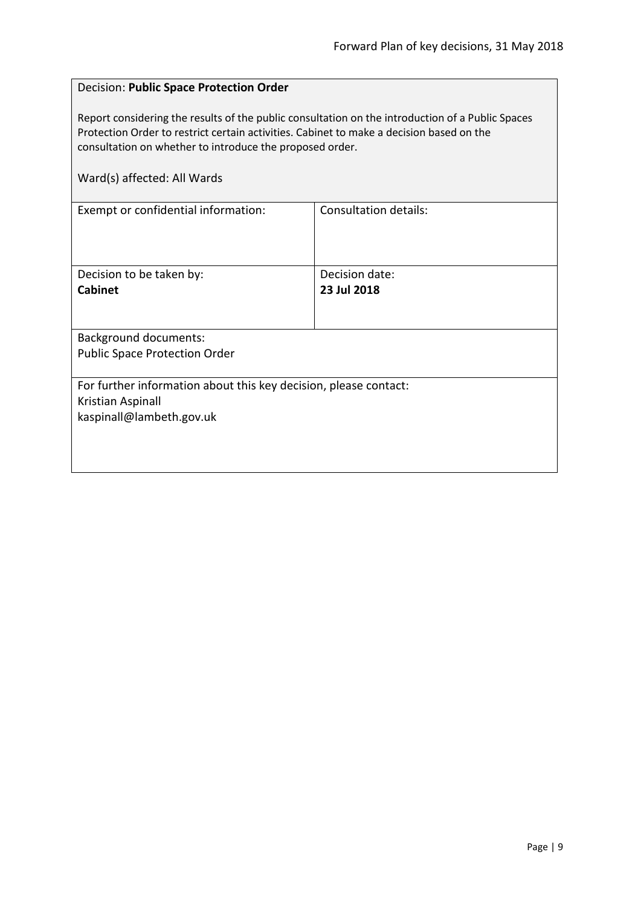Decision: **Public Space Protection Order**

Report considering the results of the public consultation on the introduction of a Public Spaces Protection Order to restrict certain activities. Cabinet to make a decision based on the consultation on whether to introduce the proposed order.

Ward(s) affected: All Wards

| | |
|---|---|
| Exempt or confidential information: | Consultation details: |
| Decision to be taken by:<br>**Cabinet** | Decision date:<br>**23 Jul 2018** |

Background documents:
Public Space Protection Order

For further information about this key decision, please contact:
Kristian Aspinall
kaspinall@lambeth.gov.uk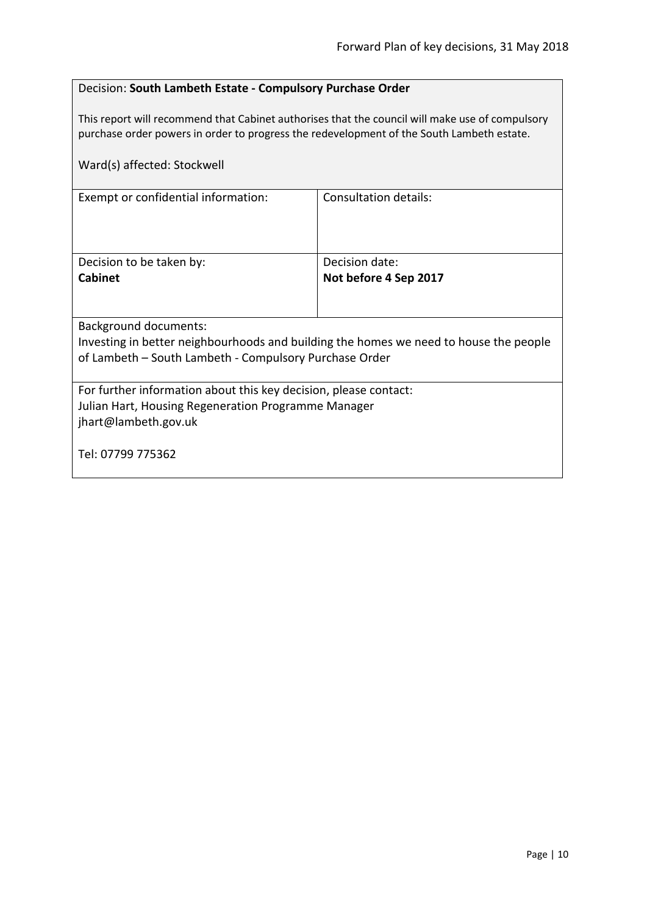Decision: **South Lambeth Estate - Compulsory Purchase Order**

This report will recommend that Cabinet authorises that the council will make use of compulsory purchase order powers in order to progress the redevelopment of the South Lambeth estate.

Ward(s) affected: Stockwell

| Exempt or confidential information: | Consultation details: |
| --- | --- |
| Decision to be taken by:<br>**Cabinet** | Decision date:<br>**Not before 4 Sep 2017** |

Background documents:
Investing in better neighbourhoods and building the homes we need to house the people of Lambeth – South Lambeth - Compulsory Purchase Order

For further information about this key decision, please contact:
Julian Hart, Housing Regeneration Programme Manager
jhart@lambeth.gov.uk

Tel: 07799 775362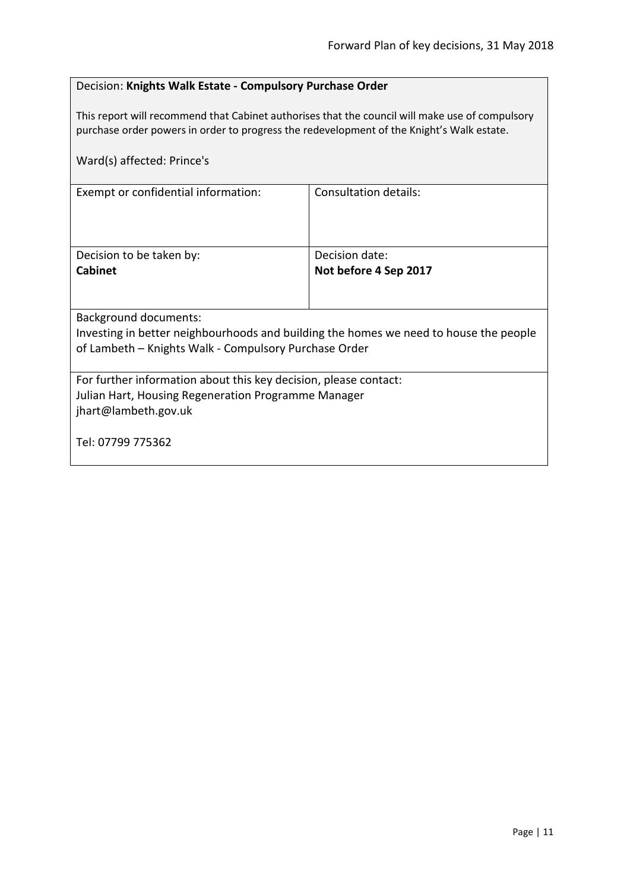Decision: **Knights Walk Estate - Compulsory Purchase Order**

This report will recommend that Cabinet authorises that the council will make use of compulsory purchase order powers in order to progress the redevelopment of the Knight's Walk estate.

Ward(s) affected: Prince's

| | |
|---|---|
| Exempt or confidential information: | Consultation details: |
| Decision to be taken by:<br>**Cabinet** | Decision date:<br>**Not before 4 Sep 2017** |

Background documents:
Investing in better neighbourhoods and building the homes we need to house the people of Lambeth – Knights Walk - Compulsory Purchase Order

For further information about this key decision, please contact:
Julian Hart, Housing Regeneration Programme Manager
jhart@lambeth.gov.uk

Tel: 07799 775362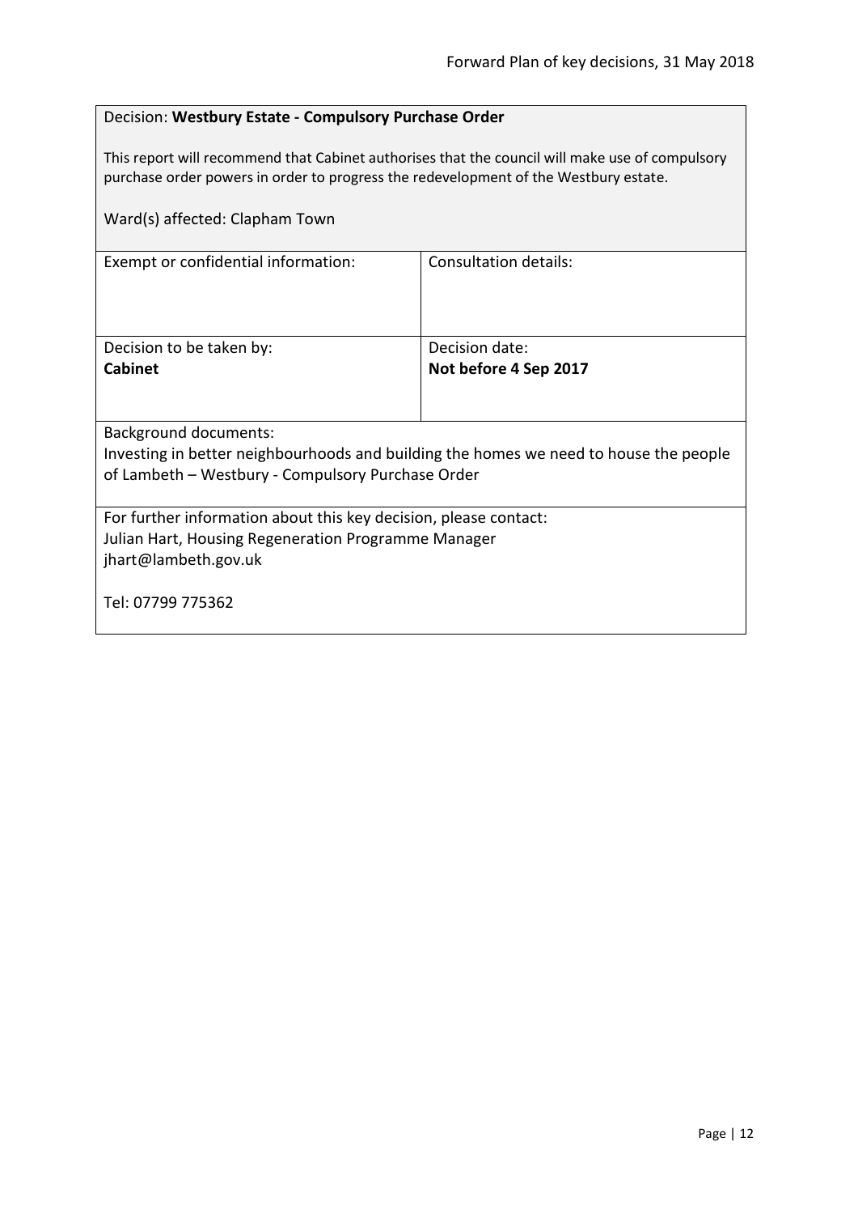Decision: **Westbury Estate - Compulsory Purchase Order**

This report will recommend that Cabinet authorises that the council will make use of compulsory purchase order powers in order to progress the redevelopment of the Westbury estate.

Ward(s) affected: Clapham Town

| | |
|---|---|
| Exempt or confidential information: | Consultation details: |
| Decision to be taken by:<br>**Cabinet** | Decision date:<br>**Not before 4 Sep 2017** |

Background documents:
Investing in better neighbourhoods and building the homes we need to house the people of Lambeth – Westbury - Compulsory Purchase Order

For further information about this key decision, please contact:
Julian Hart, Housing Regeneration Programme Manager
jhart@lambeth.gov.uk

Tel: 07799 775362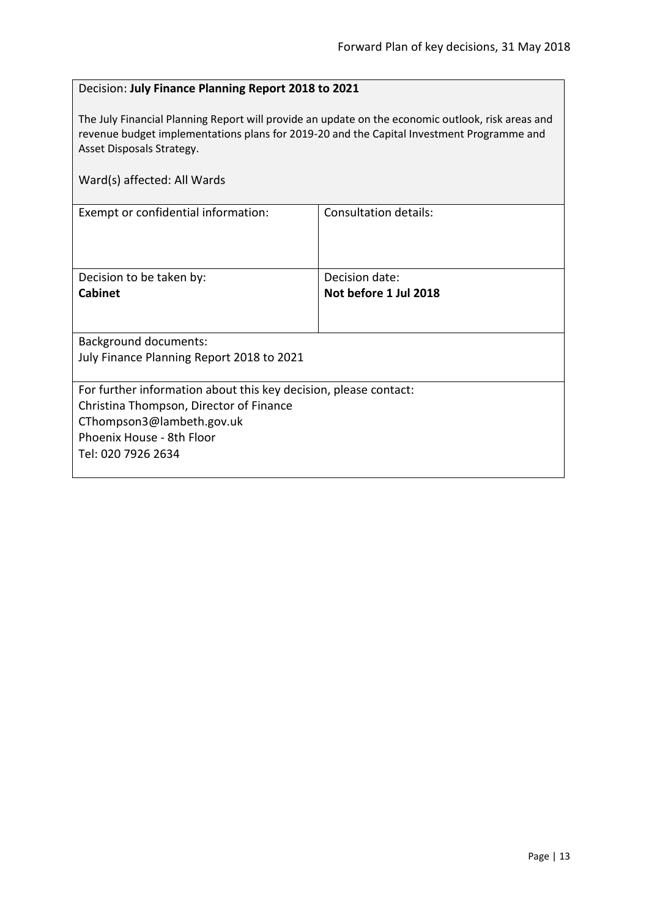Decision: **July Finance Planning Report 2018 to 2021**

The July Financial Planning Report will provide an update on the economic outlook, risk areas and revenue budget implementations plans for 2019-20 and the Capital Investment Programme and Asset Disposals Strategy.

Ward(s) affected: All Wards

| Exempt or confidential information: | Consultation details: |
|---|---|
| Decision to be taken by:<br>**Cabinet** | Decision date:<br>**Not before 1 Jul 2018** |

Background documents:
July Finance Planning Report 2018 to 2021

For further information about this key decision, please contact:
Christina Thompson, Director of Finance
CThompson3@lambeth.gov.uk
Phoenix House - 8th Floor
Tel: 020 7926 2634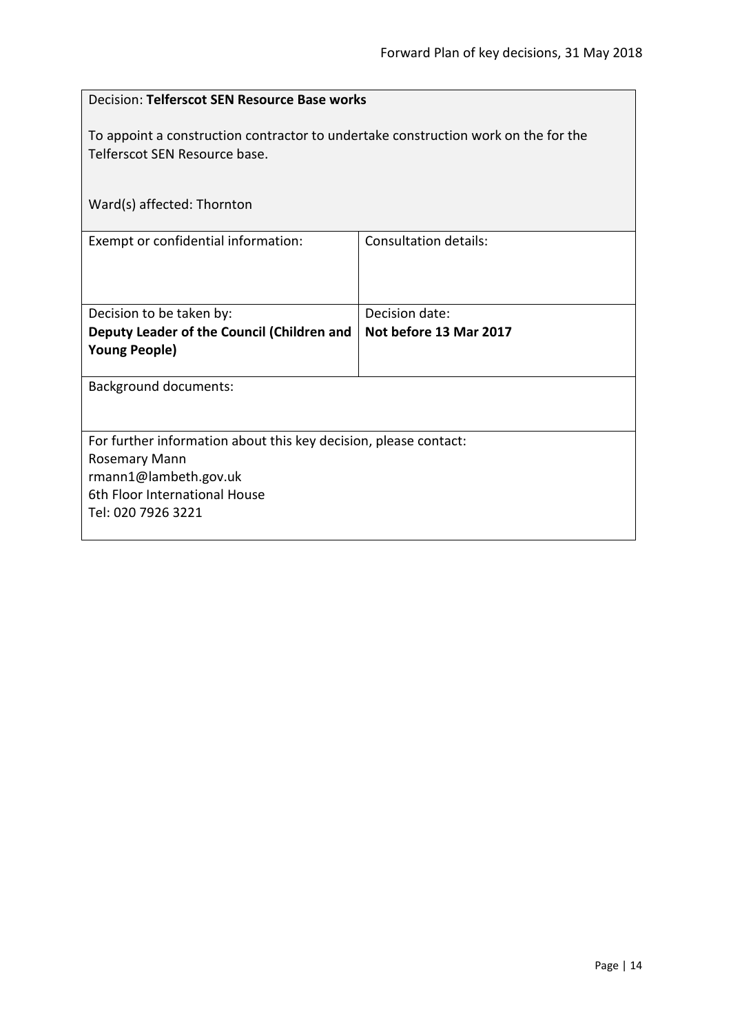| Decision: **Telferscot SEN Resource Base works**<br><br>To appoint a construction contractor to undertake construction work on the for the Telferscot SEN Resource base.<br><br>Ward(s) affected: Thornton | |
|---|---|
| Exempt or confidential information: | Consultation details: |
| Decision to be taken by:<br>**Deputy Leader of the Council (Children and Young People)** | Decision date:<br>**Not before 13 Mar 2017** |
| Background documents: | |
| For further information about this key decision, please contact:<br>Rosemary Mann<br>rmann1@lambeth.gov.uk<br>6th Floor International House<br>Tel: 020 7926 3221 | |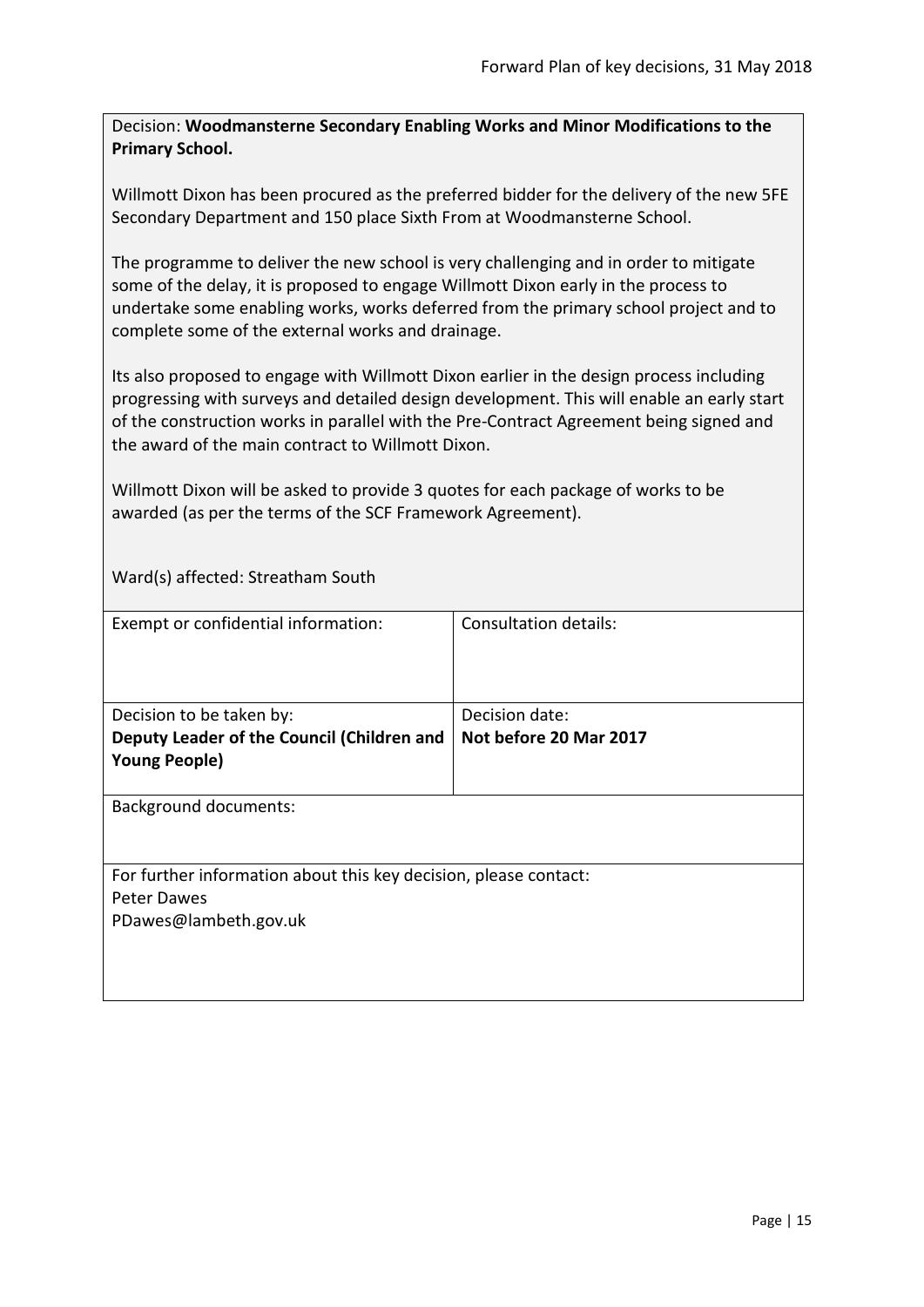Decision: **Woodmansterne Secondary Enabling Works and Minor Modifications to the Primary School.**

Willmott Dixon has been procured as the preferred bidder for the delivery of the new 5FE Secondary Department and 150 place Sixth From at Woodmansterne School.

The programme to deliver the new school is very challenging and in order to mitigate some of the delay, it is proposed to engage Willmott Dixon early in the process to undertake some enabling works, works deferred from the primary school project and to complete some of the external works and drainage.

Its also proposed to engage with Willmott Dixon earlier in the design process including progressing with surveys and detailed design development. This will enable an early start of the construction works in parallel with the Pre-Contract Agreement being signed and the award of the main contract to Willmott Dixon.

Willmott Dixon will be asked to provide 3 quotes for each package of works to be awarded (as per the terms of the SCF Framework Agreement).

Ward(s) affected: Streatham South

| Exempt or confidential information: | Consultation details: |
| --- | --- |
| Decision to be taken by: **Deputy Leader of the Council (Children and Young People)** | Decision date: **Not before 20 Mar 2017** |

Background documents:

For further information about this key decision, please contact:
Peter Dawes
PDawes@lambeth.gov.uk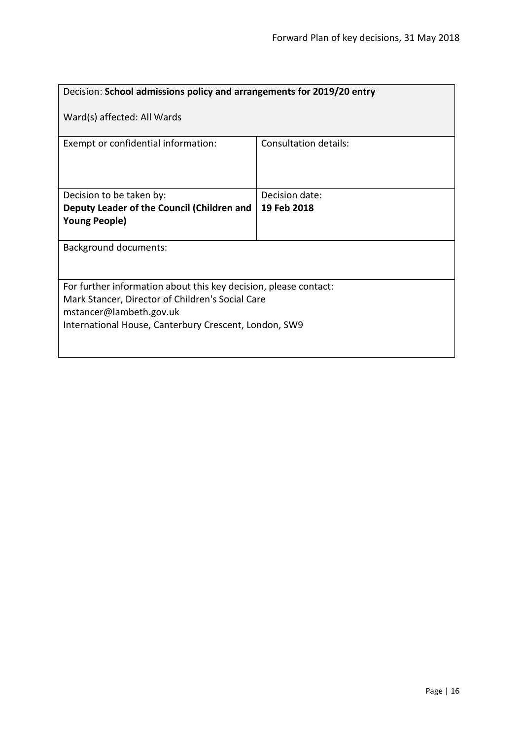| Decision: **School admissions policy and arrangements for 2019/20 entry**<br><br>Ward(s) affected: All Wards | |
|---|---|
| Exempt or confidential information: | Consultation details: |
| Decision to be taken by:<br>**Deputy Leader of the Council (Children and Young People)** | Decision date:<br>**19 Feb 2018** |
| Background documents: | |
| For further information about this key decision, please contact:<br>Mark Stancer, Director of Children's Social Care<br>mstancer@lambeth.gov.uk<br>International House, Canterbury Crescent, London, SW9 | |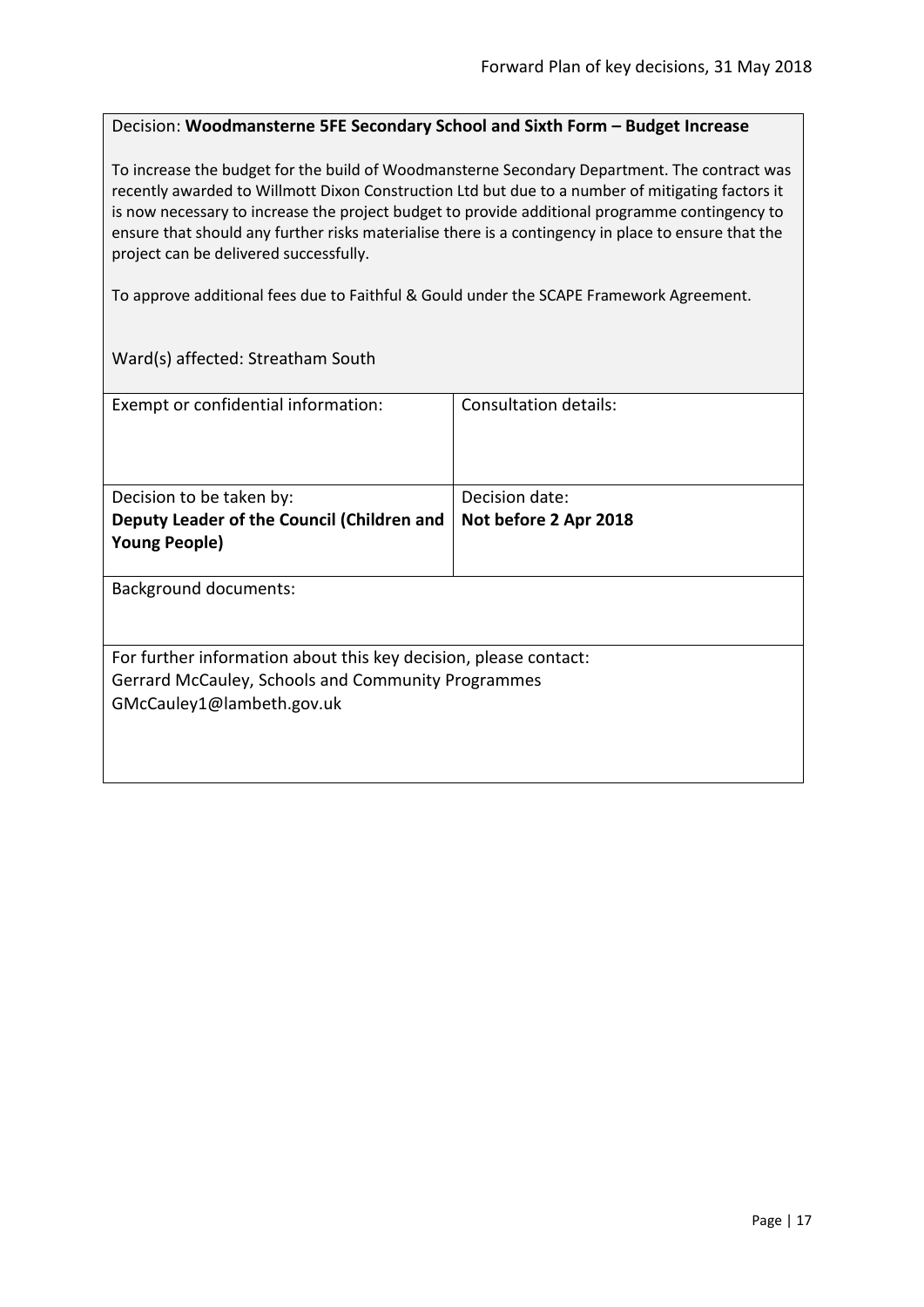Decision: **Woodmansterne 5FE Secondary School and Sixth Form – Budget Increase**

To increase the budget for the build of Woodmansterne Secondary Department. The contract was recently awarded to Willmott Dixon Construction Ltd but due to a number of mitigating factors it is now necessary to increase the project budget to provide additional programme contingency to ensure that should any further risks materialise there is a contingency in place to ensure that the project can be delivered successfully.

To approve additional fees due to Faithful & Gould under the SCAPE Framework Agreement.

Ward(s) affected: Streatham South

| | |
|---|---|
| Exempt or confidential information: | Consultation details: |
| Decision to be taken by:<br>**Deputy Leader of the Council (Children and Young People)** | Decision date:<br>**Not before 2 Apr 2018** |

Background documents:

For further information about this key decision, please contact:
Gerrard McCauley, Schools and Community Programmes
GMcCauley1@lambeth.gov.uk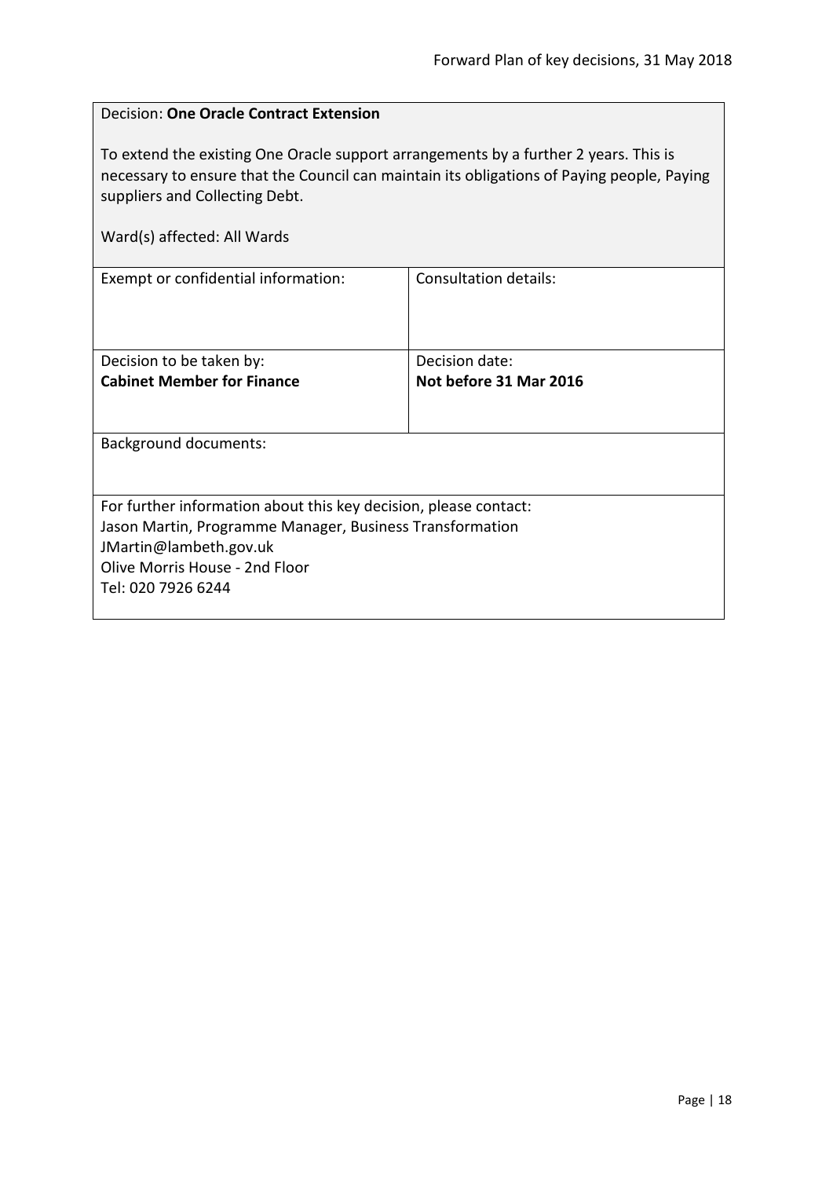Decision: **One Oracle Contract Extension**

To extend the existing One Oracle support arrangements by a further 2 years. This is necessary to ensure that the Council can maintain its obligations of Paying people, Paying suppliers and Collecting Debt.

Ward(s) affected: All Wards

| | |
|---|---|
| Exempt or confidential information: | Consultation details: |
| Decision to be taken by:<br>**Cabinet Member for Finance** | Decision date:<br>**Not before 31 Mar 2016** |

Background documents:

For further information about this key decision, please contact:
Jason Martin, Programme Manager, Business Transformation
JMartin@lambeth.gov.uk
Olive Morris House - 2nd Floor
Tel: 020 7926 6244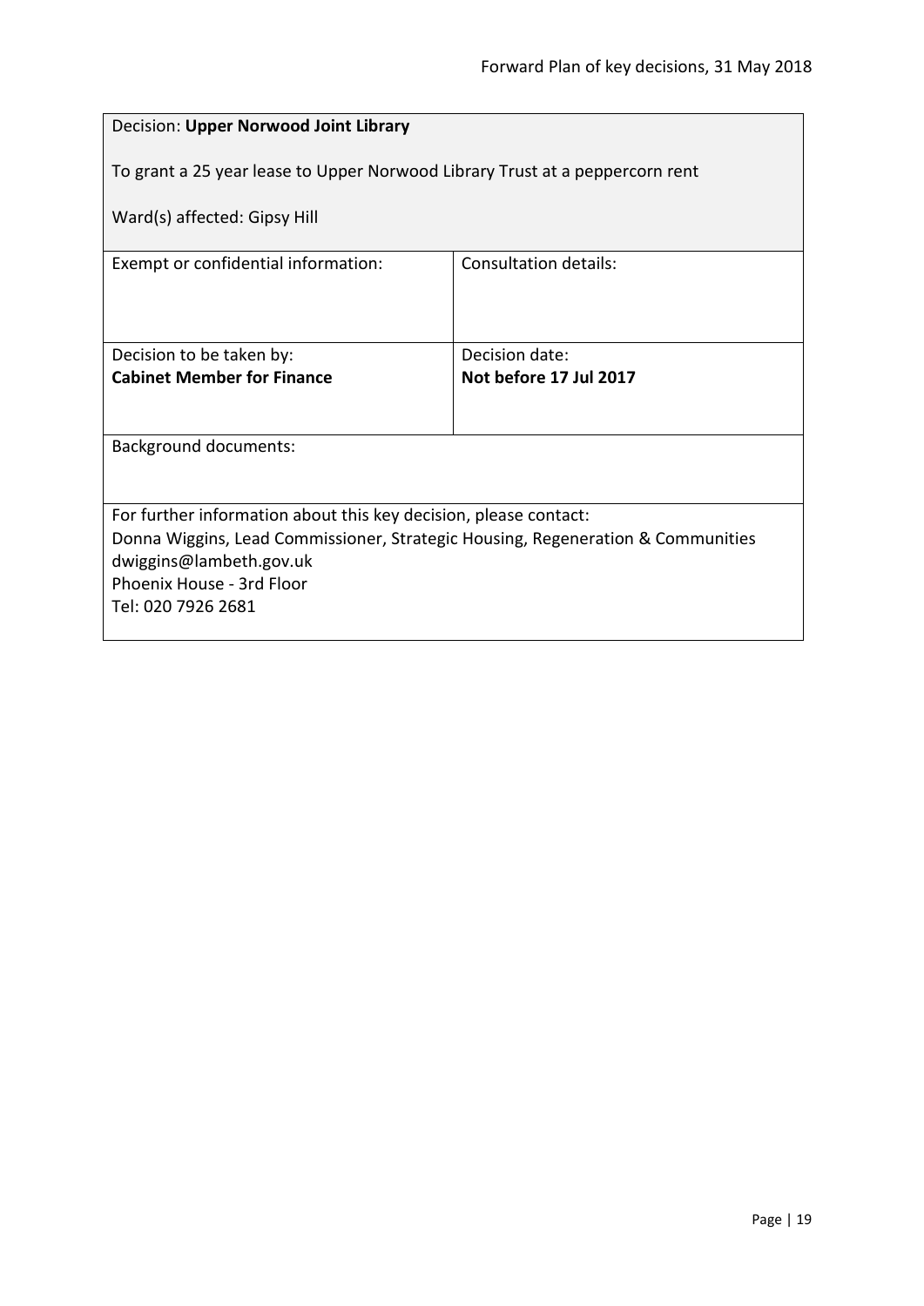Decision: **Upper Norwood Joint Library**

To grant a 25 year lease to Upper Norwood Library Trust at a peppercorn rent

Ward(s) affected: Gipsy Hill

| | |
|---|---|
| Exempt or confidential information: | Consultation details: |
| Decision to be taken by:<br>**Cabinet Member for Finance** | Decision date:<br>**Not before 17 Jul 2017** |

Background documents:

For further information about this key decision, please contact:
Donna Wiggins, Lead Commissioner, Strategic Housing, Regeneration & Communities
dwiggins@lambeth.gov.uk
Phoenix House - 3rd Floor
Tel: 020 7926 2681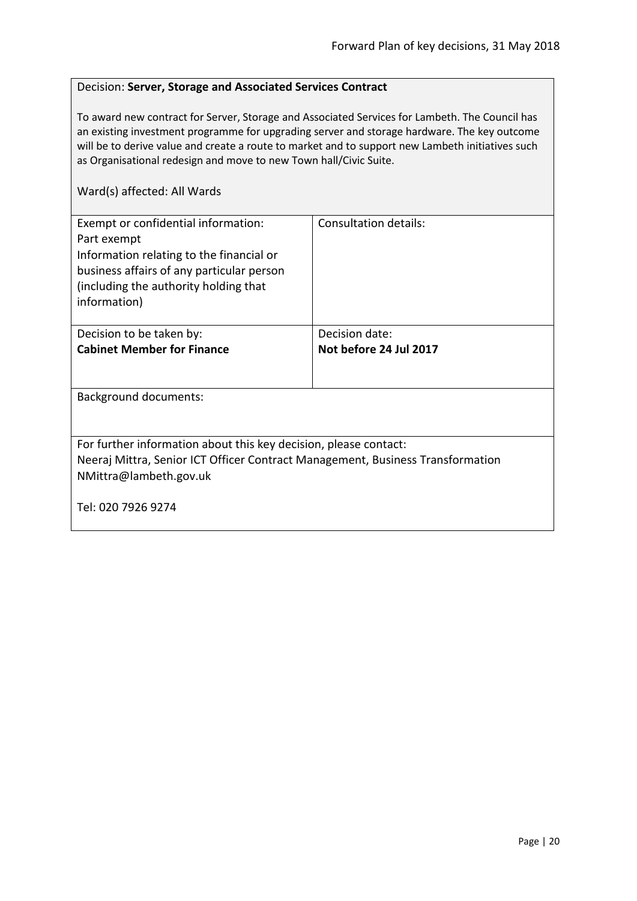Decision: **Server, Storage and Associated Services Contract**

To award new contract for Server, Storage and Associated Services for Lambeth. The Council has an existing investment programme for upgrading server and storage hardware. The key outcome will be to derive value and create a route to market and to support new Lambeth initiatives such as Organisational redesign and move to new Town hall/Civic Suite.

Ward(s) affected: All Wards

| | |
|---|---|
| Exempt or confidential information:<br>Part exempt<br>Information relating to the financial or business affairs of any particular person (including the authority holding that information) | Consultation details: |
| Decision to be taken by:<br>**Cabinet Member for Finance** | Decision date:<br>**Not before 24 Jul 2017** |

Background documents:

For further information about this key decision, please contact:
Neeraj Mittra, Senior ICT Officer Contract Management, Business Transformation
NMittra@lambeth.gov.uk

Tel: 020 7926 9274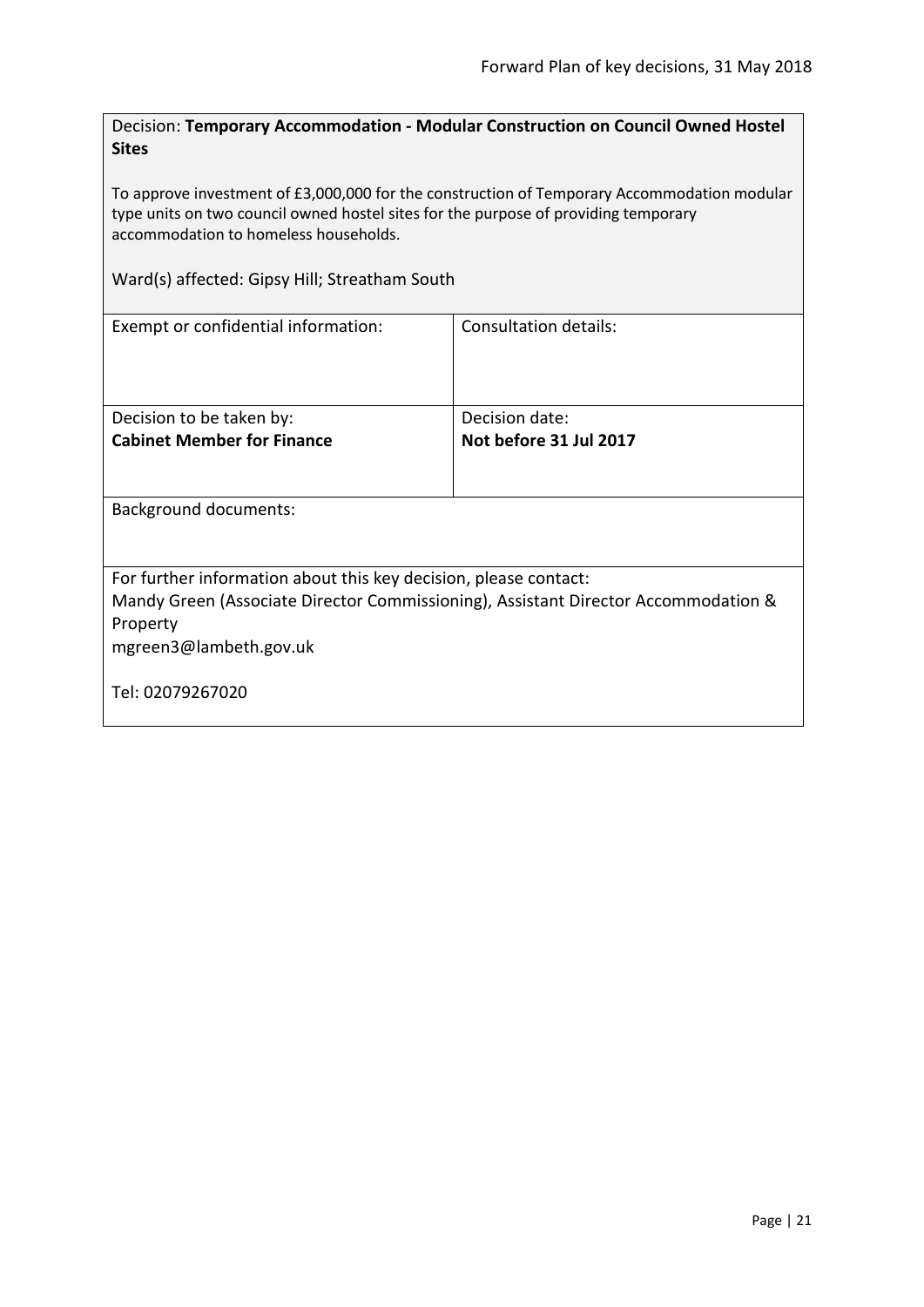Decision: **Temporary Accommodation - Modular Construction on Council Owned Hostel Sites**

To approve investment of £3,000,000 for the construction of Temporary Accommodation modular type units on two council owned hostel sites for the purpose of providing temporary accommodation to homeless households.

Ward(s) affected: Gipsy Hill; Streatham South

| | |
|---|---|
| Exempt or confidential information: | Consultation details: |
| Decision to be taken by:<br>**Cabinet Member for Finance** | Decision date:<br>**Not before 31 Jul 2017** |

Background documents:

For further information about this key decision, please contact:
Mandy Green (Associate Director Commissioning), Assistant Director Accommodation & Property
mgreen3@lambeth.gov.uk

Tel: 02079267020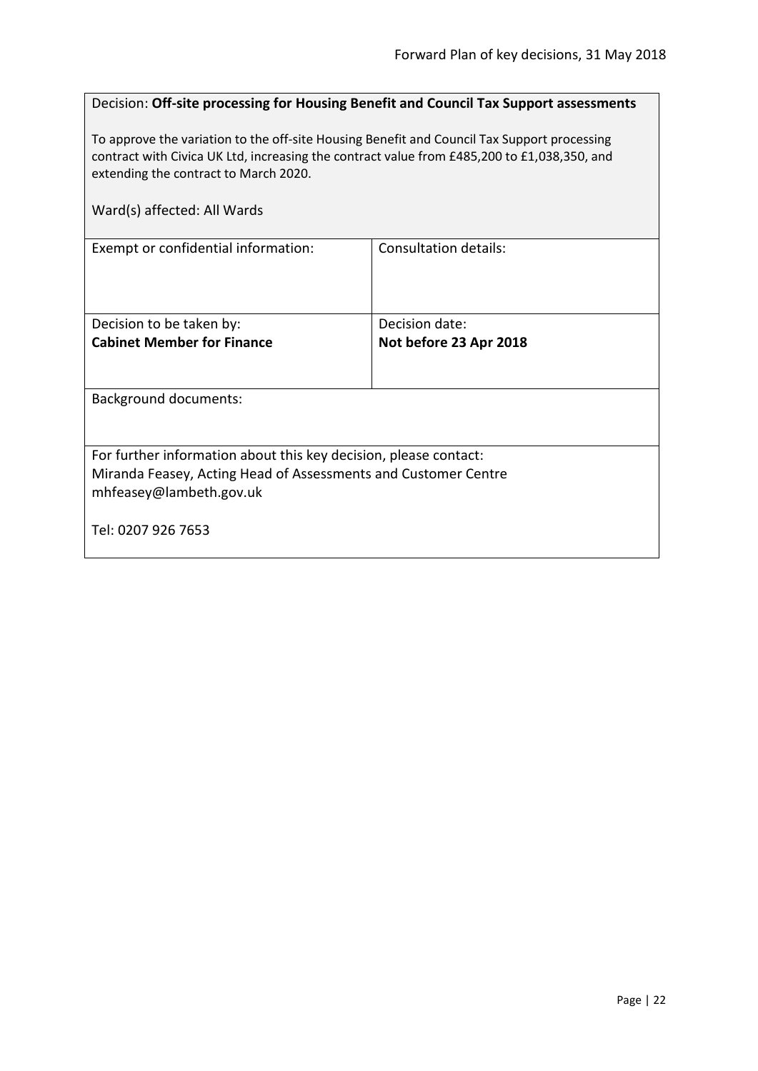Decision: **Off-site processing for Housing Benefit and Council Tax Support assessments**

To approve the variation to the off-site Housing Benefit and Council Tax Support processing contract with Civica UK Ltd, increasing the contract value from £485,200 to £1,038,350, and extending the contract to March 2020.

Ward(s) affected: All Wards

| | |
|---|---|
| Exempt or confidential information: | Consultation details: |
| Decision to be taken by:<br>**Cabinet Member for Finance** | Decision date:<br>**Not before 23 Apr 2018** |

Background documents:

For further information about this key decision, please contact:
Miranda Feasey, Acting Head of Assessments and Customer Centre
mhfeasey@lambeth.gov.uk

Tel: 0207 926 7653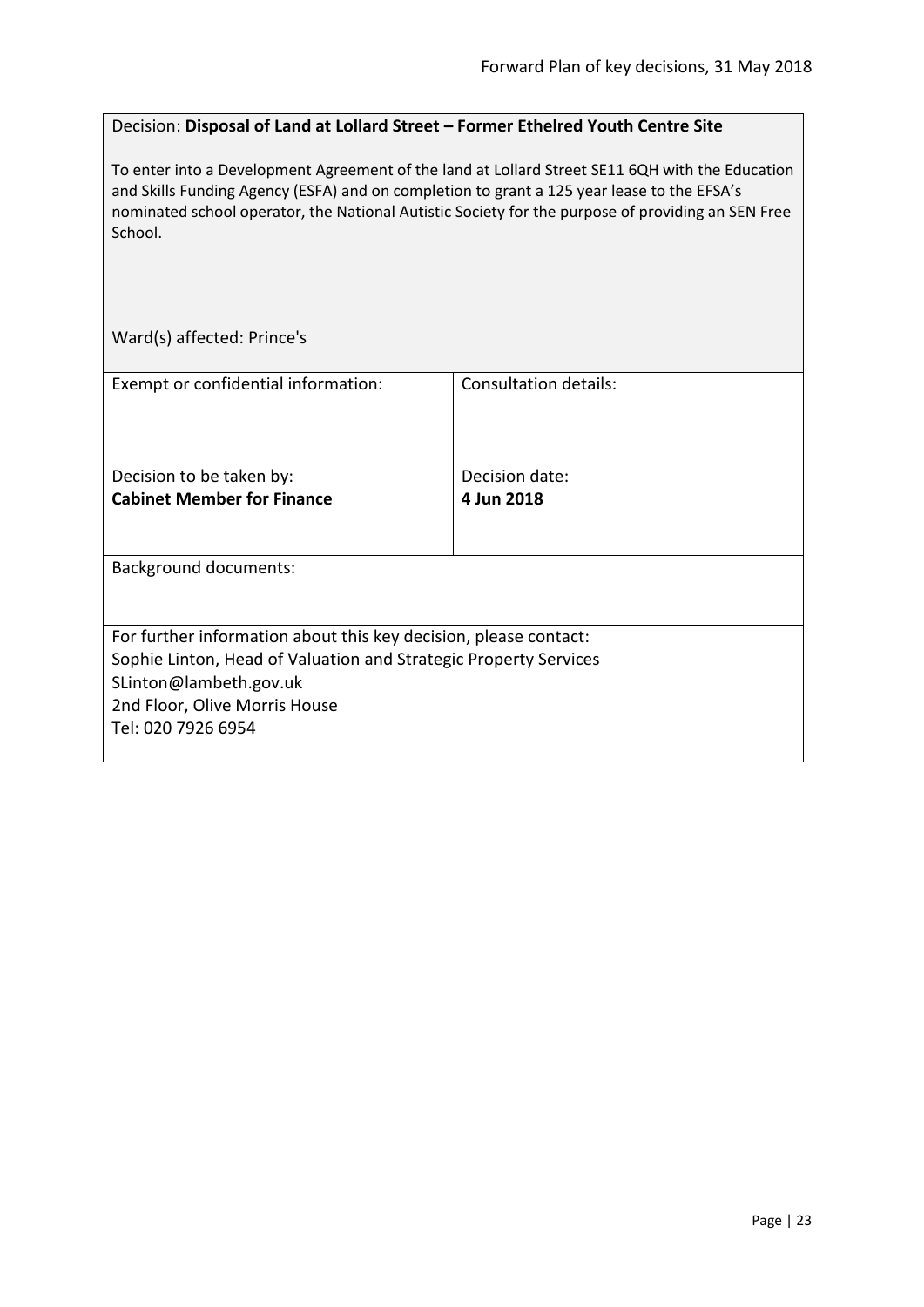Decision: **Disposal of Land at Lollard Street – Former Ethelred Youth Centre Site**

To enter into a Development Agreement of the land at Lollard Street SE11 6QH with the Education and Skills Funding Agency (ESFA) and on completion to grant a 125 year lease to the EFSA's nominated school operator, the National Autistic Society for the purpose of providing an SEN Free School.

Ward(s) affected: Prince's

| | |
|---|---|
| Exempt or confidential information: | Consultation details: |
| Decision to be taken by:<br>**Cabinet Member for Finance** | Decision date:<br>**4 Jun 2018** |

Background documents:

For further information about this key decision, please contact:
Sophie Linton, Head of Valuation and Strategic Property Services
SLinton@lambeth.gov.uk
2nd Floor, Olive Morris House
Tel: 020 7926 6954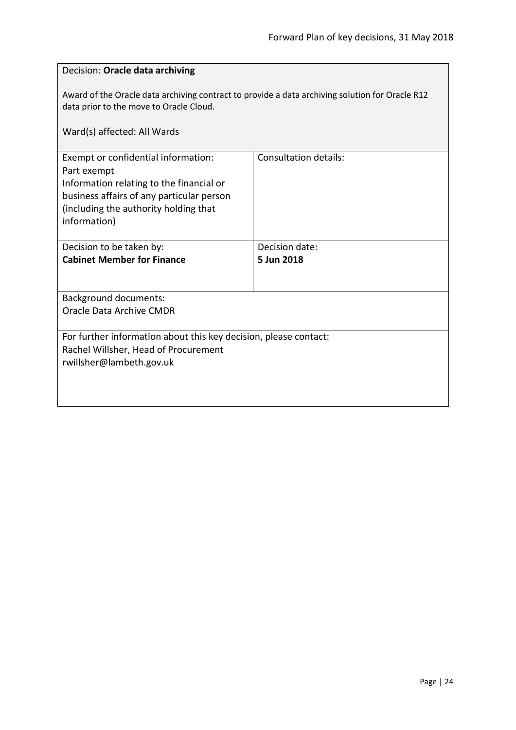Decision: **Oracle data archiving**

Award of the Oracle data archiving contract to provide a data archiving solution for Oracle R12 data prior to the move to Oracle Cloud.

Ward(s) affected: All Wards

| | |
|---|---|
| Exempt or confidential information:<br>Part exempt<br>Information relating to the financial or business affairs of any particular person (including the authority holding that information) | Consultation details: |
| Decision to be taken by:<br>**Cabinet Member for Finance** | Decision date:<br>**5 Jun 2018** |

Background documents:
Oracle Data Archive CMDR

For further information about this key decision, please contact:
Rachel Willsher, Head of Procurement
rwillsher@lambeth.gov.uk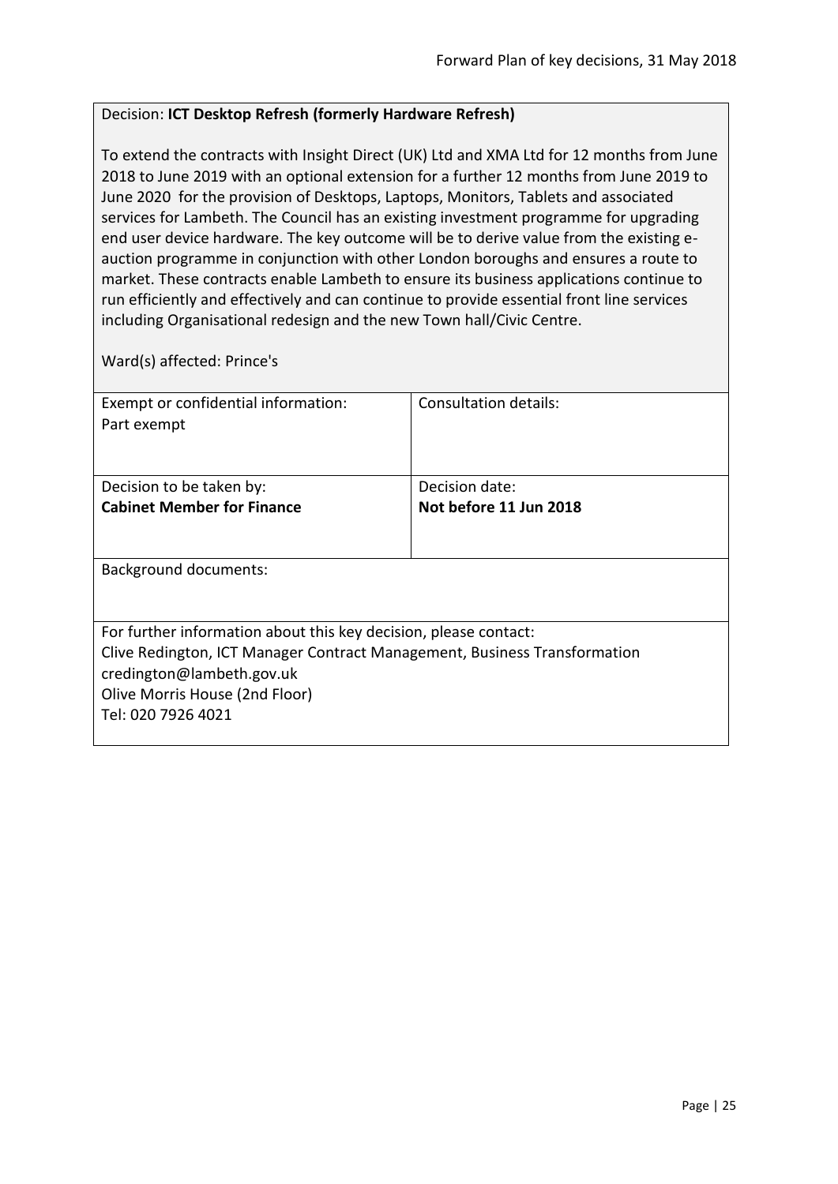Decision: **ICT Desktop Refresh (formerly Hardware Refresh)**

To extend the contracts with Insight Direct (UK) Ltd and XMA Ltd for 12 months from June 2018 to June 2019 with an optional extension for a further 12 months from June 2019 to June 2020 for the provision of Desktops, Laptops, Monitors, Tablets and associated services for Lambeth. The Council has an existing investment programme for upgrading end user device hardware. The key outcome will be to derive value from the existing e-auction programme in conjunction with other London boroughs and ensures a route to market. These contracts enable Lambeth to ensure its business applications continue to run efficiently and effectively and can continue to provide essential front line services including Organisational redesign and the new Town hall/Civic Centre.

Ward(s) affected: Prince's

| | |
|---|---|
| Exempt or confidential information:<br>Part exempt | Consultation details: |
| Decision to be taken by:<br>**Cabinet Member for Finance** | Decision date:<br>**Not before 11 Jun 2018** |

Background documents:

For further information about this key decision, please contact:
Clive Redington, ICT Manager Contract Management, Business Transformation
credington@lambeth.gov.uk
Olive Morris House (2nd Floor)
Tel: 020 7926 4021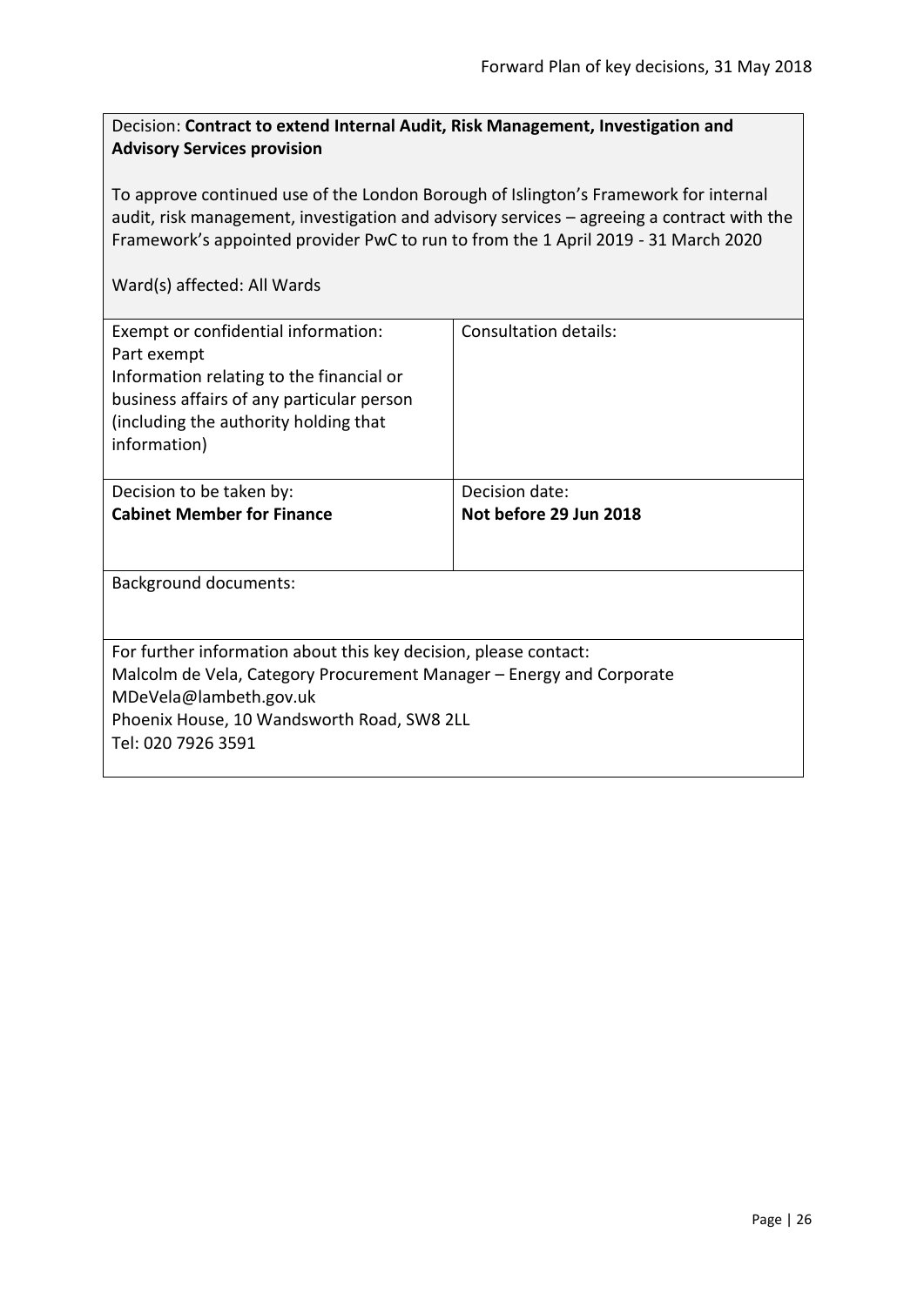Decision: **Contract to extend Internal Audit, Risk Management, Investigation and Advisory Services provision**

To approve continued use of the London Borough of Islington's Framework for internal audit, risk management, investigation and advisory services – agreeing a contract with the Framework's appointed provider PwC to run to from the 1 April 2019 - 31 March 2020

Ward(s) affected: All Wards

| | |
|---|---|
| Exempt or confidential information:<br>Part exempt<br>Information relating to the financial or business affairs of any particular person (including the authority holding that information) | Consultation details: |
| Decision to be taken by:<br>**Cabinet Member for Finance** | Decision date:<br>**Not before 29 Jun 2018** |

Background documents:

For further information about this key decision, please contact:
Malcolm de Vela, Category Procurement Manager – Energy and Corporate
MDeVela@lambeth.gov.uk
Phoenix House, 10 Wandsworth Road, SW8 2LL
Tel: 020 7926 3591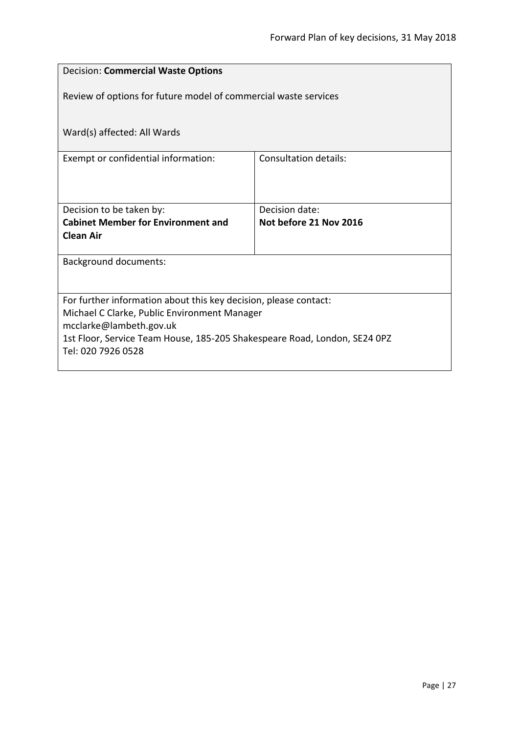| Decision: **Commercial Waste Options**<br><br>Review of options for future model of commercial waste services<br><br>Ward(s) affected: All Wards | |
|---|---|
| Exempt or confidential information: | Consultation details: |
| Decision to be taken by:<br>**Cabinet Member for Environment and Clean Air** | Decision date:<br>**Not before 21 Nov 2016** |
| Background documents: | |
| For further information about this key decision, please contact:<br>Michael C Clarke, Public Environment Manager<br>mcclarke@lambeth.gov.uk<br>1st Floor, Service Team House, 185-205 Shakespeare Road, London, SE24 0PZ<br>Tel: 020 7926 0528 | |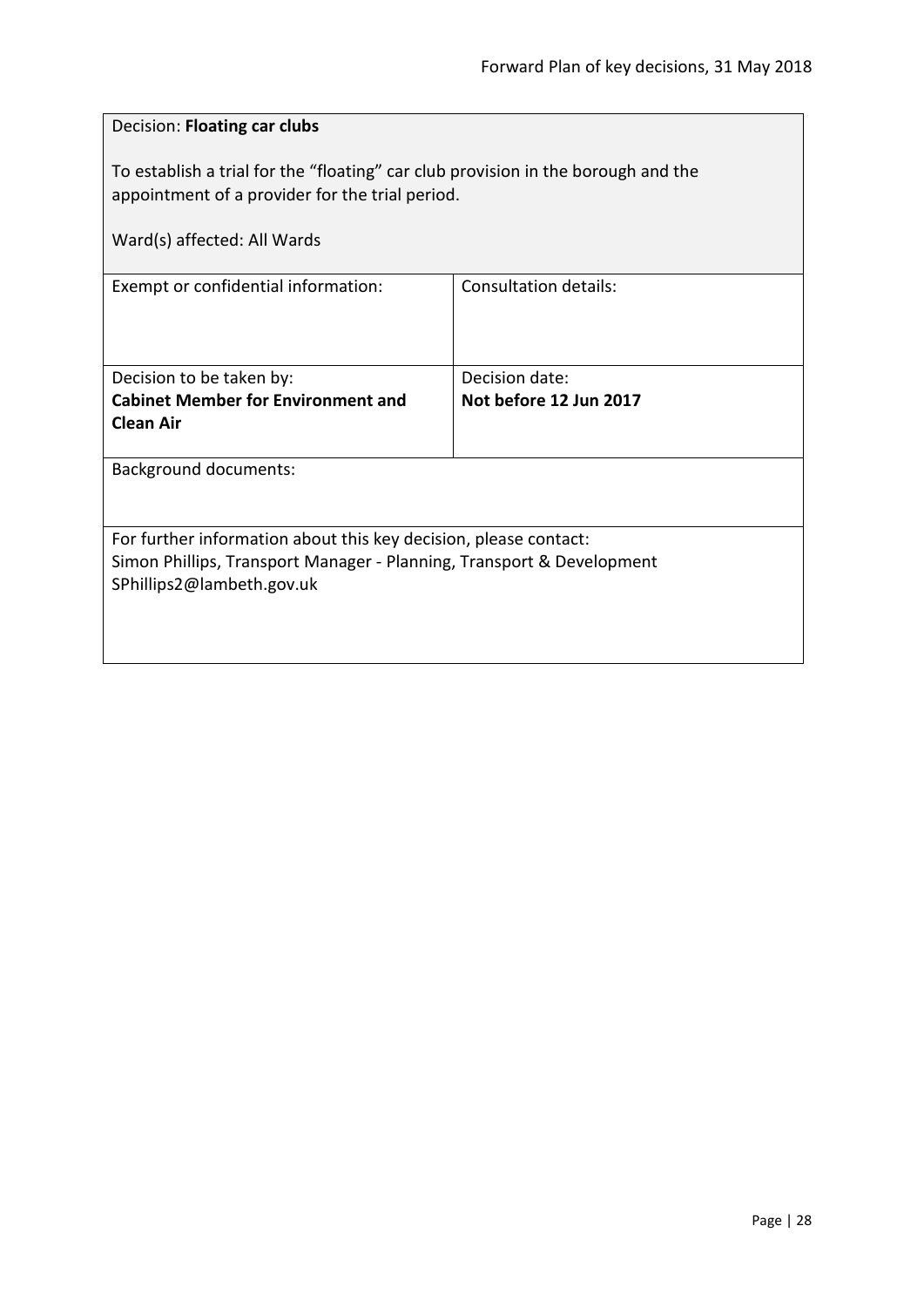Decision: **Floating car clubs**

To establish a trial for the "floating" car club provision in the borough and the appointment of a provider for the trial period.

Ward(s) affected: All Wards

| | |
|---|---|
| Exempt or confidential information: | Consultation details: |
| Decision to be taken by:<br>**Cabinet Member for Environment and Clean Air** | Decision date:<br>**Not before 12 Jun 2017** |

Background documents:

For further information about this key decision, please contact:
Simon Phillips, Transport Manager - Planning, Transport & Development
SPhillips2@lambeth.gov.uk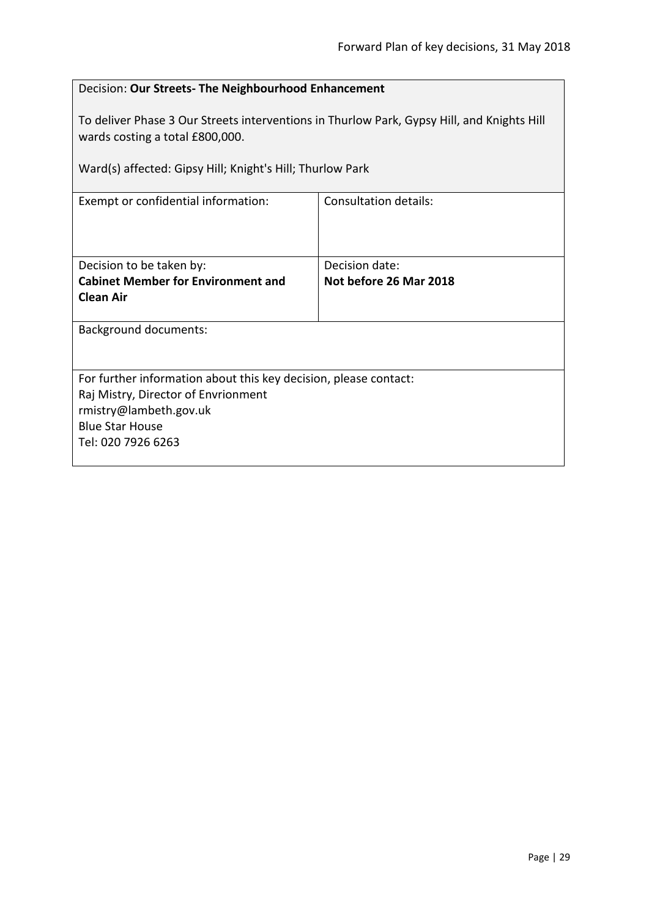Decision: **Our Streets- The Neighbourhood Enhancement**

To deliver Phase 3 Our Streets interventions in Thurlow Park, Gypsy Hill, and Knights Hill wards costing a total £800,000.

Ward(s) affected: Gipsy Hill; Knight's Hill; Thurlow Park

| Exempt or confidential information: | Consultation details: |
| --- | --- |
| Decision to be taken by:<br>**Cabinet Member for Environment and Clean Air** | Decision date:<br>**Not before 26 Mar 2018** |

Background documents:

For further information about this key decision, please contact:
Raj Mistry, Director of Envrionment
rmistry@lambeth.gov.uk
Blue Star House
Tel: 020 7926 6263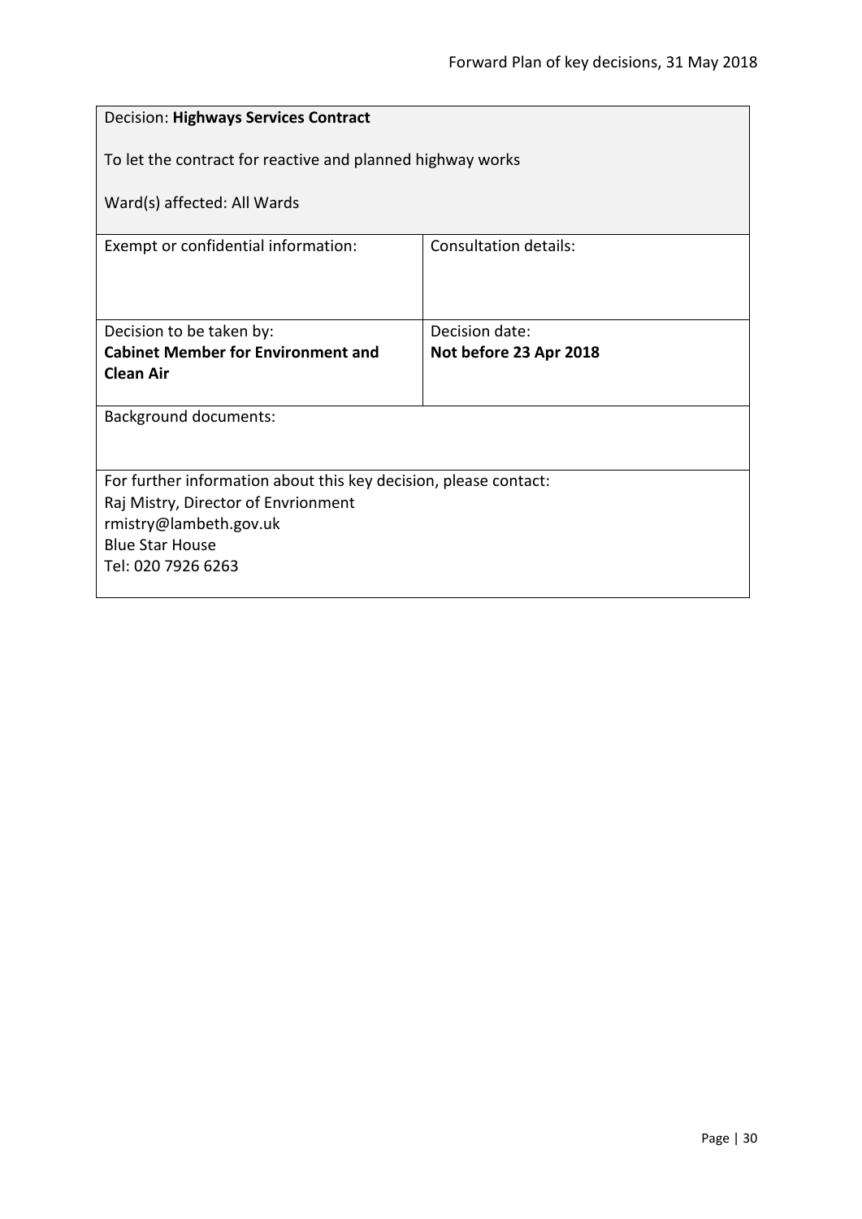| Decision: **Highways Services Contract**<br><br>To let the contract for reactive and planned highway works<br><br>Ward(s) affected: All Wards | |
|---|---|
| Exempt or confidential information: | Consultation details: |
| Decision to be taken by:<br>**Cabinet Member for Environment and Clean Air** | Decision date:<br>**Not before 23 Apr 2018** |
| Background documents: | |
| For further information about this key decision, please contact:<br>Raj Mistry, Director of Envrionment<br>rmistry@lambeth.gov.uk<br>Blue Star House<br>Tel: 020 7926 6263 | |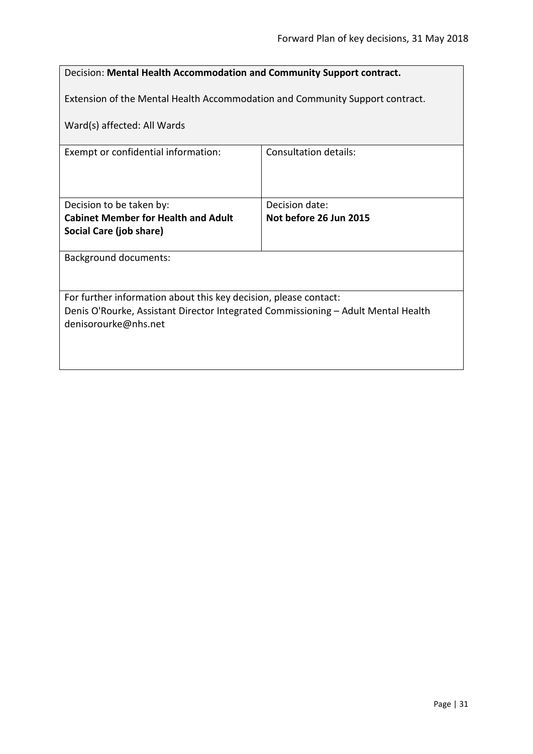| | |
|---|---|
| Decision: **Mental Health Accommodation and Community Support contract.**<br><br>Extension of the Mental Health Accommodation and Community Support contract.<br><br>Ward(s) affected: All Wards | |
| Exempt or confidential information: | Consultation details: |
| Decision to be taken by:<br>**Cabinet Member for Health and Adult Social Care (job share)** | Decision date:<br>**Not before 26 Jun 2015** |
| Background documents: | |
| For further information about this key decision, please contact:<br>Denis O'Rourke, Assistant Director Integrated Commissioning – Adult Mental Health<br>denisorourke@nhs.net | |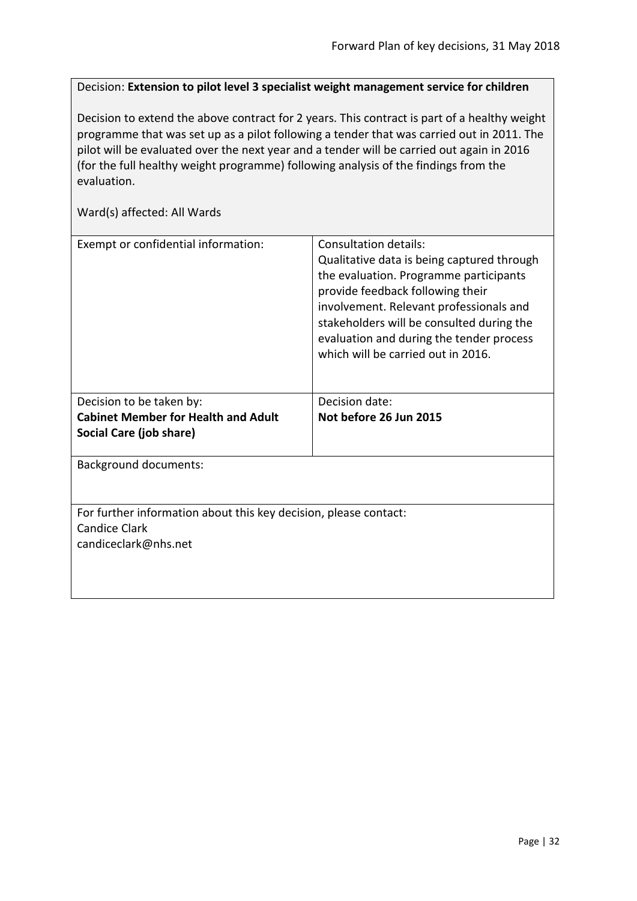Decision: **Extension to pilot level 3 specialist weight management service for children**

Decision to extend the above contract for 2 years. This contract is part of a healthy weight programme that was set up as a pilot following a tender that was carried out in 2011. The pilot will be evaluated over the next year and a tender will be carried out again in 2016 (for the full healthy weight programme) following analysis of the findings from the evaluation.

Ward(s) affected: All Wards

| | |
|---|---|
| Exempt or confidential information: | Consultation details:<br>Qualitative data is being captured through the evaluation. Programme participants provide feedback following their involvement. Relevant professionals and stakeholders will be consulted during the evaluation and during the tender process which will be carried out in 2016. |
| Decision to be taken by:<br>**Cabinet Member for Health and Adult Social Care (job share)** | Decision date:<br>**Not before 26 Jun 2015** |

Background documents:

For further information about this key decision, please contact:
Candice Clark
candiceclark@nhs.net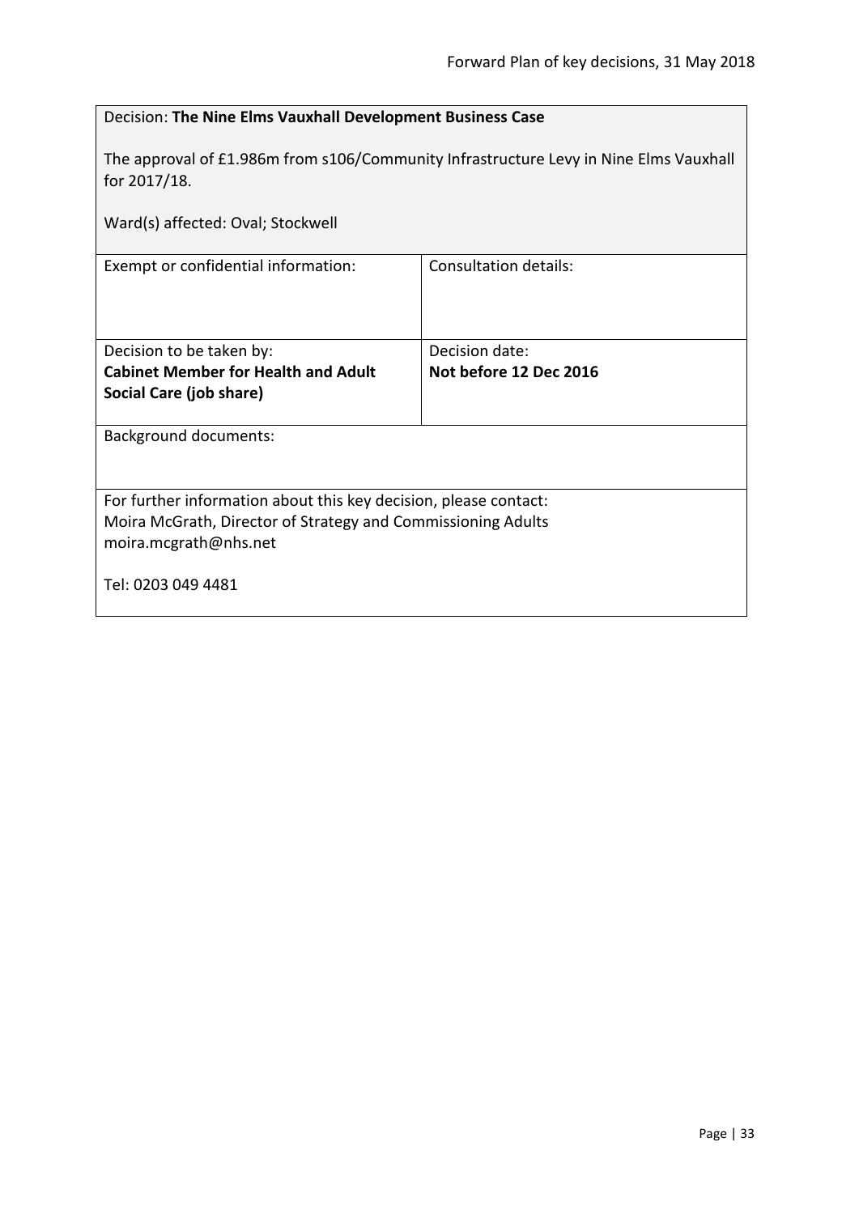Decision: **The Nine Elms Vauxhall Development Business Case**

The approval of £1.986m from s106/Community Infrastructure Levy in Nine Elms Vauxhall for 2017/18.

Ward(s) affected: Oval; Stockwell

| | |
|---|---|
| Exempt or confidential information: | Consultation details: |
| Decision to be taken by:<br>**Cabinet Member for Health and Adult Social Care (job share)** | Decision date:<br>**Not before 12 Dec 2016** |

Background documents:

For further information about this key decision, please contact:
Moira McGrath, Director of Strategy and Commissioning Adults
moira.mcgrath@nhs.net

Tel: 0203 049 4481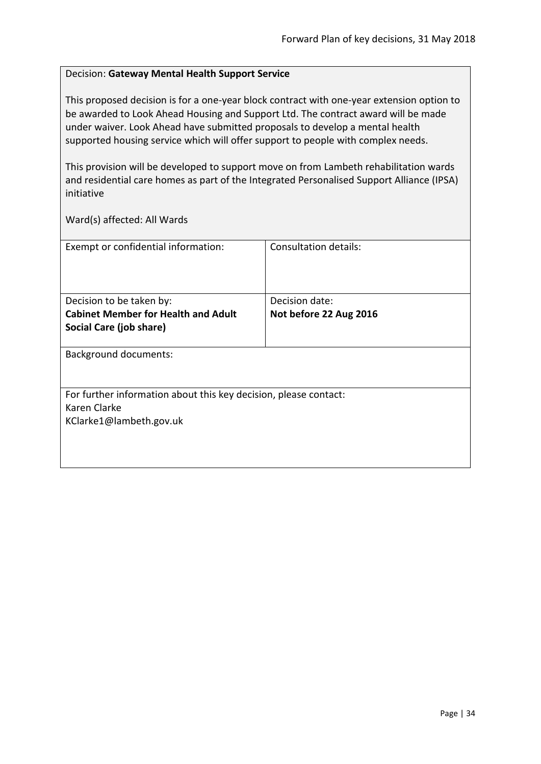Decision: **Gateway Mental Health Support Service**

This proposed decision is for a one-year block contract with one-year extension option to be awarded to Look Ahead Housing and Support Ltd. The contract award will be made under waiver. Look Ahead have submitted proposals to develop a mental health supported housing service which will offer support to people with complex needs.

This provision will be developed to support move on from Lambeth rehabilitation wards and residential care homes as part of the Integrated Personalised Support Alliance (IPSA) initiative

Ward(s) affected: All Wards

| | |
|---|---|
| Exempt or confidential information: | Consultation details: |
| Decision to be taken by:<br>**Cabinet Member for Health and Adult Social Care (job share)** | Decision date:<br>**Not before 22 Aug 2016** |

Background documents:

For further information about this key decision, please contact:
Karen Clarke
KClarke1@lambeth.gov.uk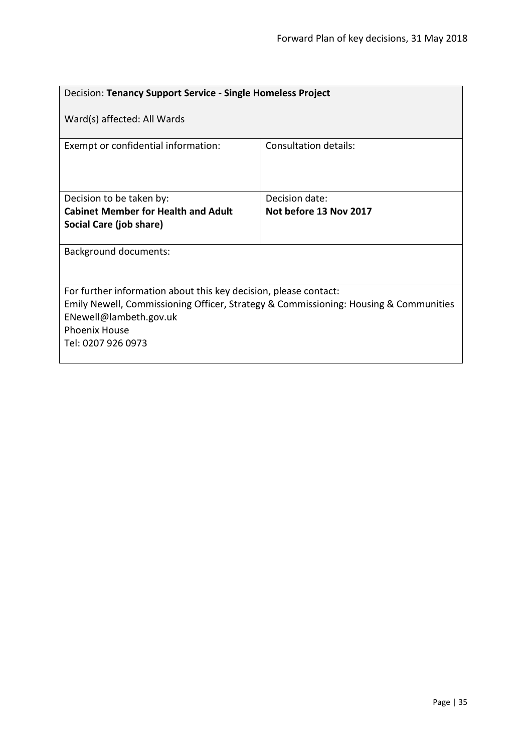| Decision: **Tenancy Support Service - Single Homeless Project**<br><br>Ward(s) affected: All Wards | |
|---|---|
| Exempt or confidential information: | Consultation details: |
| Decision to be taken by:<br>**Cabinet Member for Health and Adult Social Care (job share)** | Decision date:<br>**Not before 13 Nov 2017** |
| Background documents: | |
| For further information about this key decision, please contact:<br>Emily Newell, Commissioning Officer, Strategy & Commissioning: Housing & Communities<br>ENewell@lambeth.gov.uk<br>Phoenix House<br>Tel: 0207 926 0973 | |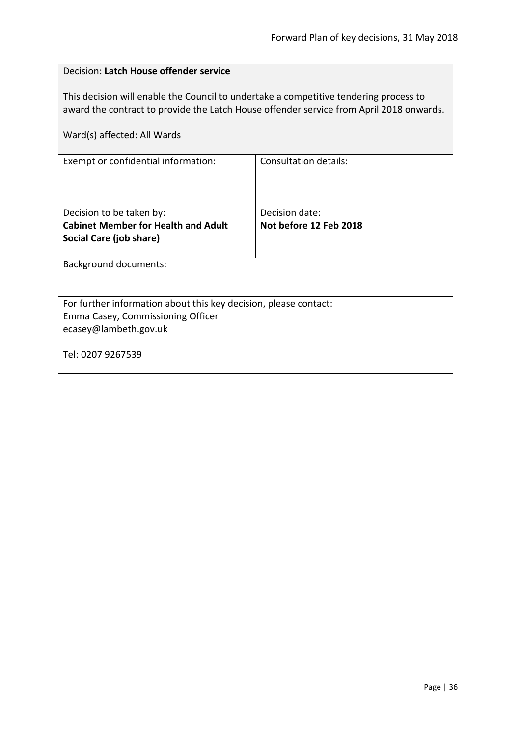Decision: **Latch House offender service**

This decision will enable the Council to undertake a competitive tendering process to award the contract to provide the Latch House offender service from April 2018 onwards.

Ward(s) affected: All Wards

| | |
|---|---|
| Exempt or confidential information: | Consultation details: |
| Decision to be taken by:<br>**Cabinet Member for Health and Adult Social Care (job share)** | Decision date:<br>**Not before 12 Feb 2018** |

Background documents:

For further information about this key decision, please contact:
Emma Casey, Commissioning Officer
ecasey@lambeth.gov.uk

Tel: 0207 9267539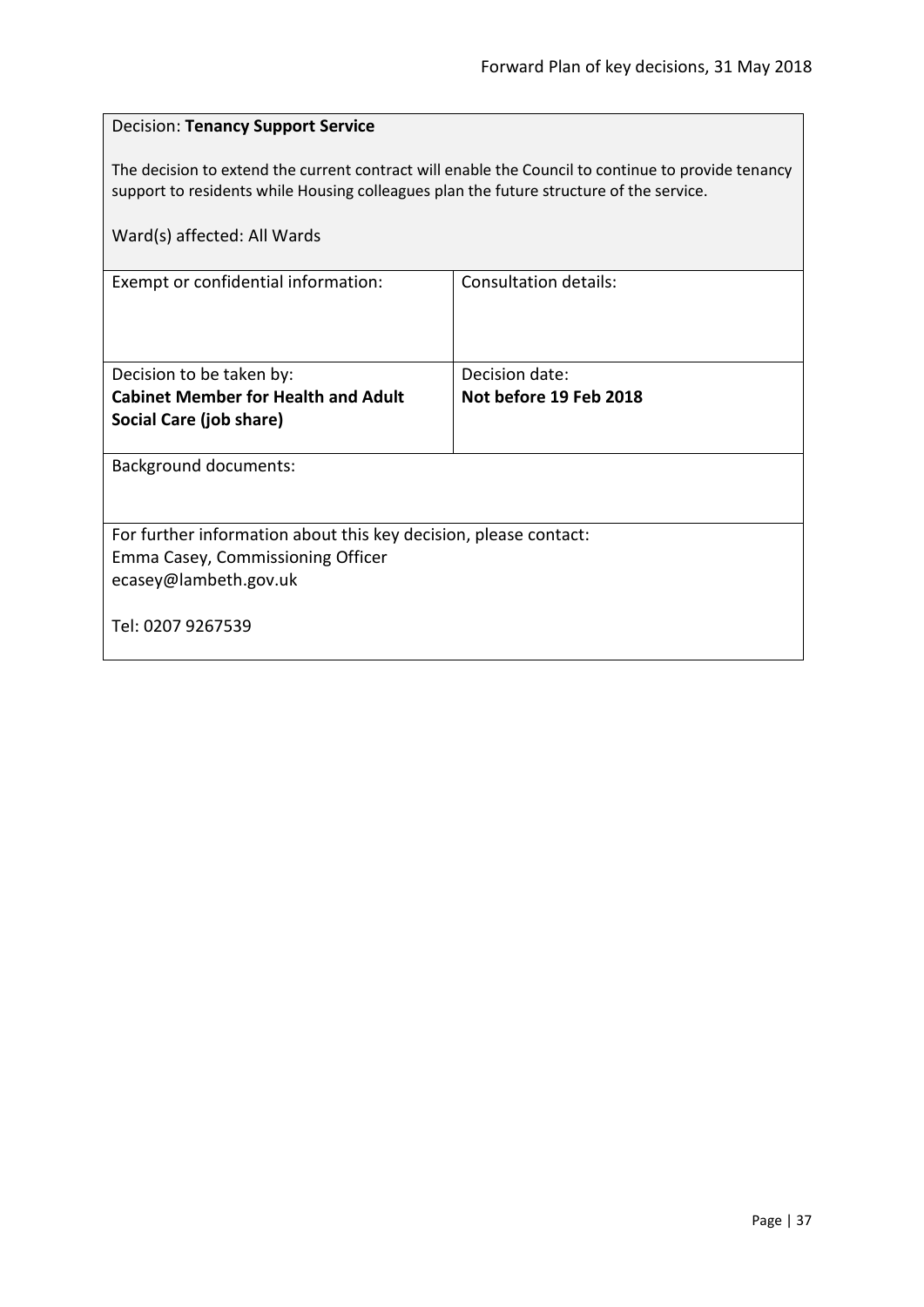Decision: **Tenancy Support Service**

The decision to extend the current contract will enable the Council to continue to provide tenancy support to residents while Housing colleagues plan the future structure of the service.

Ward(s) affected: All Wards

| | |
|---|---|
| Exempt or confidential information: | Consultation details: |
| Decision to be taken by:<br>**Cabinet Member for Health and Adult Social Care (job share)** | Decision date:<br>**Not before 19 Feb 2018** |

Background documents:

For further information about this key decision, please contact:
Emma Casey, Commissioning Officer
ecasey@lambeth.gov.uk

Tel: 0207 9267539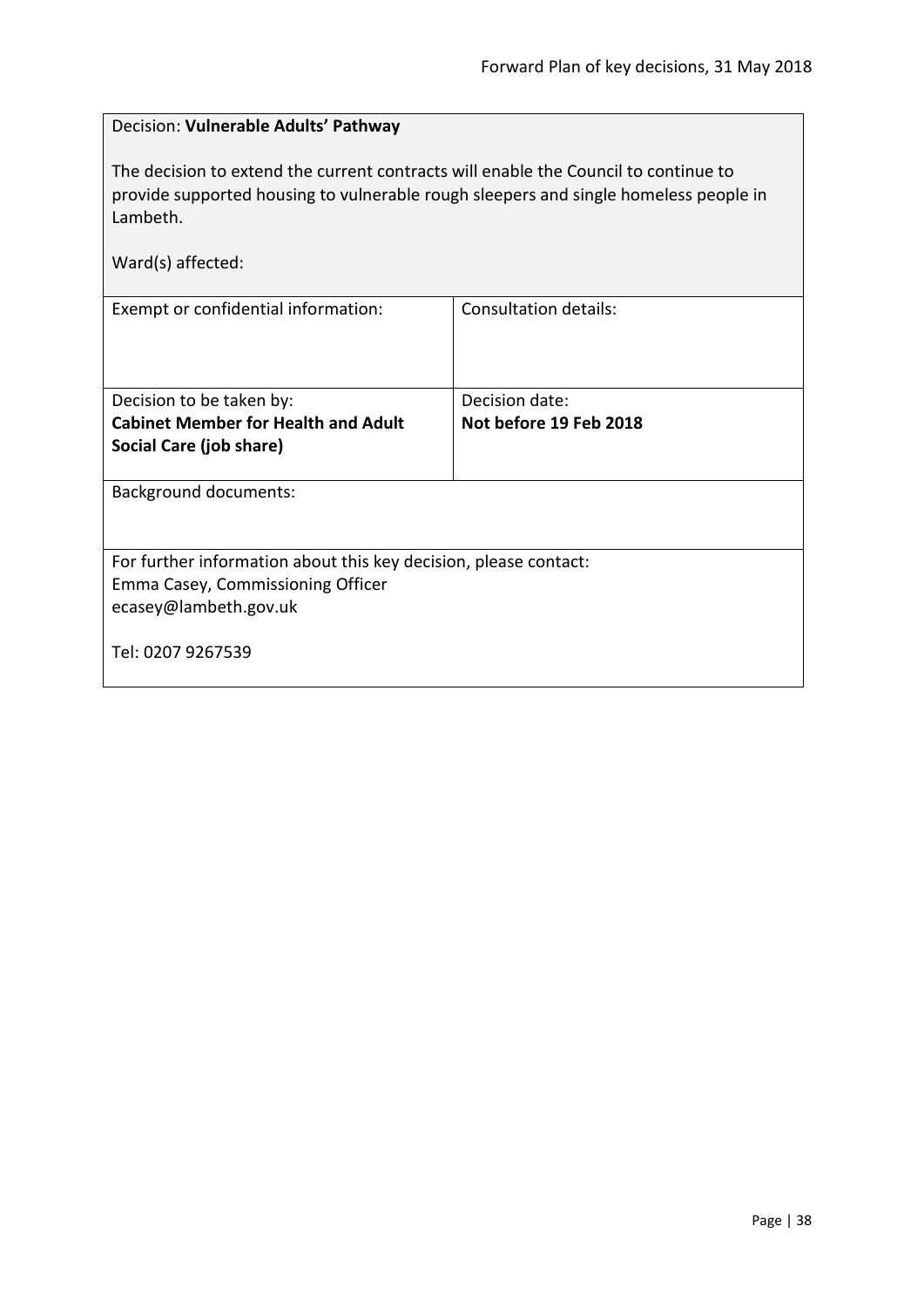Decision: **Vulnerable Adults' Pathway**

The decision to extend the current contracts will enable the Council to continue to provide supported housing to vulnerable rough sleepers and single homeless people in Lambeth.

Ward(s) affected:

| | |
|---|---|
| Exempt or confidential information: | Consultation details: |
| Decision to be taken by:<br>**Cabinet Member for Health and Adult Social Care (job share)** | Decision date:<br>**Not before 19 Feb 2018** |

Background documents:

For further information about this key decision, please contact:
Emma Casey, Commissioning Officer
ecasey@lambeth.gov.uk

Tel: 0207 9267539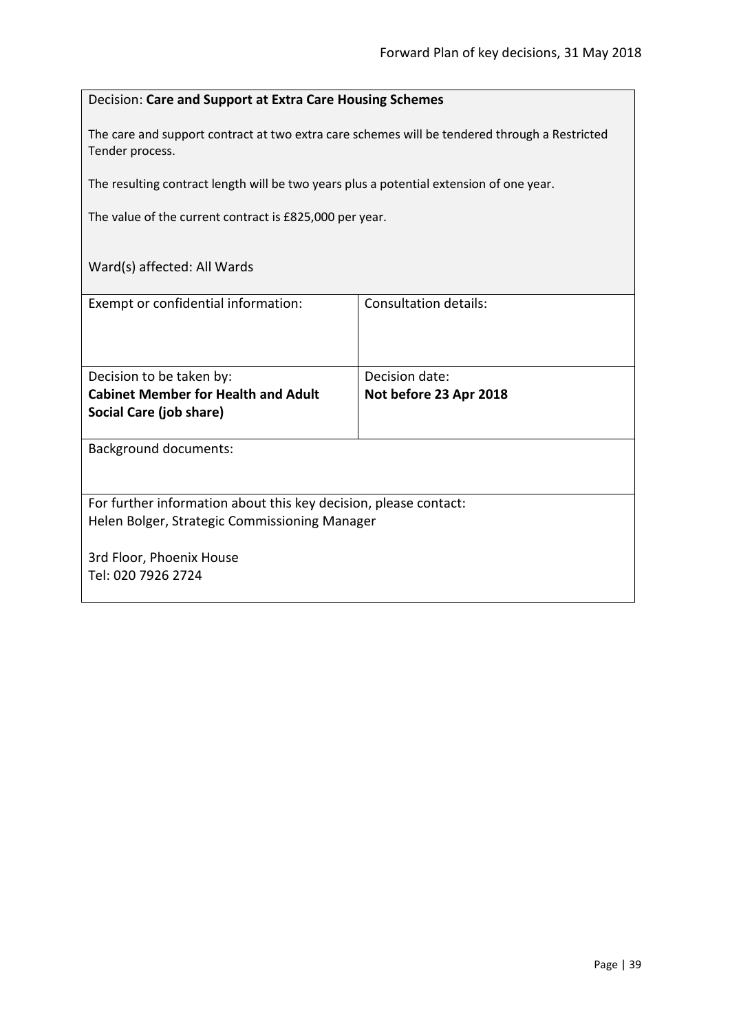Decision: **Care and Support at Extra Care Housing Schemes**

The care and support contract at two extra care schemes will be tendered through a Restricted Tender process.

The resulting contract length will be two years plus a potential extension of one year.

The value of the current contract is £825,000 per year.

Ward(s) affected: All Wards

| | |
|---|---|
| Exempt or confidential information: | Consultation details: |
| Decision to be taken by:<br>**Cabinet Member for Health and Adult Social Care (job share)** | Decision date:<br>**Not before 23 Apr 2018** |

Background documents:

For further information about this key decision, please contact:
Helen Bolger, Strategic Commissioning Manager

3rd Floor, Phoenix House
Tel: 020 7926 2724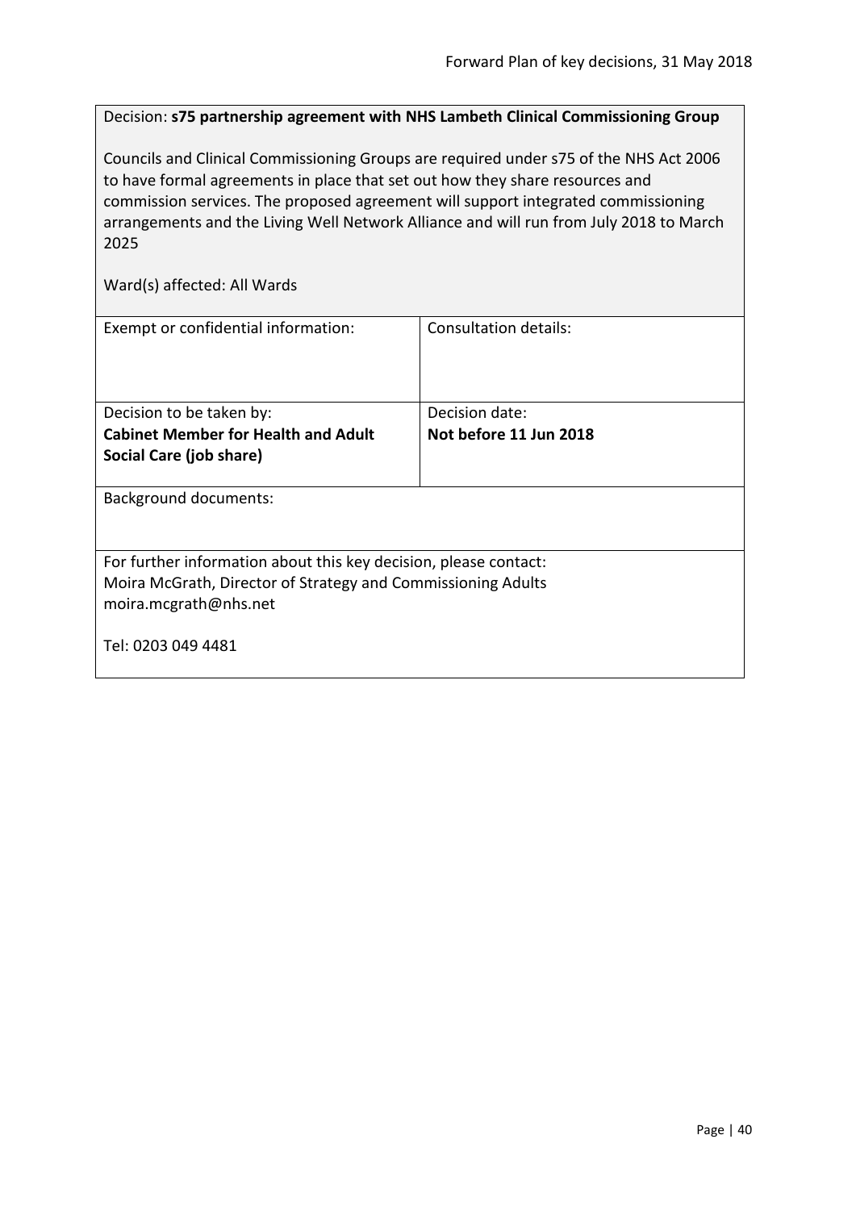Decision: **s75 partnership agreement with NHS Lambeth Clinical Commissioning Group**

Councils and Clinical Commissioning Groups are required under s75 of the NHS Act 2006 to have formal agreements in place that set out how they share resources and commission services. The proposed agreement will support integrated commissioning arrangements and the Living Well Network Alliance and will run from July 2018 to March 2025

Ward(s) affected: All Wards

| | |
|---|---|
| Exempt or confidential information: | Consultation details: |
| Decision to be taken by:<br>**Cabinet Member for Health and Adult Social Care (job share)** | Decision date:<br>**Not before 11 Jun 2018** |

Background documents:

For further information about this key decision, please contact:
Moira McGrath, Director of Strategy and Commissioning Adults
moira.mcgrath@nhs.net

Tel: 0203 049 4481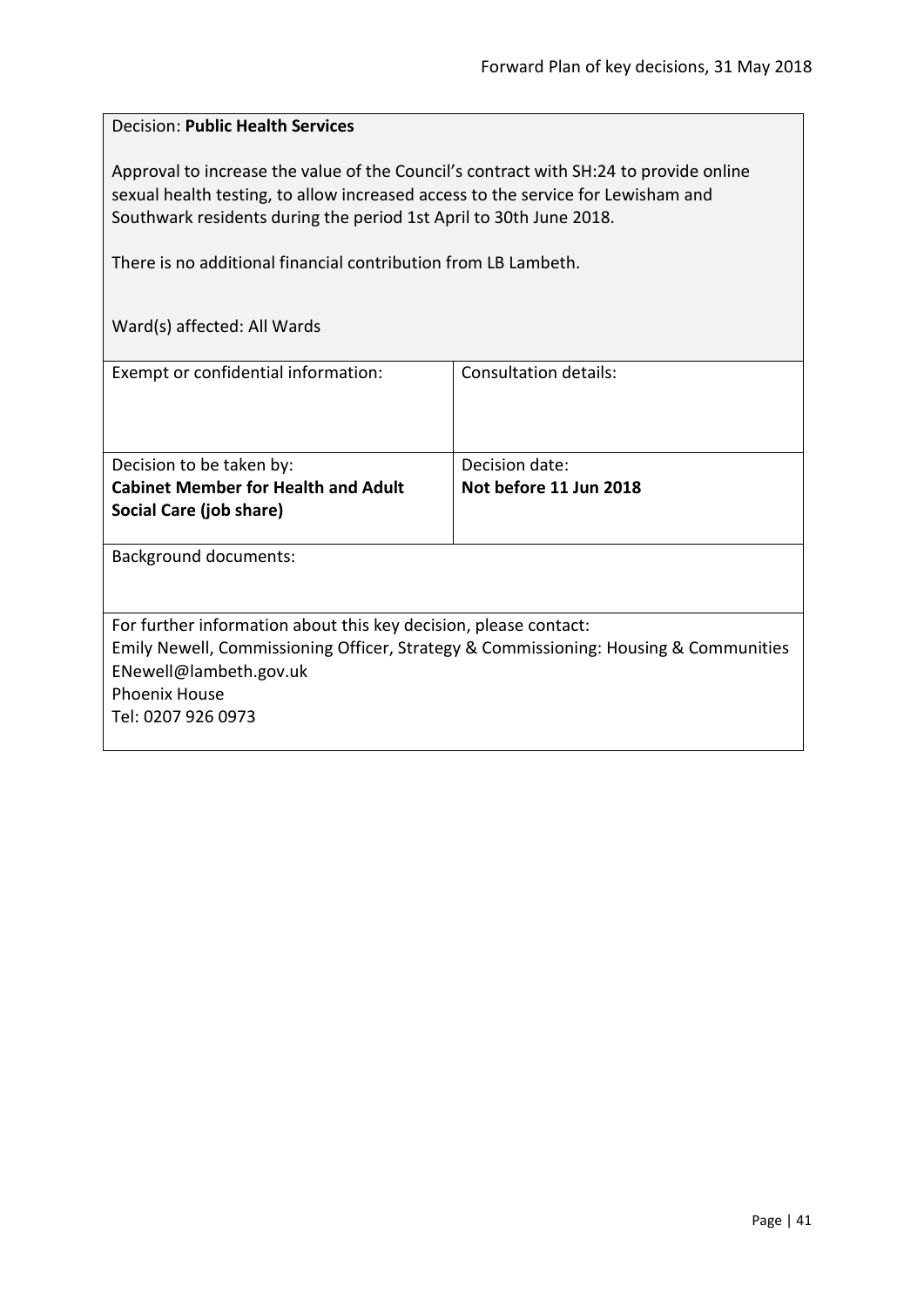Decision: **Public Health Services**

Approval to increase the value of the Council's contract with SH:24 to provide online sexual health testing, to allow increased access to the service for Lewisham and Southwark residents during the period 1st April to 30th June 2018.

There is no additional financial contribution from LB Lambeth.

Ward(s) affected: All Wards

| | |
|---|---|
| Exempt or confidential information: | Consultation details: |
| Decision to be taken by:<br>**Cabinet Member for Health and Adult Social Care (job share)** | Decision date:<br>**Not before 11 Jun 2018** |

Background documents:

For further information about this key decision, please contact:
Emily Newell, Commissioning Officer, Strategy & Commissioning: Housing & Communities
ENewell@lambeth.gov.uk
Phoenix House
Tel: 0207 926 0973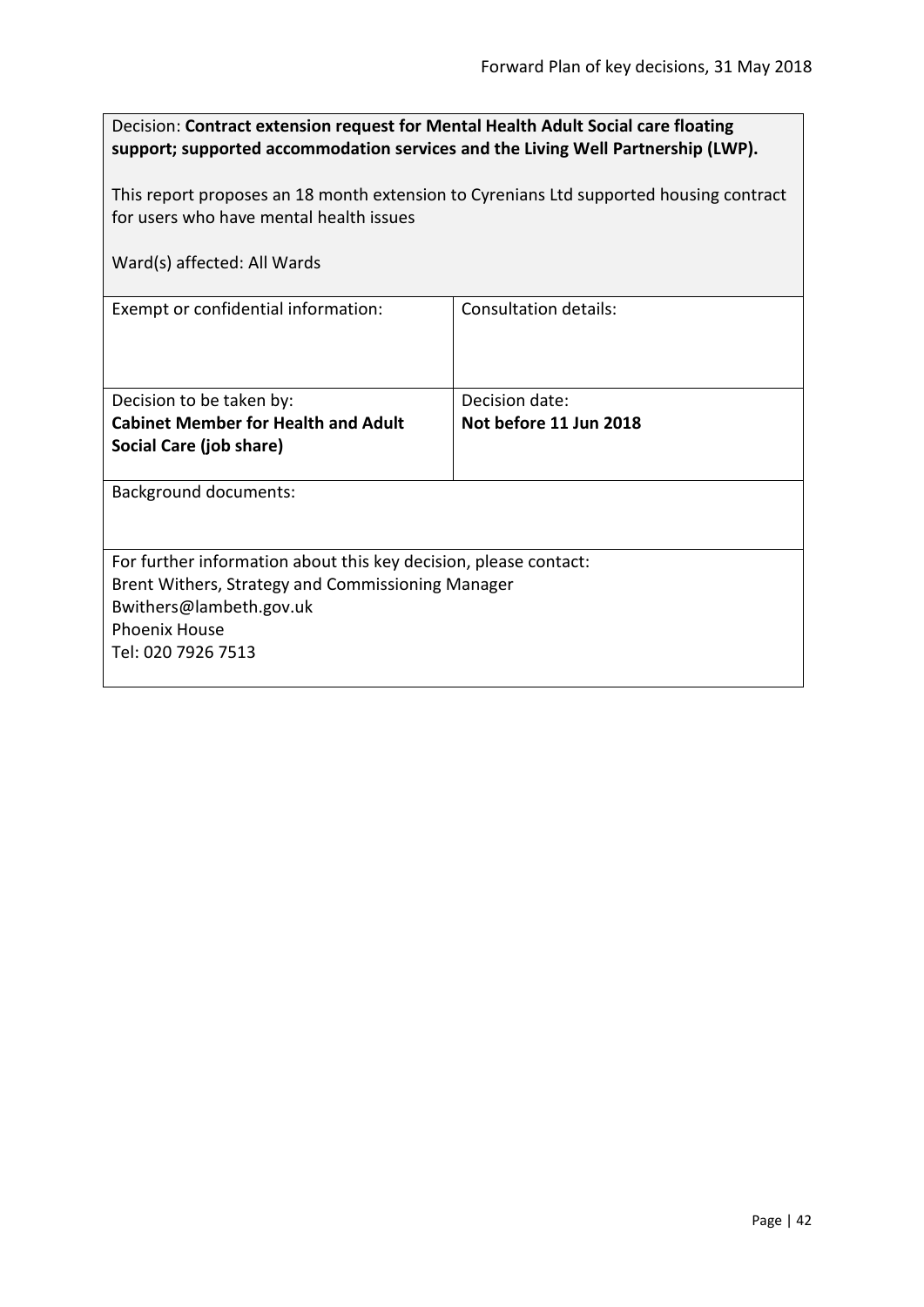Decision: **Contract extension request for Mental Health Adult Social care floating support; supported accommodation services and the Living Well Partnership (LWP).**

This report proposes an 18 month extension to Cyrenians Ltd supported housing contract for users who have mental health issues

Ward(s) affected: All Wards

| | |
|---|---|
| Exempt or confidential information: | Consultation details: |
| Decision to be taken by:<br>**Cabinet Member for Health and Adult Social Care (job share)** | Decision date:<br>**Not before 11 Jun 2018** |

Background documents:

For further information about this key decision, please contact:
Brent Withers, Strategy and Commissioning Manager
Bwithers@lambeth.gov.uk
Phoenix House
Tel: 020 7926 7513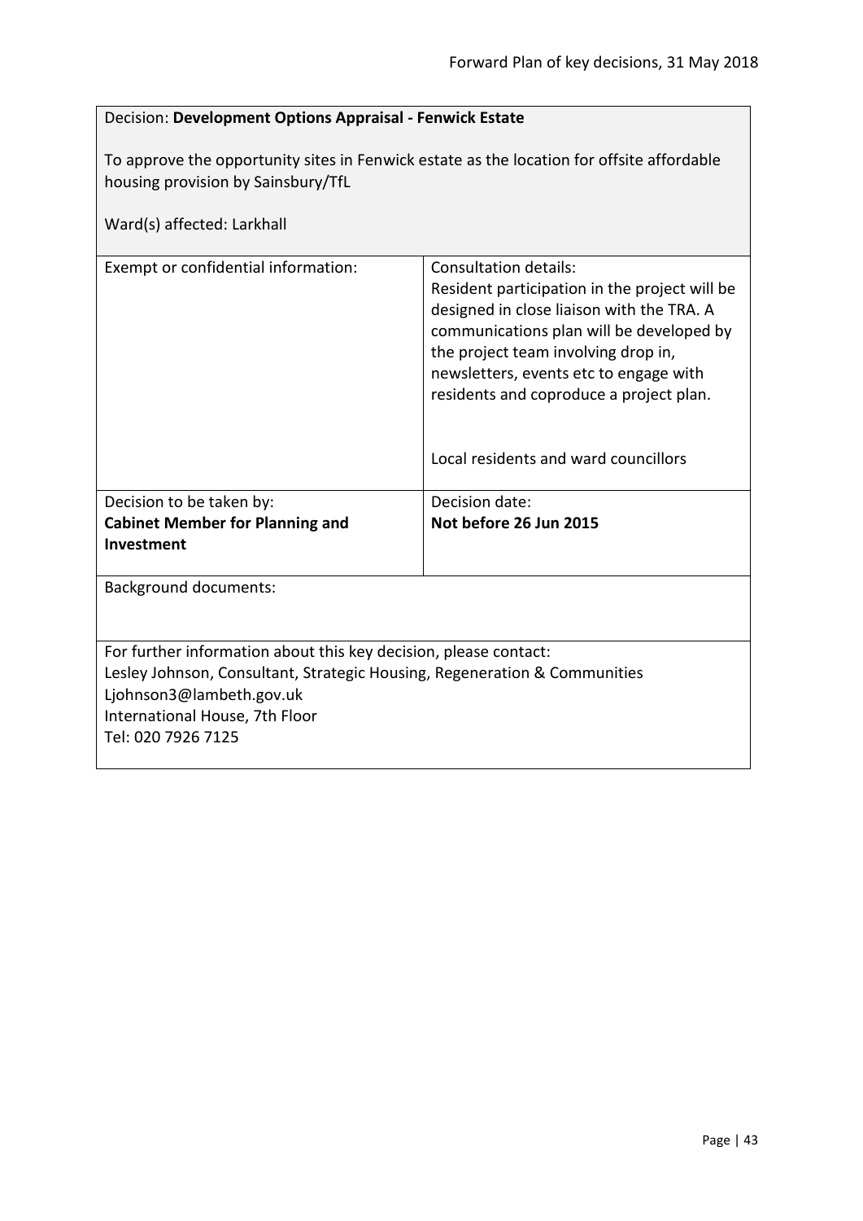Decision: **Development Options Appraisal - Fenwick Estate**

To approve the opportunity sites in Fenwick estate as the location for offsite affordable housing provision by Sainsbury/TfL

Ward(s) affected: Larkhall

| | |
|---|---|
| Exempt or confidential information: | Consultation details:<br>Resident participation in the project will be designed in close liaison with the TRA. A communications plan will be developed by the project team involving drop in, newsletters, events etc to engage with residents and coproduce a project plan.<br><br>Local residents and ward councillors |
| Decision to be taken by:<br>**Cabinet Member for Planning and Investment** | Decision date:<br>**Not before 26 Jun 2015** |

Background documents:

For further information about this key decision, please contact:
Lesley Johnson, Consultant, Strategic Housing, Regeneration & Communities
Ljohnson3@lambeth.gov.uk
International House, 7th Floor
Tel: 020 7926 7125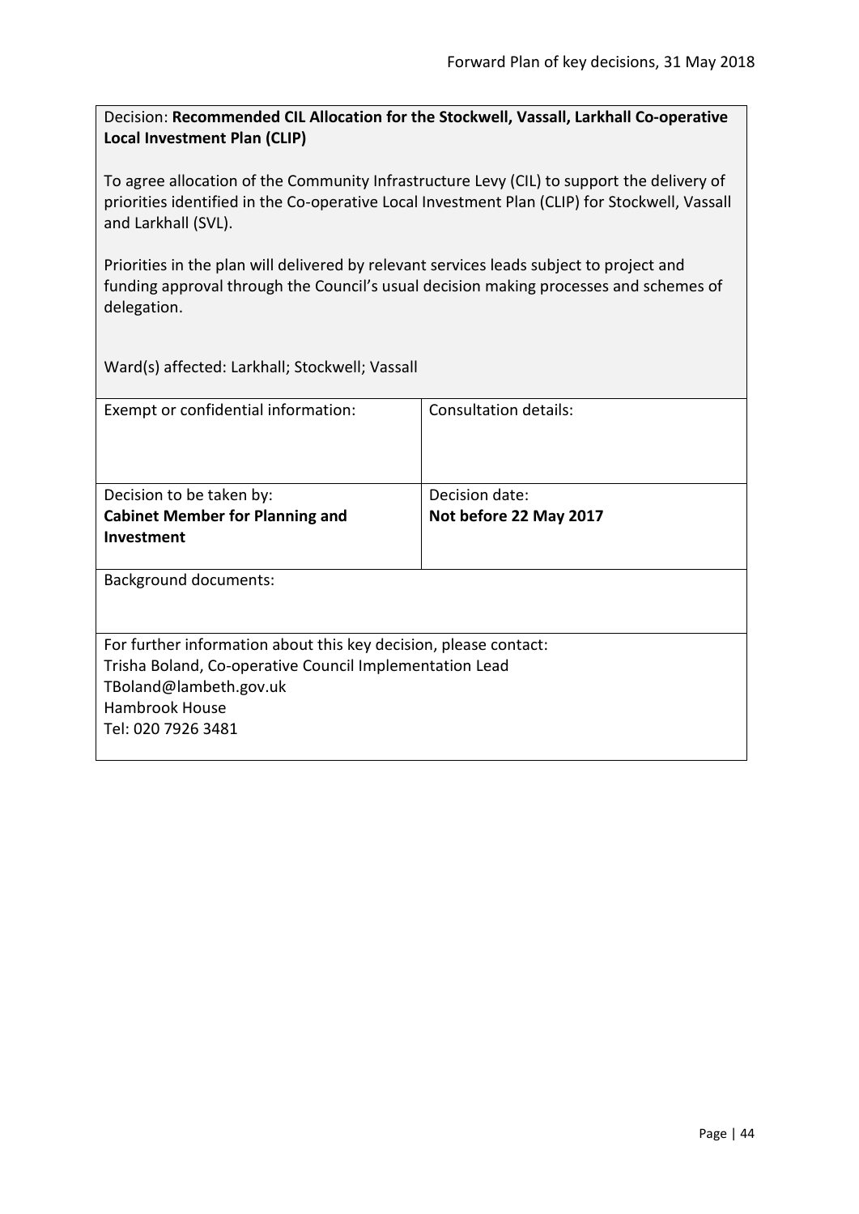Decision: **Recommended CIL Allocation for the Stockwell, Vassall, Larkhall Co-operative Local Investment Plan (CLIP)**

To agree allocation of the Community Infrastructure Levy (CIL) to support the delivery of priorities identified in the Co-operative Local Investment Plan (CLIP) for Stockwell, Vassall and Larkhall (SVL).

Priorities in the plan will delivered by relevant services leads subject to project and funding approval through the Council's usual decision making processes and schemes of delegation.

Ward(s) affected: Larkhall; Stockwell; Vassall

| | |
|---|---|
| Exempt or confidential information: | Consultation details: |
| Decision to be taken by:<br>**Cabinet Member for Planning and Investment** | Decision date:<br>**Not before 22 May 2017** |

Background documents:

For further information about this key decision, please contact:
Trisha Boland, Co-operative Council Implementation Lead
TBoland@lambeth.gov.uk
Hambrook House
Tel: 020 7926 3481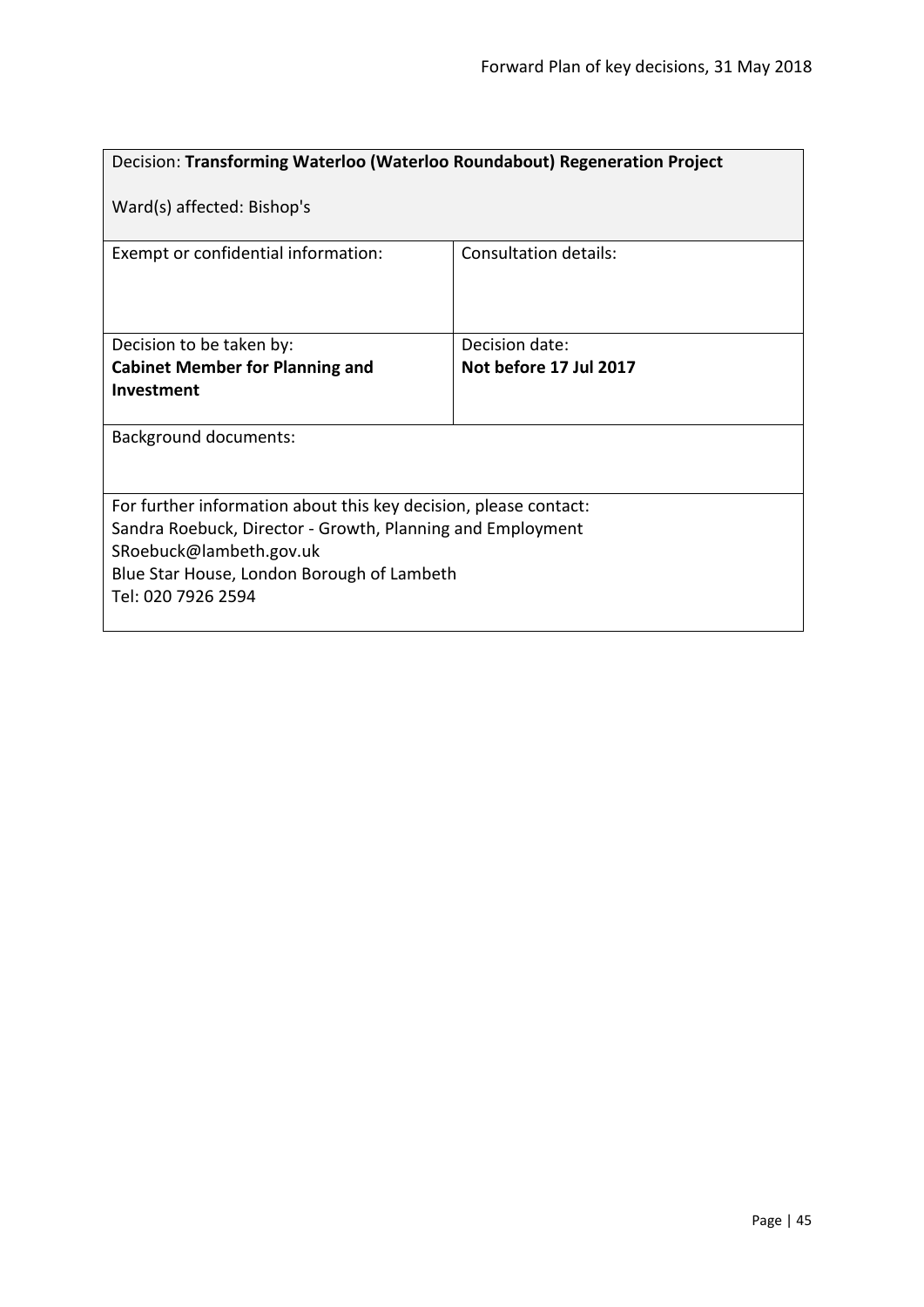| Decision: **Transforming Waterloo (Waterloo Roundabout) Regeneration Project**<br><br>Ward(s) affected: Bishop's | |
|---|---|
| Exempt or confidential information: | Consultation details: |
| Decision to be taken by:<br>**Cabinet Member for Planning and Investment** | Decision date:<br>**Not before 17 Jul 2017** |
| Background documents: | |
| For further information about this key decision, please contact:<br>Sandra Roebuck, Director - Growth, Planning and Employment<br>SRoebuck@lambeth.gov.uk<br>Blue Star House, London Borough of Lambeth<br>Tel: 020 7926 2594 | |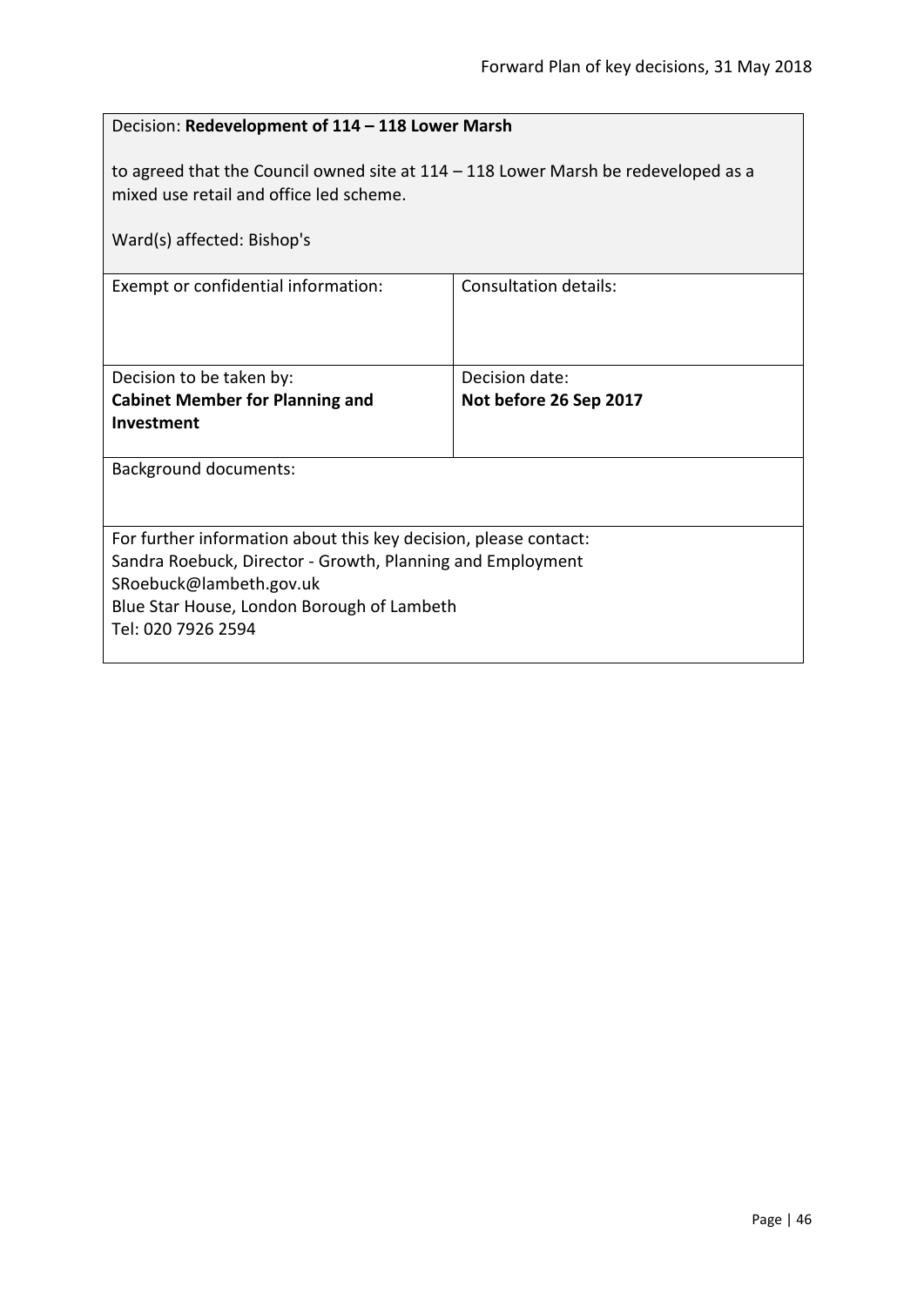Decision: **Redevelopment of 114 – 118 Lower Marsh**

to agreed that the Council owned site at 114 – 118 Lower Marsh be redeveloped as a mixed use retail and office led scheme.

Ward(s) affected: Bishop's

| | |
|---|---|
| Exempt or confidential information: | Consultation details: |
| Decision to be taken by:<br>**Cabinet Member for Planning and Investment** | Decision date:<br>**Not before 26 Sep 2017** |

Background documents:

For further information about this key decision, please contact:
Sandra Roebuck, Director - Growth, Planning and Employment
SRoebuck@lambeth.gov.uk
Blue Star House, London Borough of Lambeth
Tel: 020 7926 2594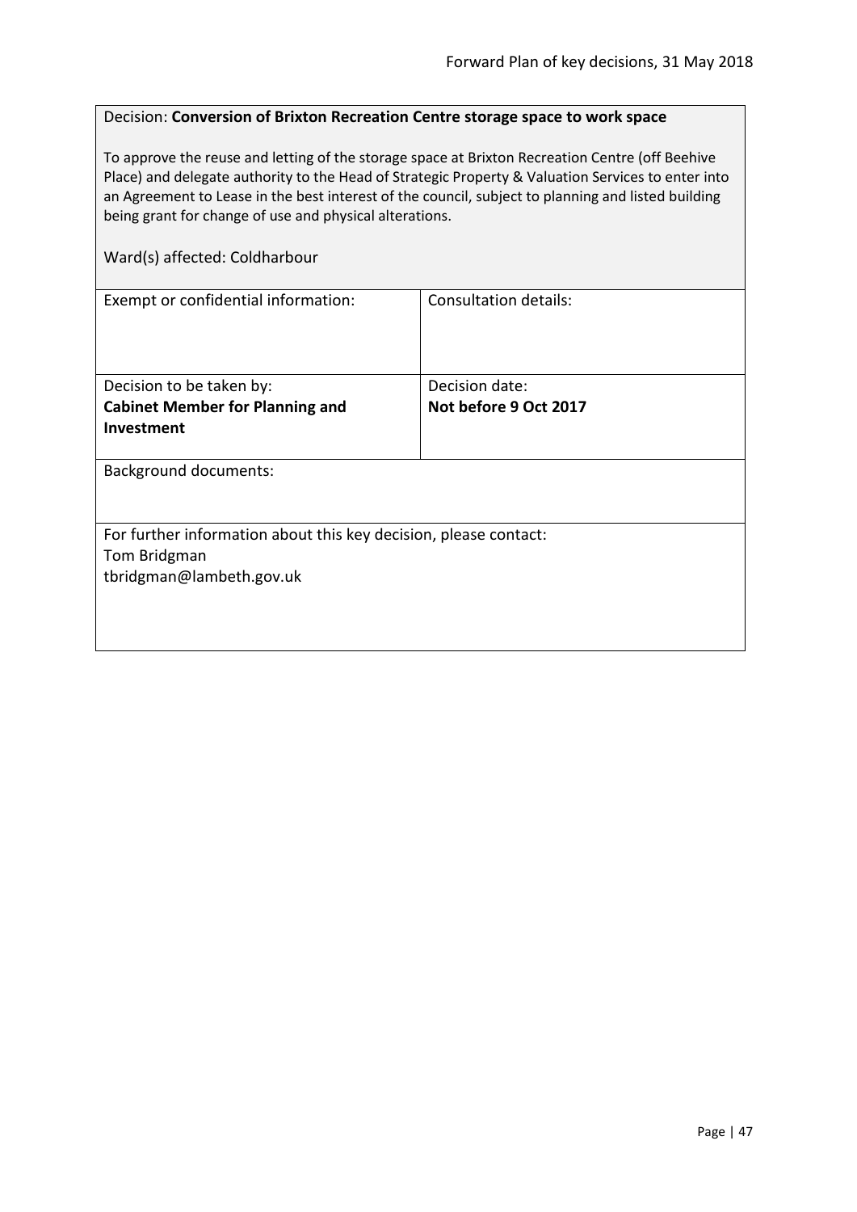Decision: **Conversion of Brixton Recreation Centre storage space to work space**

To approve the reuse and letting of the storage space at Brixton Recreation Centre (off Beehive Place) and delegate authority to the Head of Strategic Property & Valuation Services to enter into an Agreement to Lease in the best interest of the council, subject to planning and listed building being grant for change of use and physical alterations.

Ward(s) affected: Coldharbour

| Exempt or confidential information: | Consultation details: |
|---|---|
| Decision to be taken by:<br>**Cabinet Member for Planning and Investment** | Decision date:<br>**Not before 9 Oct 2017** |

Background documents:

For further information about this key decision, please contact:
Tom Bridgman
tbridgman@lambeth.gov.uk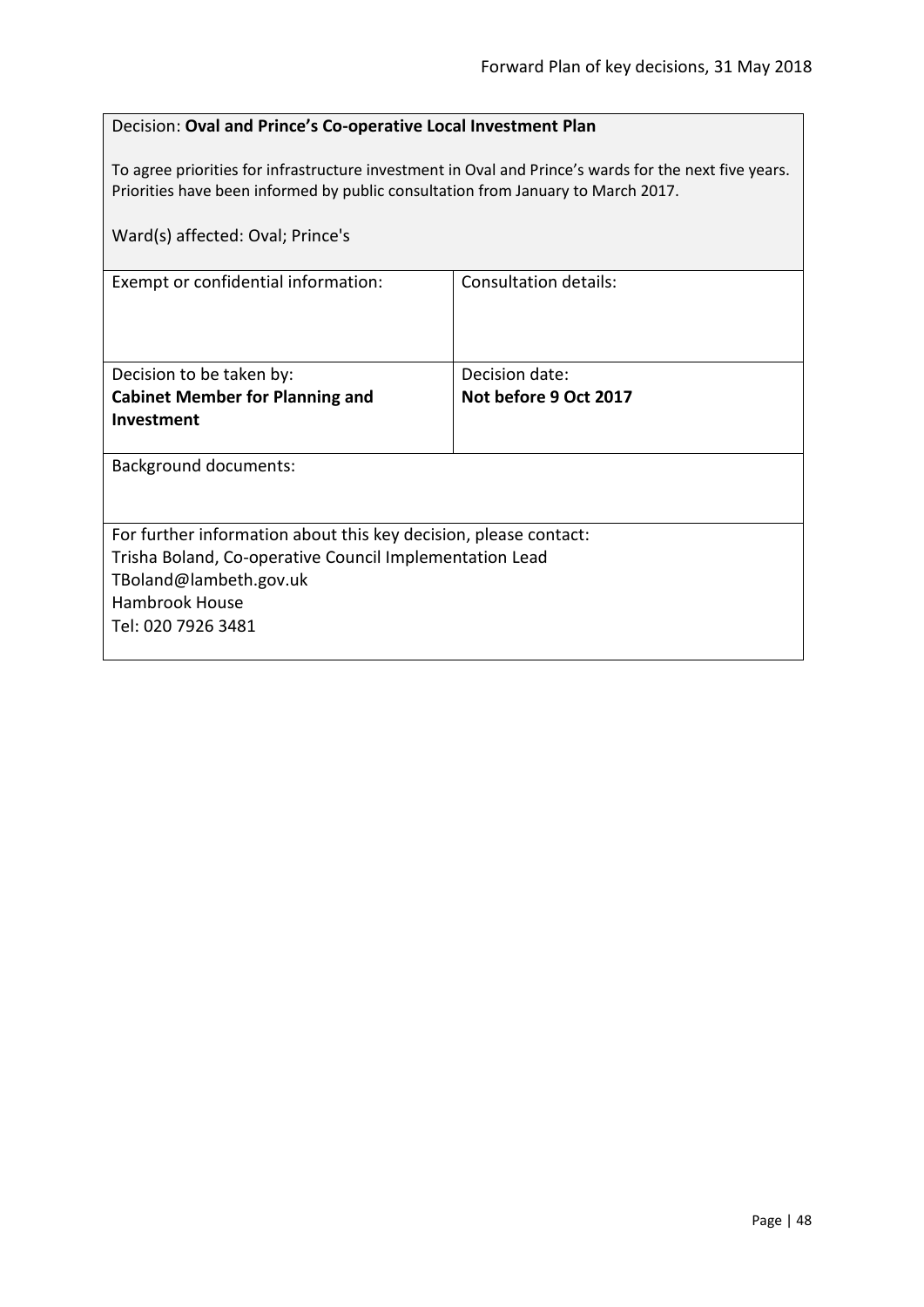Decision: **Oval and Prince's Co-operative Local Investment Plan**

To agree priorities for infrastructure investment in Oval and Prince's wards for the next five years. Priorities have been informed by public consultation from January to March 2017.

Ward(s) affected: Oval; Prince's

| | |
|---|---|
| Exempt or confidential information: | Consultation details: |
| Decision to be taken by:<br>**Cabinet Member for Planning and Investment** | Decision date:<br>**Not before 9 Oct 2017** |

Background documents:

For further information about this key decision, please contact:
Trisha Boland, Co-operative Council Implementation Lead
TBoland@lambeth.gov.uk
Hambrook House
Tel: 020 7926 3481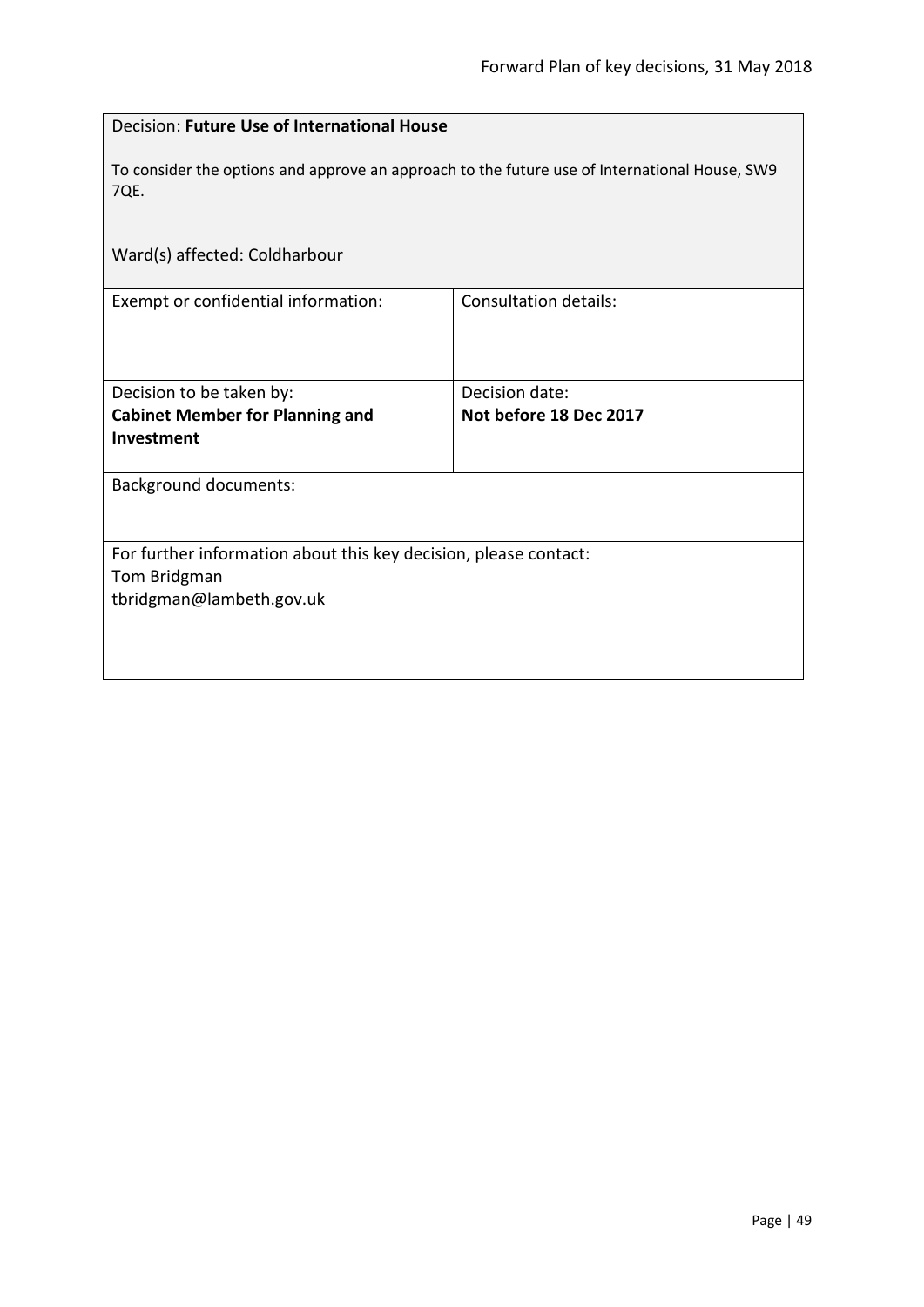Decision: **Future Use of International House**

To consider the options and approve an approach to the future use of International House, SW9 7QE.

Ward(s) affected: Coldharbour

| | |
|---|---|
| Exempt or confidential information: | Consultation details: |
| Decision to be taken by:<br>**Cabinet Member for Planning and Investment** | Decision date:<br>**Not before 18 Dec 2017** |

Background documents:

For further information about this key decision, please contact:
Tom Bridgman
tbridgman@lambeth.gov.uk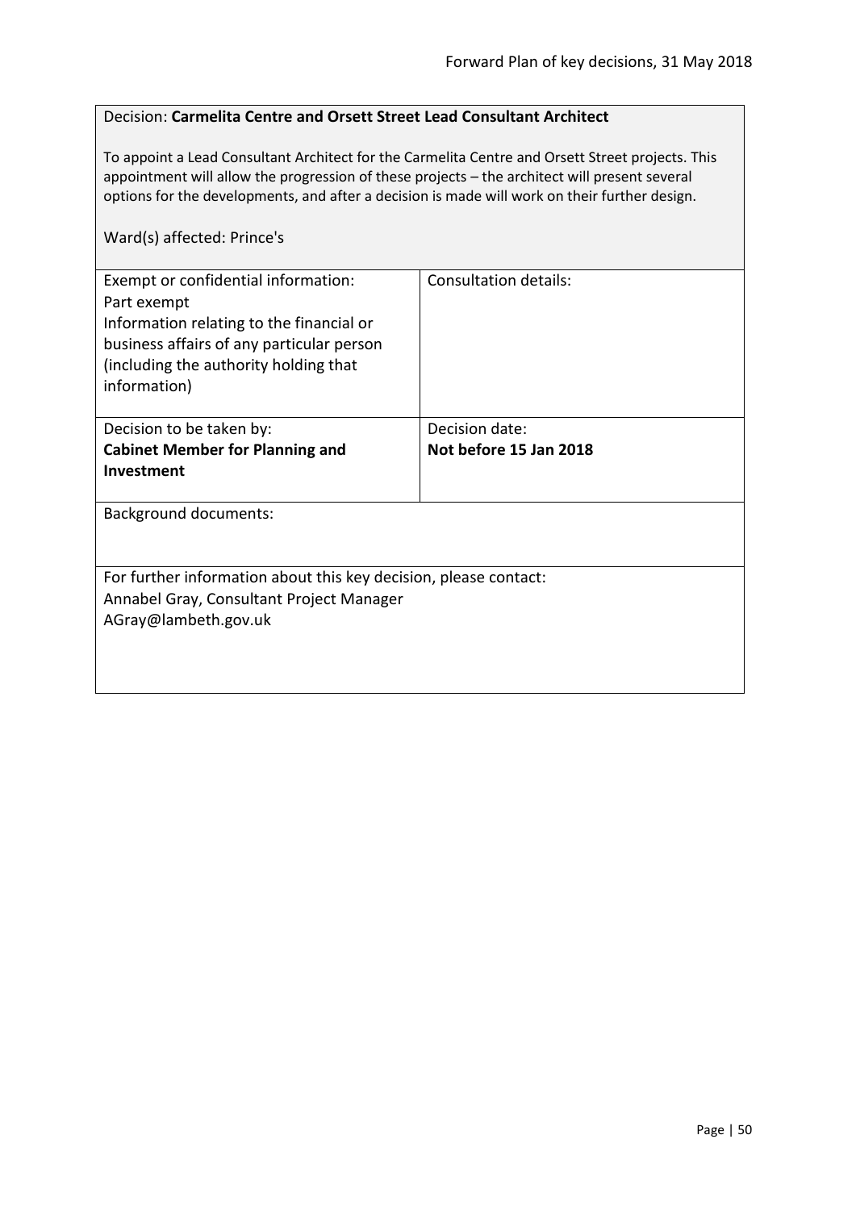Decision: **Carmelita Centre and Orsett Street Lead Consultant Architect**

To appoint a Lead Consultant Architect for the Carmelita Centre and Orsett Street projects. This appointment will allow the progression of these projects – the architect will present several options for the developments, and after a decision is made will work on their further design.

Ward(s) affected: Prince's

| | |
|---|---|
| Exempt or confidential information:<br>Part exempt<br>Information relating to the financial or business affairs of any particular person (including the authority holding that information) | Consultation details: |
| Decision to be taken by:<br>**Cabinet Member for Planning and Investment** | Decision date:<br>**Not before 15 Jan 2018** |

Background documents:

For further information about this key decision, please contact:
Annabel Gray, Consultant Project Manager
AGray@lambeth.gov.uk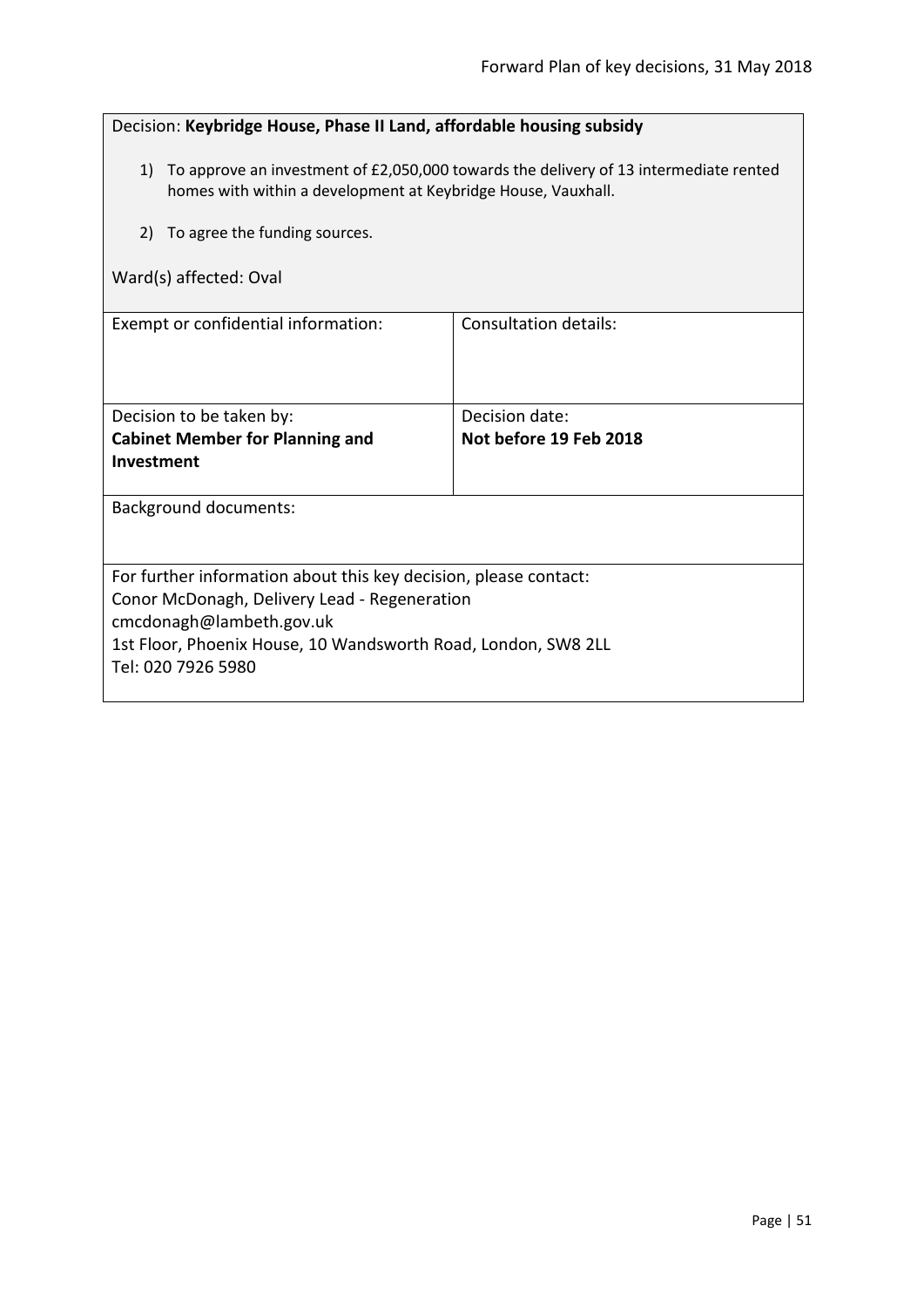Decision: **Keybridge House, Phase II Land, affordable housing subsidy**

1) To approve an investment of £2,050,000 towards the delivery of 13 intermediate rented homes with within a development at Keybridge House, Vauxhall.
2) To agree the funding sources.

Ward(s) affected: Oval

| Exempt or confidential information: | Consultation details: |
|---|---|
| Decision to be taken by:<br>**Cabinet Member for Planning and Investment** | Decision date:<br>**Not before 19 Feb 2018** |

Background documents:

For further information about this key decision, please contact:
Conor McDonagh, Delivery Lead - Regeneration
cmcdonagh@lambeth.gov.uk
1st Floor, Phoenix House, 10 Wandsworth Road, London, SW8 2LL
Tel: 020 7926 5980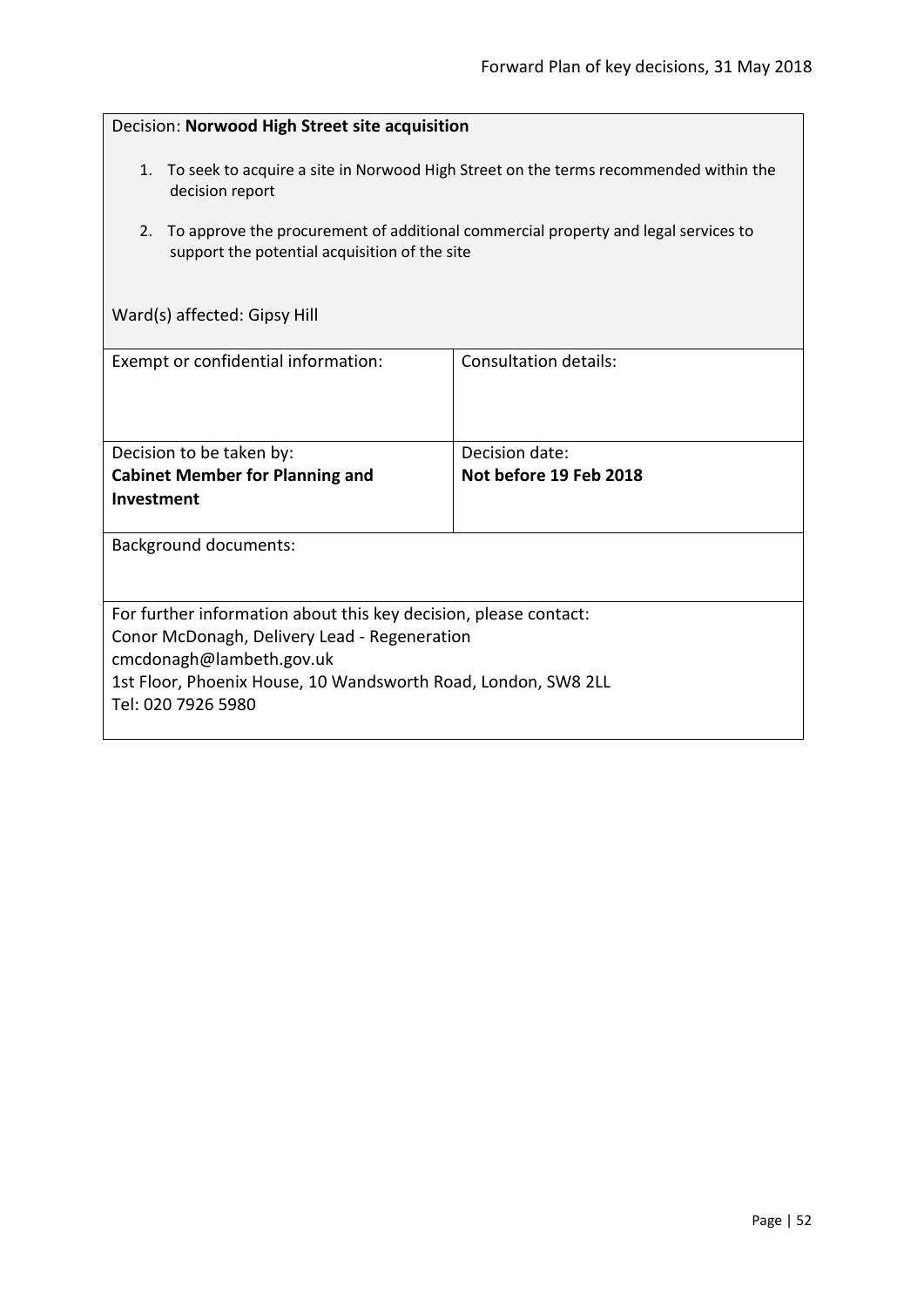Decision: **Norwood High Street site acquisition**

1. To seek to acquire a site in Norwood High Street on the terms recommended within the decision report
2. To approve the procurement of additional commercial property and legal services to support the potential acquisition of the site

Ward(s) affected: Gipsy Hill

| | |
|---|---|
| Exempt or confidential information: | Consultation details: |
| Decision to be taken by:<br>**Cabinet Member for Planning and Investment** | Decision date:<br>**Not before 19 Feb 2018** |

Background documents:

For further information about this key decision, please contact:
Conor McDonagh, Delivery Lead - Regeneration
cmcdonagh@lambeth.gov.uk
1st Floor, Phoenix House, 10 Wandsworth Road, London, SW8 2LL
Tel: 020 7926 5980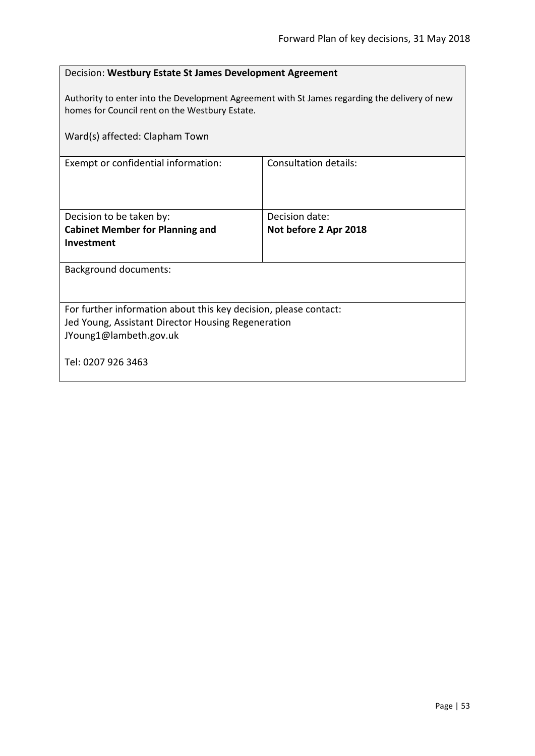Decision: **Westbury Estate St James Development Agreement**

Authority to enter into the Development Agreement with St James regarding the delivery of new homes for Council rent on the Westbury Estate.

Ward(s) affected: Clapham Town

| | |
|---|---|
| Exempt or confidential information: | Consultation details: |
| Decision to be taken by:<br>**Cabinet Member for Planning and Investment** | Decision date:<br>**Not before 2 Apr 2018** |

Background documents:

For further information about this key decision, please contact:
Jed Young, Assistant Director Housing Regeneration
JYoung1@lambeth.gov.uk

Tel: 0207 926 3463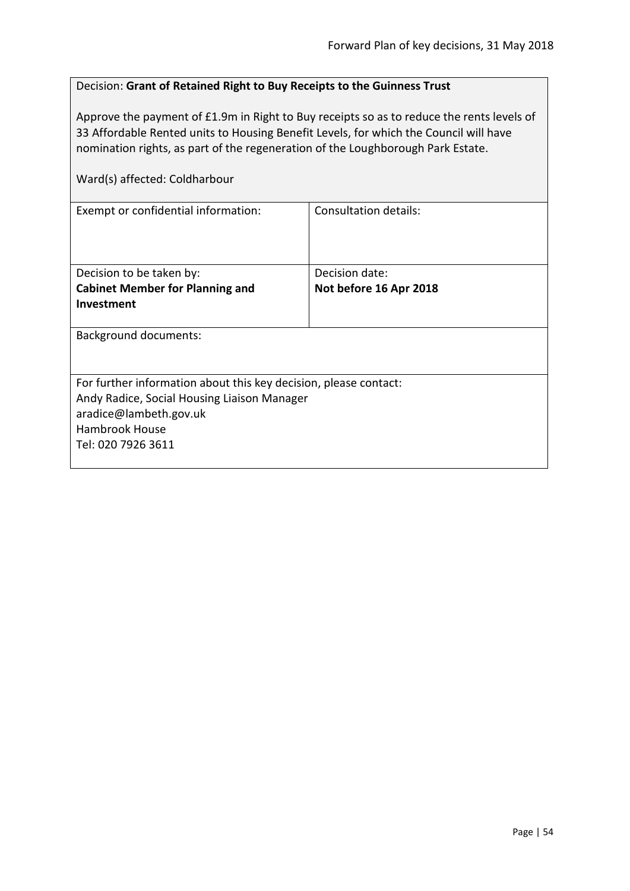Decision: **Grant of Retained Right to Buy Receipts to the Guinness Trust**

Approve the payment of £1.9m in Right to Buy receipts so as to reduce the rents levels of 33 Affordable Rented units to Housing Benefit Levels, for which the Council will have nomination rights, as part of the regeneration of the Loughborough Park Estate.

Ward(s) affected: Coldharbour

| | |
|---|---|
| Exempt or confidential information: | Consultation details: |
| Decision to be taken by:<br>**Cabinet Member for Planning and Investment** | Decision date:<br>**Not before 16 Apr 2018** |

Background documents:

For further information about this key decision, please contact:
Andy Radice, Social Housing Liaison Manager
aradice@lambeth.gov.uk
Hambrook House
Tel: 020 7926 3611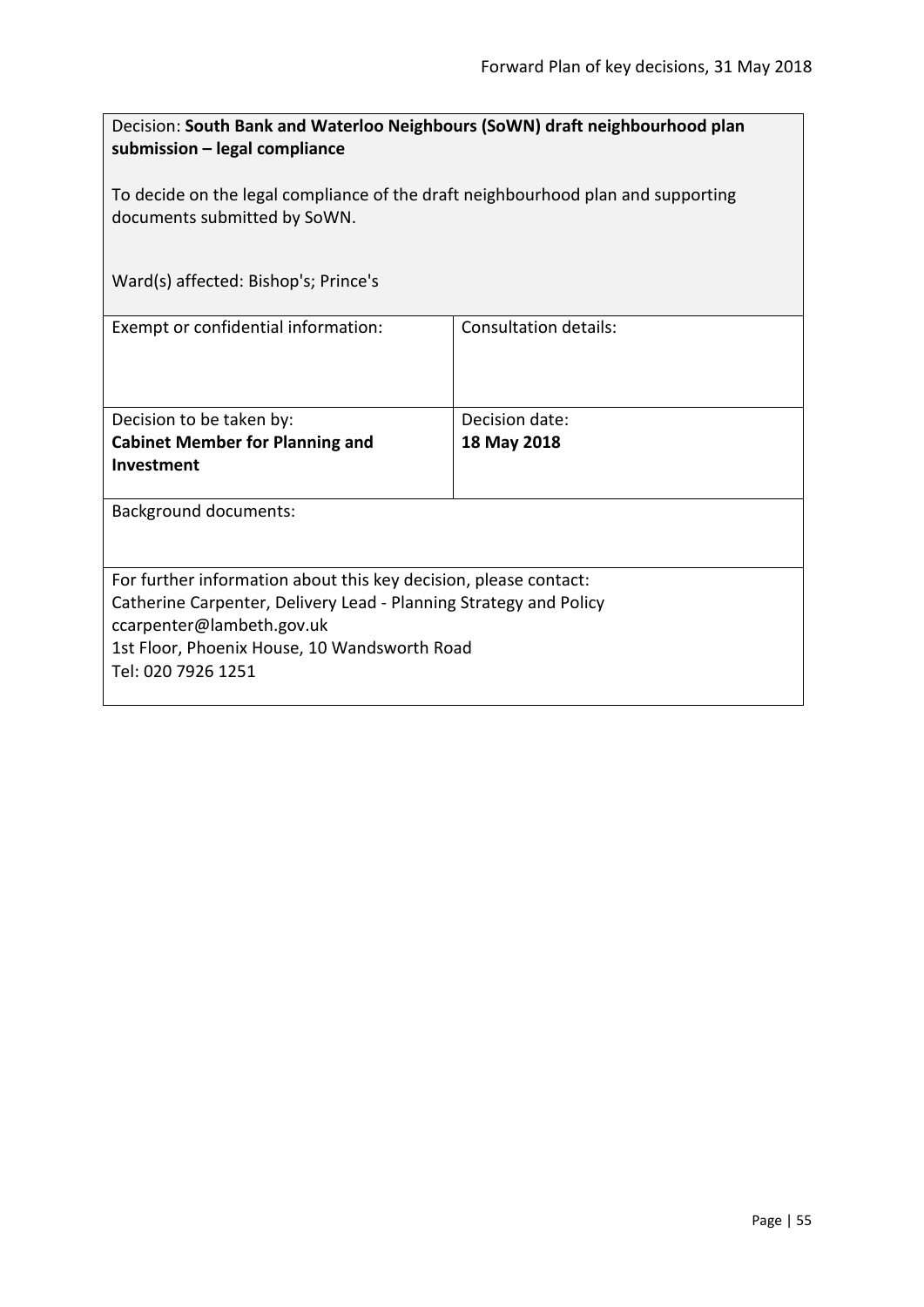Decision: **South Bank and Waterloo Neighbours (SoWN) draft neighbourhood plan submission – legal compliance**

To decide on the legal compliance of the draft neighbourhood plan and supporting documents submitted by SoWN.

Ward(s) affected: Bishop's; Prince's

| Exempt or confidential information: | Consultation details: |
|---|---|
| Decision to be taken by: **Cabinet Member for Planning and Investment** | Decision date: **18 May 2018** |

Background documents:

For further information about this key decision, please contact:
Catherine Carpenter, Delivery Lead - Planning Strategy and Policy
ccarpenter@lambeth.gov.uk
1st Floor, Phoenix House, 10 Wandsworth Road
Tel: 020 7926 1251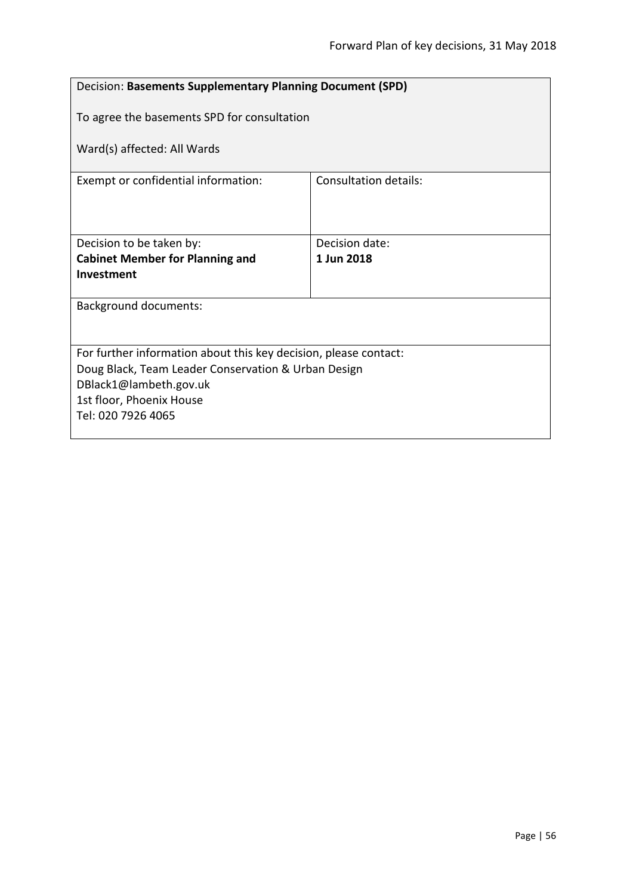| Decision: **Basements Supplementary Planning Document (SPD)**<br><br>To agree the basements SPD for consultation<br><br>Ward(s) affected: All Wards | |
|---|---|
| Exempt or confidential information: | Consultation details: |
| Decision to be taken by:<br>**Cabinet Member for Planning and Investment** | Decision date:<br>**1 Jun 2018** |
| Background documents: | |
| For further information about this key decision, please contact:<br>Doug Black, Team Leader Conservation & Urban Design<br>DBlack1@lambeth.gov.uk<br>1st floor, Phoenix House<br>Tel: 020 7926 4065 | |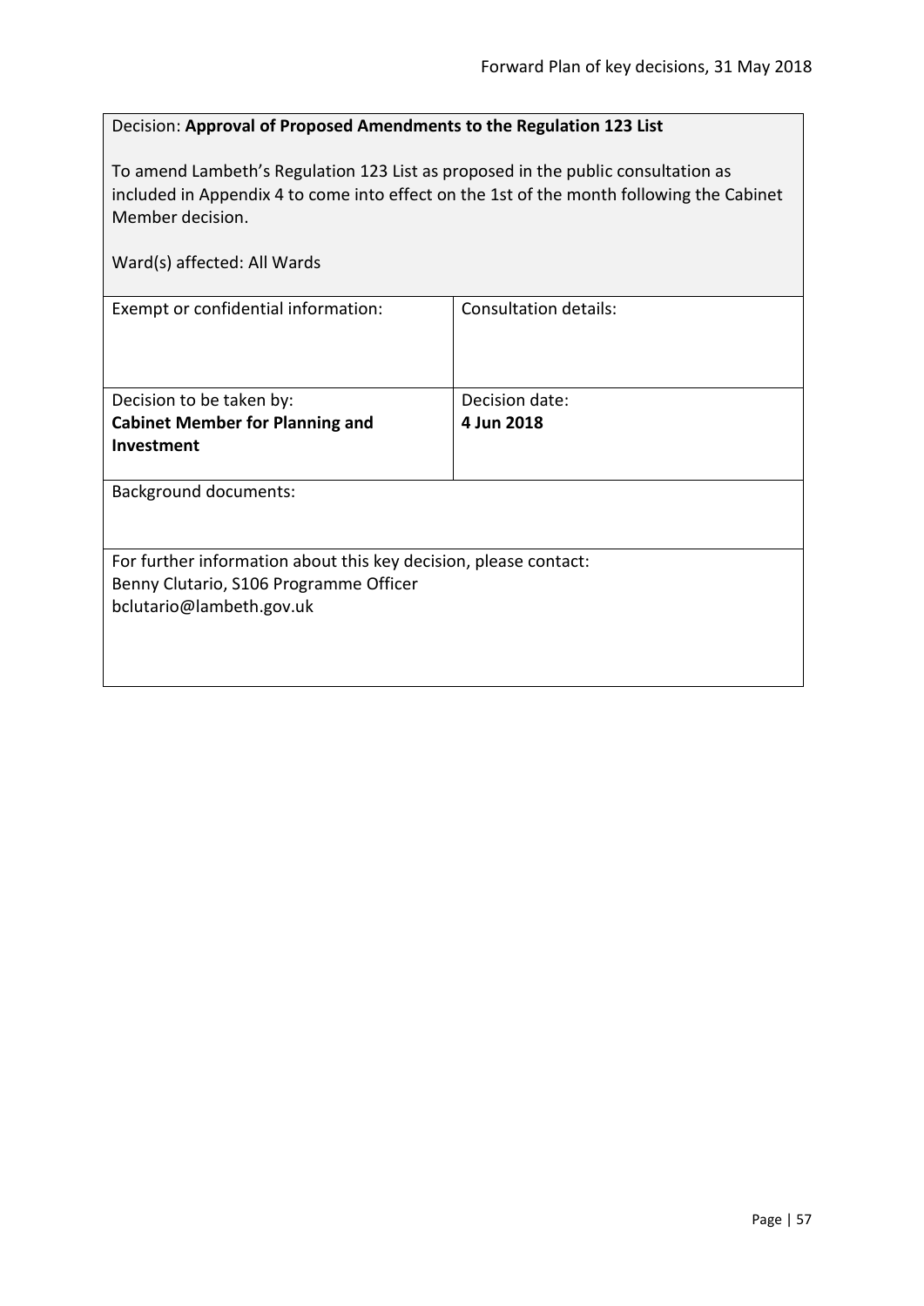Decision: **Approval of Proposed Amendments to the Regulation 123 List**

To amend Lambeth's Regulation 123 List as proposed in the public consultation as included in Appendix 4 to come into effect on the 1st of the month following the Cabinet Member decision.

Ward(s) affected: All Wards

| | |
|---|---|
| Exempt or confidential information: | Consultation details: |
| Decision to be taken by:<br>**Cabinet Member for Planning and Investment** | Decision date:<br>**4 Jun 2018** |

Background documents:

For further information about this key decision, please contact:
Benny Clutario, S106 Programme Officer
bclutario@lambeth.gov.uk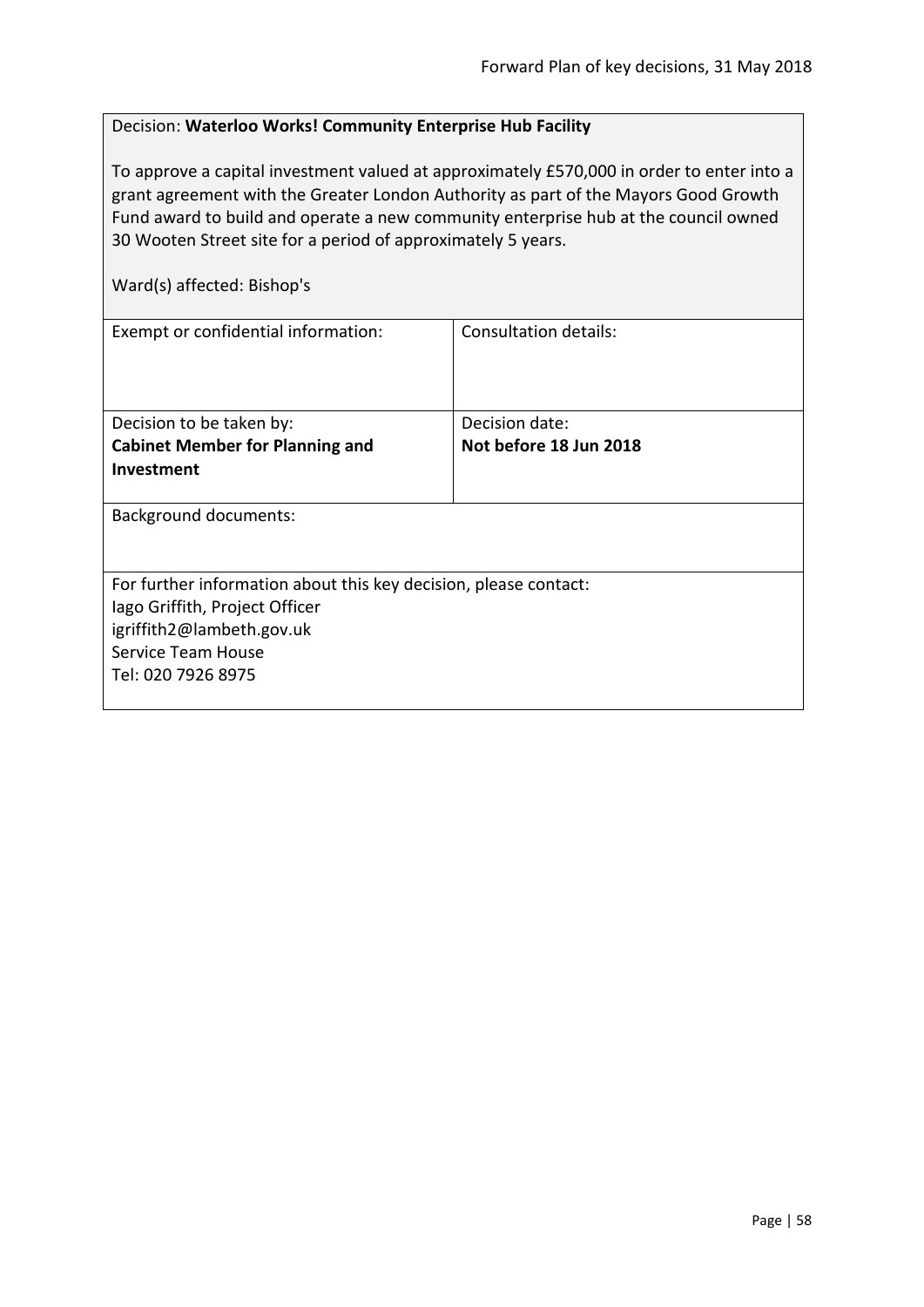Decision: **Waterloo Works! Community Enterprise Hub Facility**

To approve a capital investment valued at approximately £570,000 in order to enter into a grant agreement with the Greater London Authority as part of the Mayors Good Growth Fund award to build and operate a new community enterprise hub at the council owned 30 Wooten Street site for a period of approximately 5 years.

Ward(s) affected: Bishop's

| | |
|---|---|
| Exempt or confidential information: | Consultation details: |
| Decision to be taken by:<br>**Cabinet Member for Planning and Investment** | Decision date:<br>**Not before 18 Jun 2018** |

Background documents:

For further information about this key decision, please contact:
Iago Griffith, Project Officer
igriffith2@lambeth.gov.uk
Service Team House
Tel: 020 7926 8975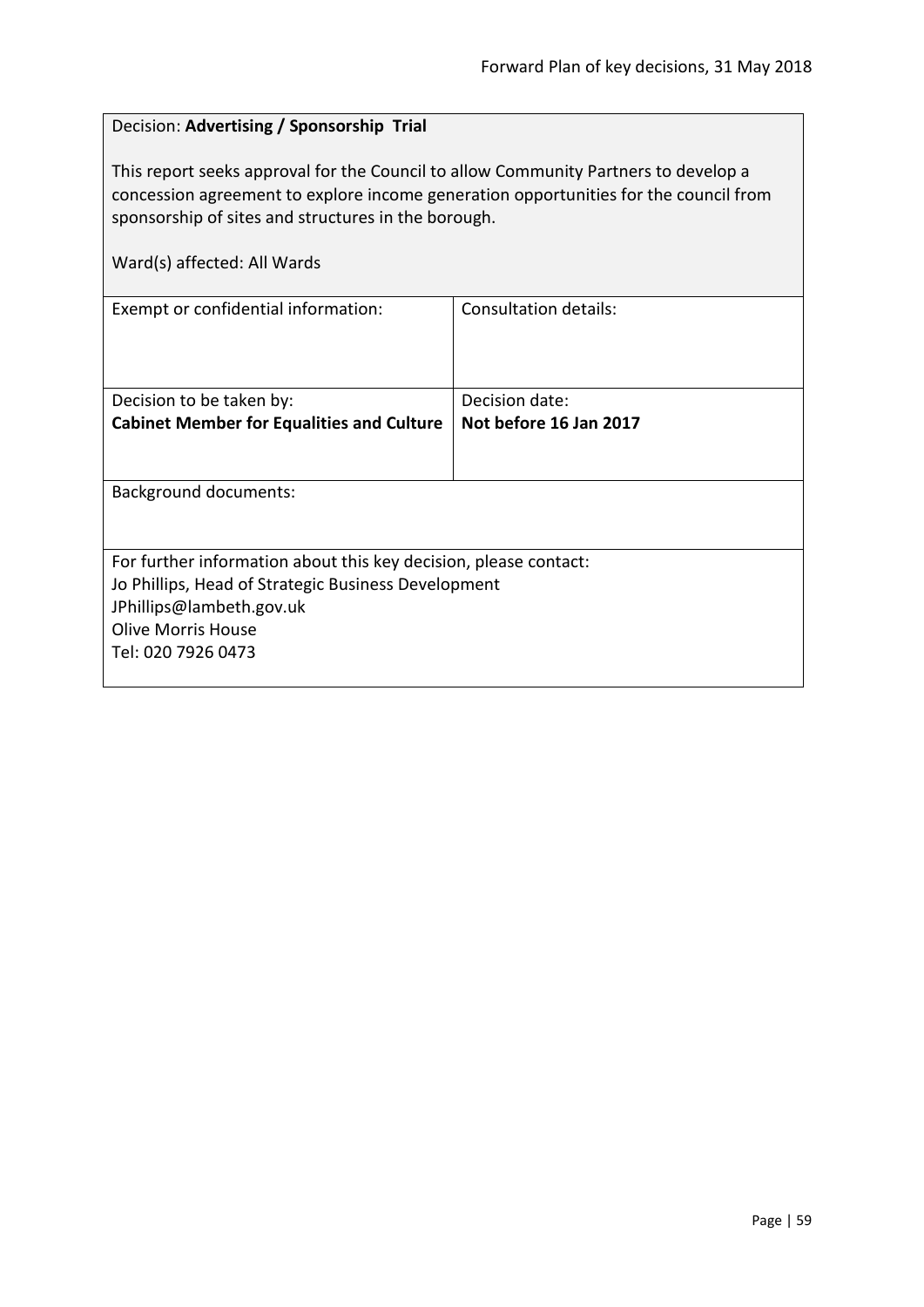Decision: **Advertising / Sponsorship Trial**

This report seeks approval for the Council to allow Community Partners to develop a concession agreement to explore income generation opportunities for the council from sponsorship of sites and structures in the borough.

Ward(s) affected: All Wards

| | |
|---|---|
| Exempt or confidential information: | Consultation details: |
| Decision to be taken by:<br>**Cabinet Member for Equalities and Culture** | Decision date:<br>**Not before 16 Jan 2017** |

Background documents:

For further information about this key decision, please contact:
Jo Phillips, Head of Strategic Business Development
JPhillips@lambeth.gov.uk
Olive Morris House
Tel: 020 7926 0473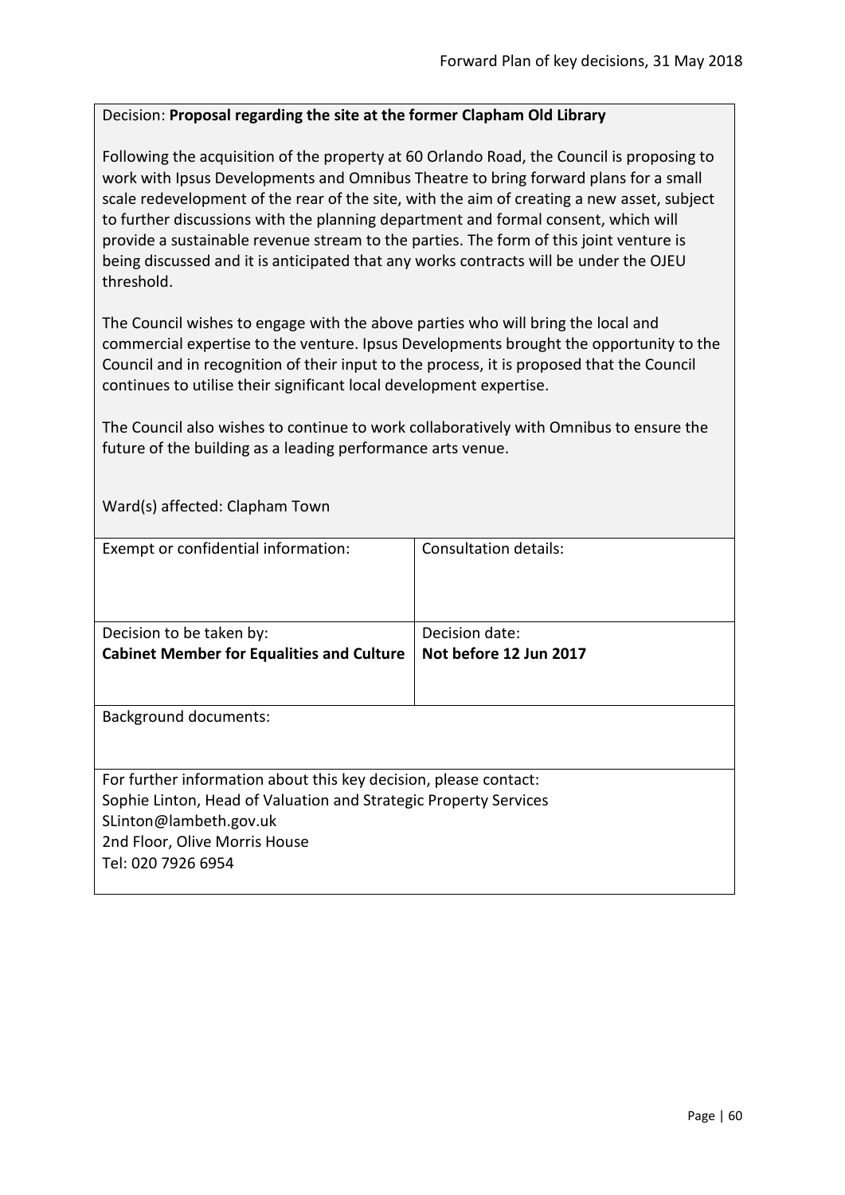Decision: **Proposal regarding the site at the former Clapham Old Library**

Following the acquisition of the property at 60 Orlando Road, the Council is proposing to work with Ipsus Developments and Omnibus Theatre to bring forward plans for a small scale redevelopment of the rear of the site, with the aim of creating a new asset, subject to further discussions with the planning department and formal consent, which will provide a sustainable revenue stream to the parties. The form of this joint venture is being discussed and it is anticipated that any works contracts will be under the OJEU threshold.

The Council wishes to engage with the above parties who will bring the local and commercial expertise to the venture. Ipsus Developments brought the opportunity to the Council and in recognition of their input to the process, it is proposed that the Council continues to utilise their significant local development expertise.

The Council also wishes to continue to work collaboratively with Omnibus to ensure the future of the building as a leading performance arts venue.

Ward(s) affected: Clapham Town

| Exempt or confidential information: | Consultation details: |
|---|---|
| Decision to be taken by:<br>**Cabinet Member for Equalities and Culture** | Decision date:<br>**Not before 12 Jun 2017** |

Background documents:

For further information about this key decision, please contact:
Sophie Linton, Head of Valuation and Strategic Property Services
SLinton@lambeth.gov.uk
2nd Floor, Olive Morris House
Tel: 020 7926 6954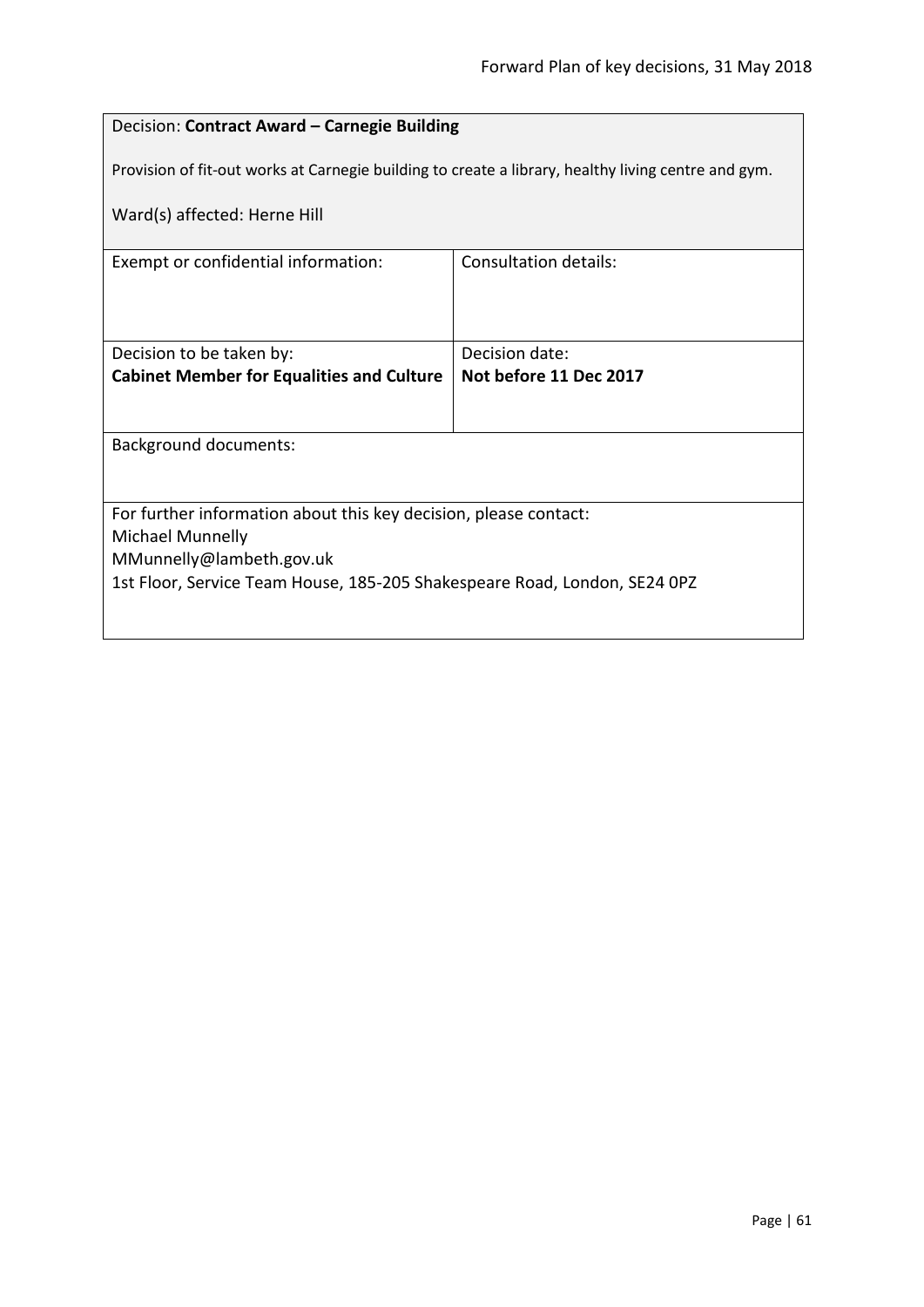| Decision: **Contract Award – Carnegie Building**<br><br>Provision of fit-out works at Carnegie building to create a library, healthy living centre and gym.<br><br>Ward(s) affected: Herne Hill | |
|---|---|
| Exempt or confidential information: | Consultation details: |
| Decision to be taken by:<br>**Cabinet Member for Equalities and Culture** | Decision date:<br>**Not before 11 Dec 2017** |
| Background documents: | |
| For further information about this key decision, please contact:<br>Michael Munnelly<br>MMunnelly@lambeth.gov.uk<br>1st Floor, Service Team House, 185-205 Shakespeare Road, London, SE24 0PZ | |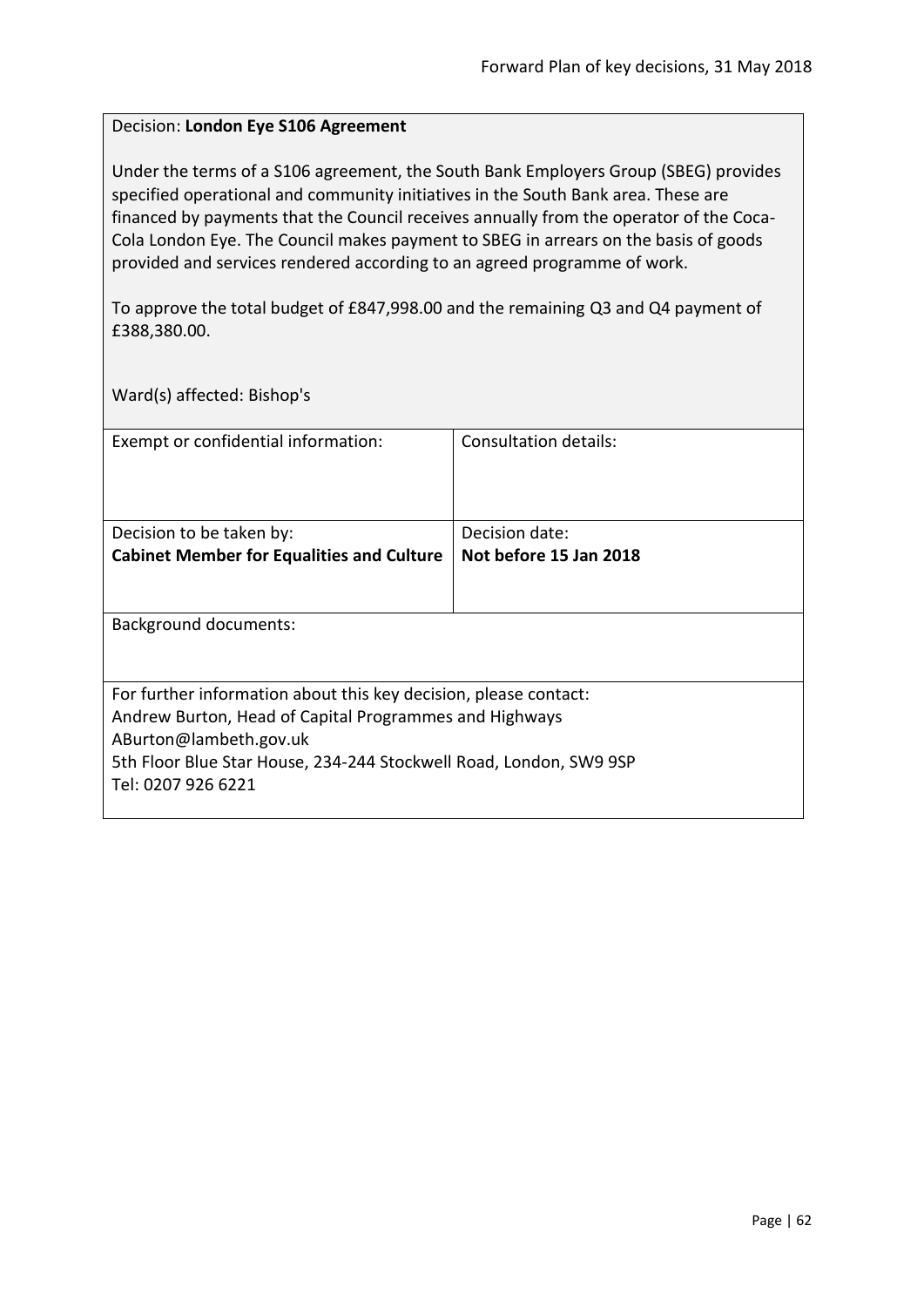Decision: **London Eye S106 Agreement**

Under the terms of a S106 agreement, the South Bank Employers Group (SBEG) provides specified operational and community initiatives in the South Bank area. These are financed by payments that the Council receives annually from the operator of the Coca-Cola London Eye. The Council makes payment to SBEG in arrears on the basis of goods provided and services rendered according to an agreed programme of work.

To approve the total budget of £847,998.00 and the remaining Q3 and Q4 payment of £388,380.00.

Ward(s) affected: Bishop's

| | |
|---|---|
| Exempt or confidential information: | Consultation details: |
| Decision to be taken by:<br>**Cabinet Member for Equalities and Culture** | Decision date:<br>**Not before 15 Jan 2018** |

Background documents:

For further information about this key decision, please contact:
Andrew Burton, Head of Capital Programmes and Highways
ABurton@lambeth.gov.uk
5th Floor Blue Star House, 234-244 Stockwell Road, London, SW9 9SP
Tel: 0207 926 6221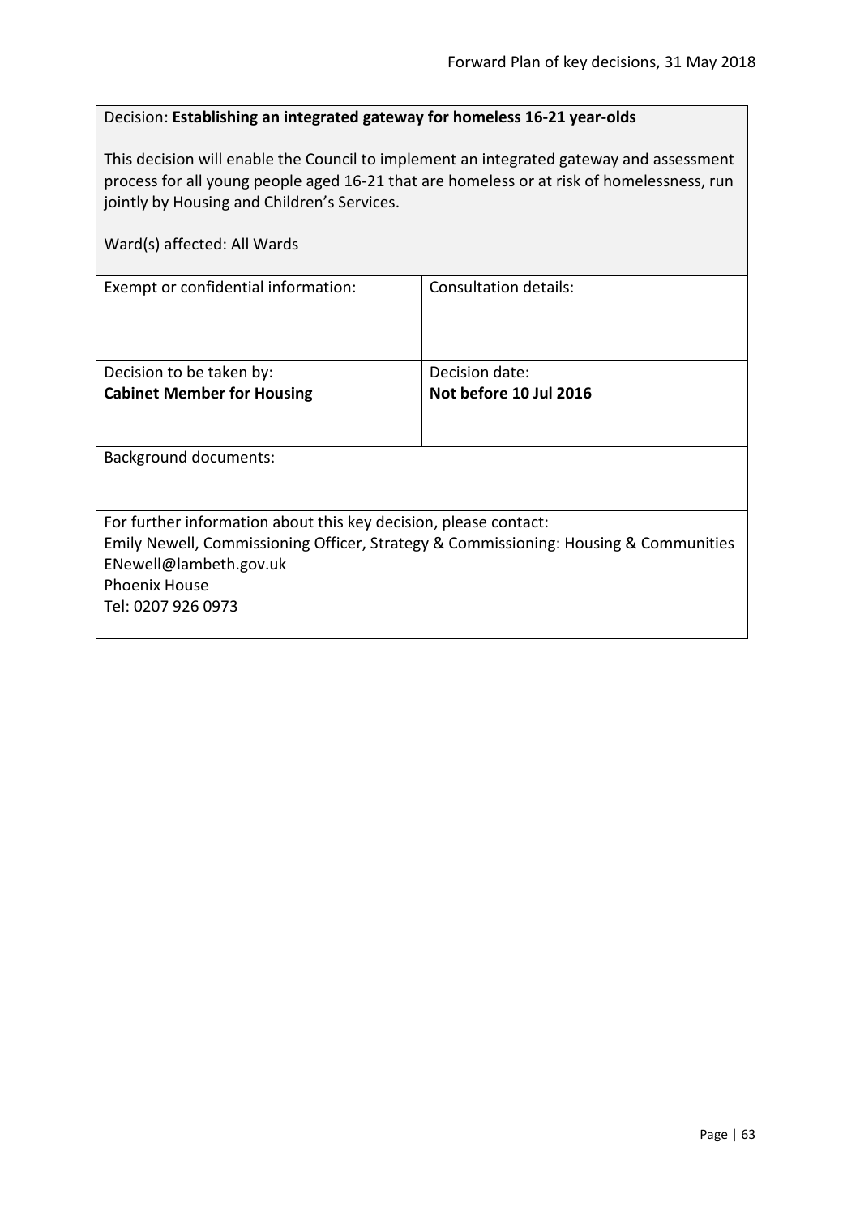Decision: **Establishing an integrated gateway for homeless 16-21 year-olds**

This decision will enable the Council to implement an integrated gateway and assessment process for all young people aged 16-21 that are homeless or at risk of homelessness, run jointly by Housing and Children's Services.

Ward(s) affected: All Wards

| | |
|---|---|
| Exempt or confidential information: | Consultation details: |
| Decision to be taken by:<br>**Cabinet Member for Housing** | Decision date:<br>**Not before 10 Jul 2016** |

Background documents:

For further information about this key decision, please contact:
Emily Newell, Commissioning Officer, Strategy & Commissioning: Housing & Communities
ENewell@lambeth.gov.uk
Phoenix House
Tel: 0207 926 0973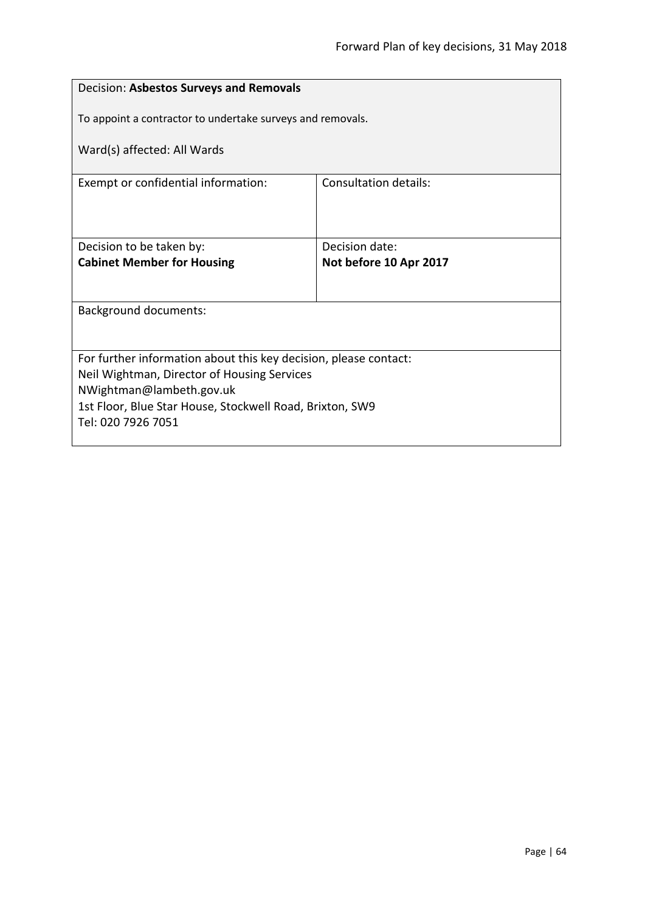| Decision: **Asbestos Surveys and Removals**<br><br>To appoint a contractor to undertake surveys and removals.<br><br>Ward(s) affected: All Wards | |
|---|---|
| Exempt or confidential information: | Consultation details: |
| Decision to be taken by:<br>**Cabinet Member for Housing** | Decision date:<br>**Not before 10 Apr 2017** |
| Background documents: | |
| For further information about this key decision, please contact:<br>Neil Wightman, Director of Housing Services<br>NWightman@lambeth.gov.uk<br>1st Floor, Blue Star House, Stockwell Road, Brixton, SW9<br>Tel: 020 7926 7051 | |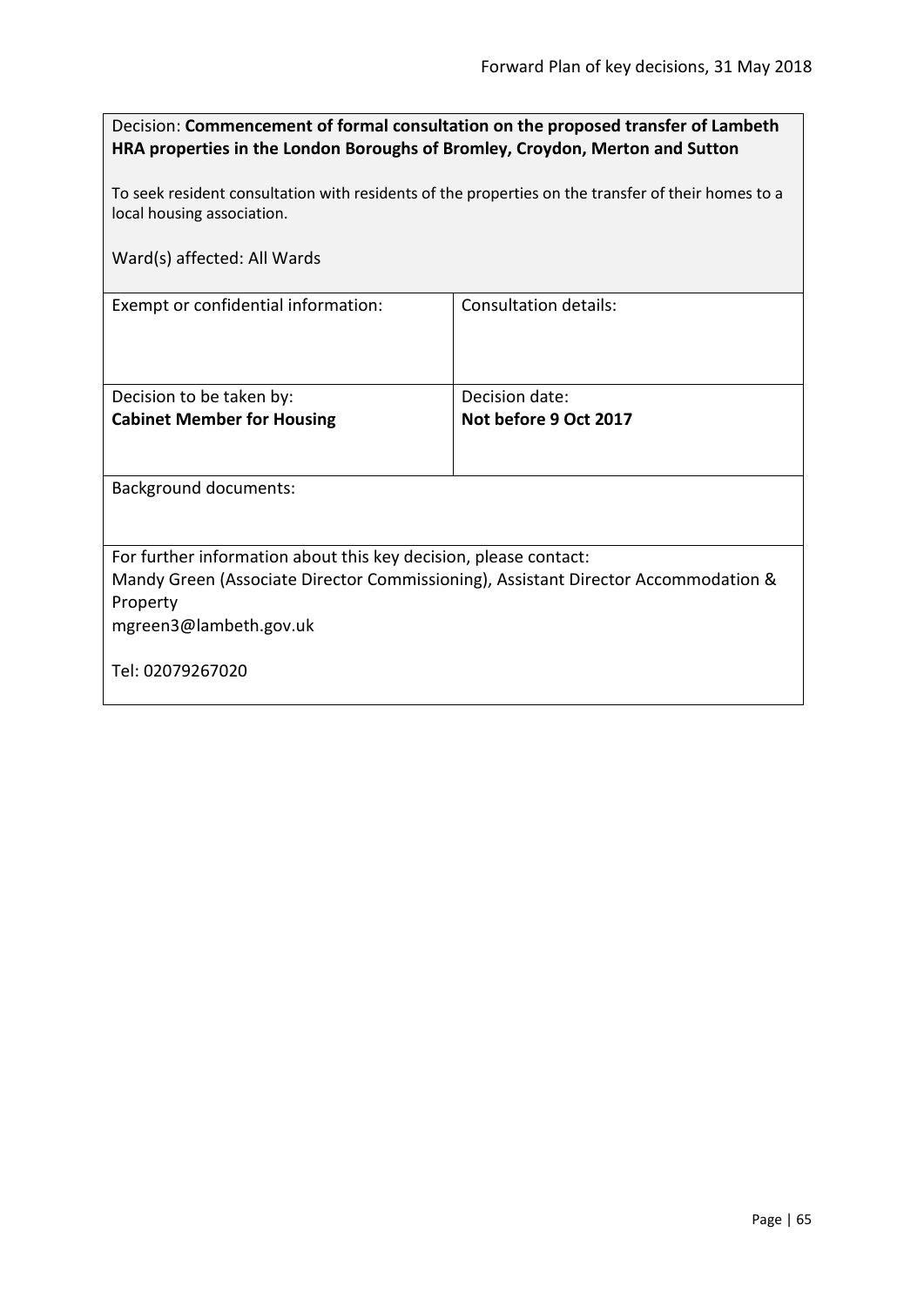Decision: **Commencement of formal consultation on the proposed transfer of Lambeth HRA properties in the London Boroughs of Bromley, Croydon, Merton and Sutton**

To seek resident consultation with residents of the properties on the transfer of their homes to a local housing association.

Ward(s) affected: All Wards

| | |
|---|---|
| Exempt or confidential information: | Consultation details: |
| Decision to be taken by:<br>**Cabinet Member for Housing** | Decision date:<br>**Not before 9 Oct 2017** |

Background documents:

For further information about this key decision, please contact:
Mandy Green (Associate Director Commissioning), Assistant Director Accommodation & Property
mgreen3@lambeth.gov.uk

Tel: 02079267020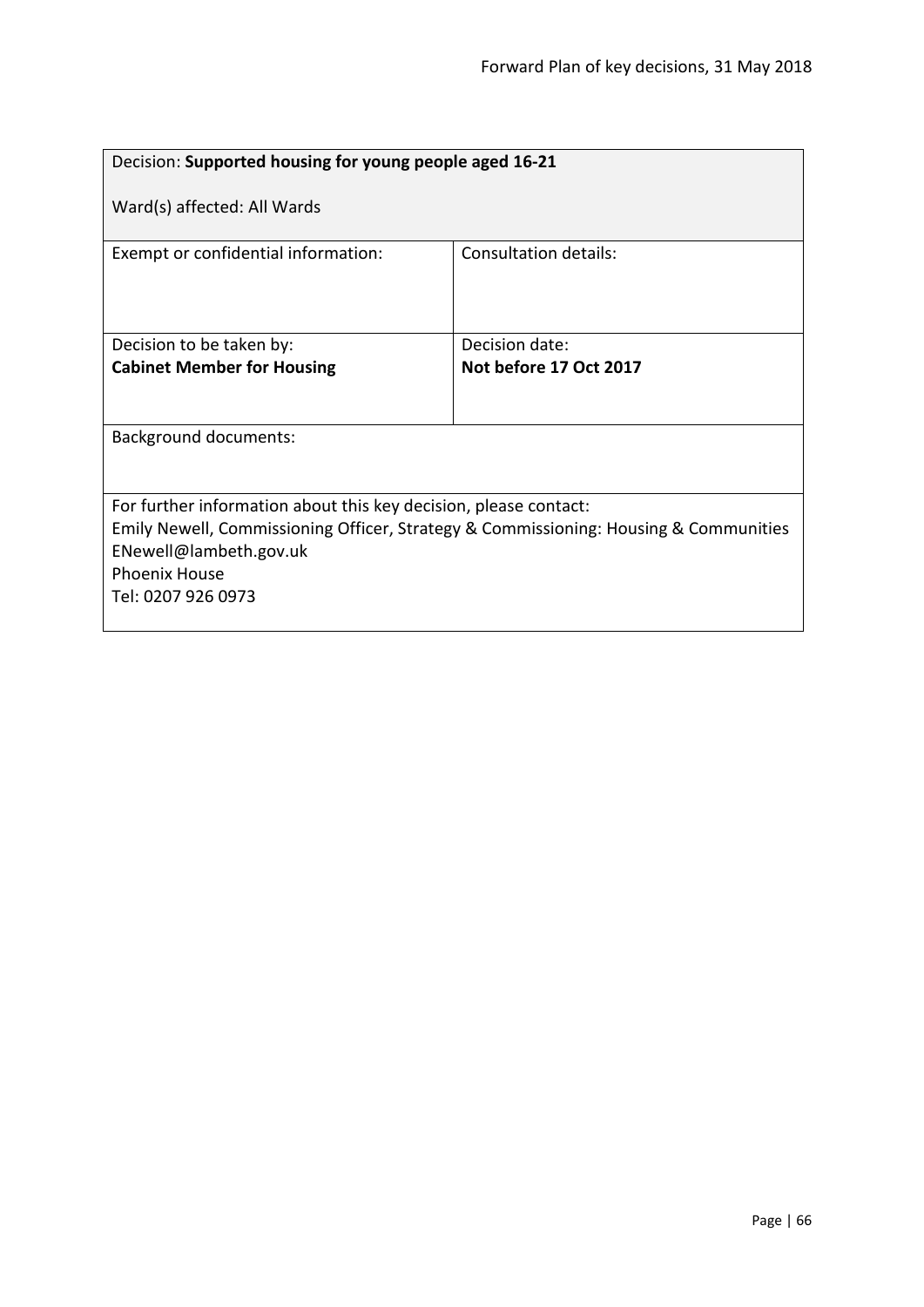| Decision: **Supported housing for young people aged 16-21**<br><br>Ward(s) affected: All Wards | |
|---|---|
| Exempt or confidential information: | Consultation details: |
| Decision to be taken by:<br>**Cabinet Member for Housing** | Decision date:<br>**Not before 17 Oct 2017** |
| Background documents: | |
| For further information about this key decision, please contact:<br>Emily Newell, Commissioning Officer, Strategy & Commissioning: Housing & Communities<br>ENewell@lambeth.gov.uk<br>Phoenix House<br>Tel: 0207 926 0973 | |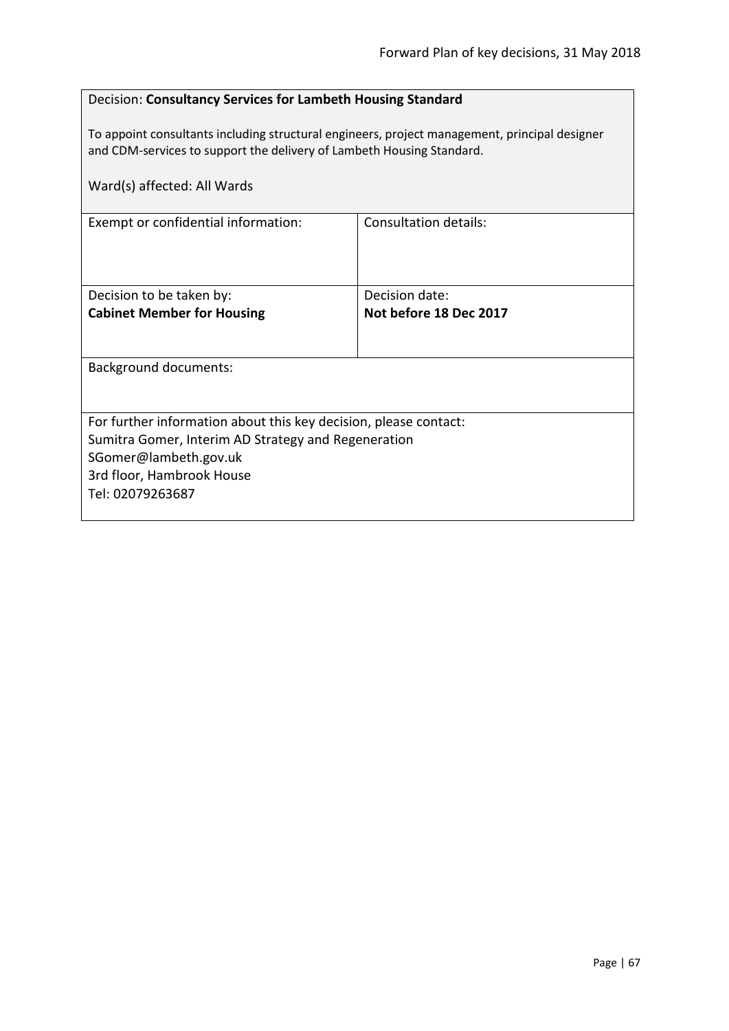Decision: **Consultancy Services for Lambeth Housing Standard**

To appoint consultants including structural engineers, project management, principal designer and CDM-services to support the delivery of Lambeth Housing Standard.

Ward(s) affected: All Wards

| | |
|---|---|
| Exempt or confidential information: | Consultation details: |
| Decision to be taken by:<br>**Cabinet Member for Housing** | Decision date:<br>**Not before 18 Dec 2017** |

Background documents:

For further information about this key decision, please contact:
Sumitra Gomer, Interim AD Strategy and Regeneration
SGomer@lambeth.gov.uk
3rd floor, Hambrook House
Tel: 02079263687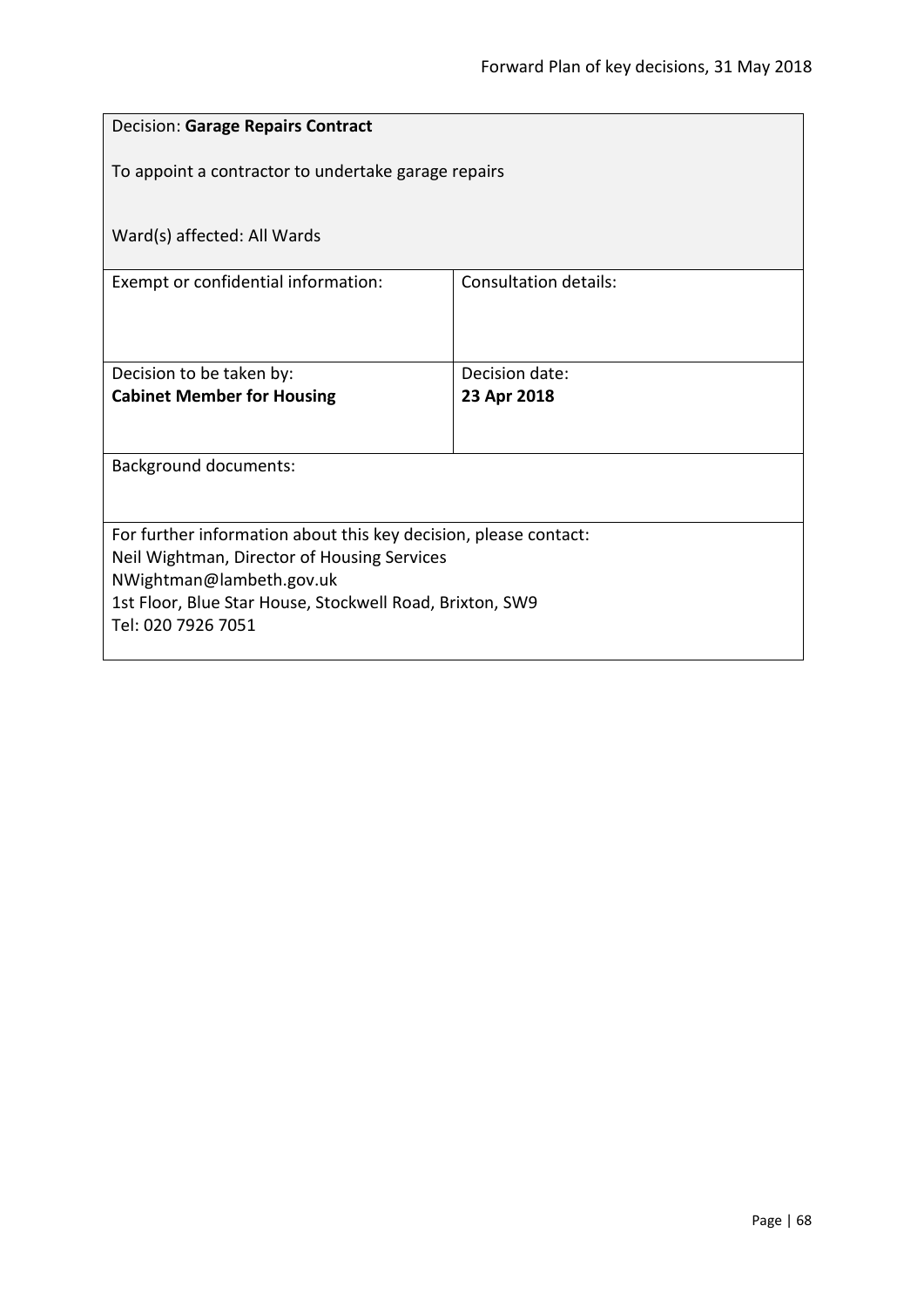| Decision: **Garage Repairs Contract**<br><br>To appoint a contractor to undertake garage repairs<br><br>Ward(s) affected: All Wards | |
|---|---|
| Exempt or confidential information: | Consultation details: |
| Decision to be taken by:<br>**Cabinet Member for Housing** | Decision date:<br>**23 Apr 2018** |
| Background documents: | |
| For further information about this key decision, please contact:<br>Neil Wightman, Director of Housing Services<br>NWightman@lambeth.gov.uk<br>1st Floor, Blue Star House, Stockwell Road, Brixton, SW9<br>Tel: 020 7926 7051 | |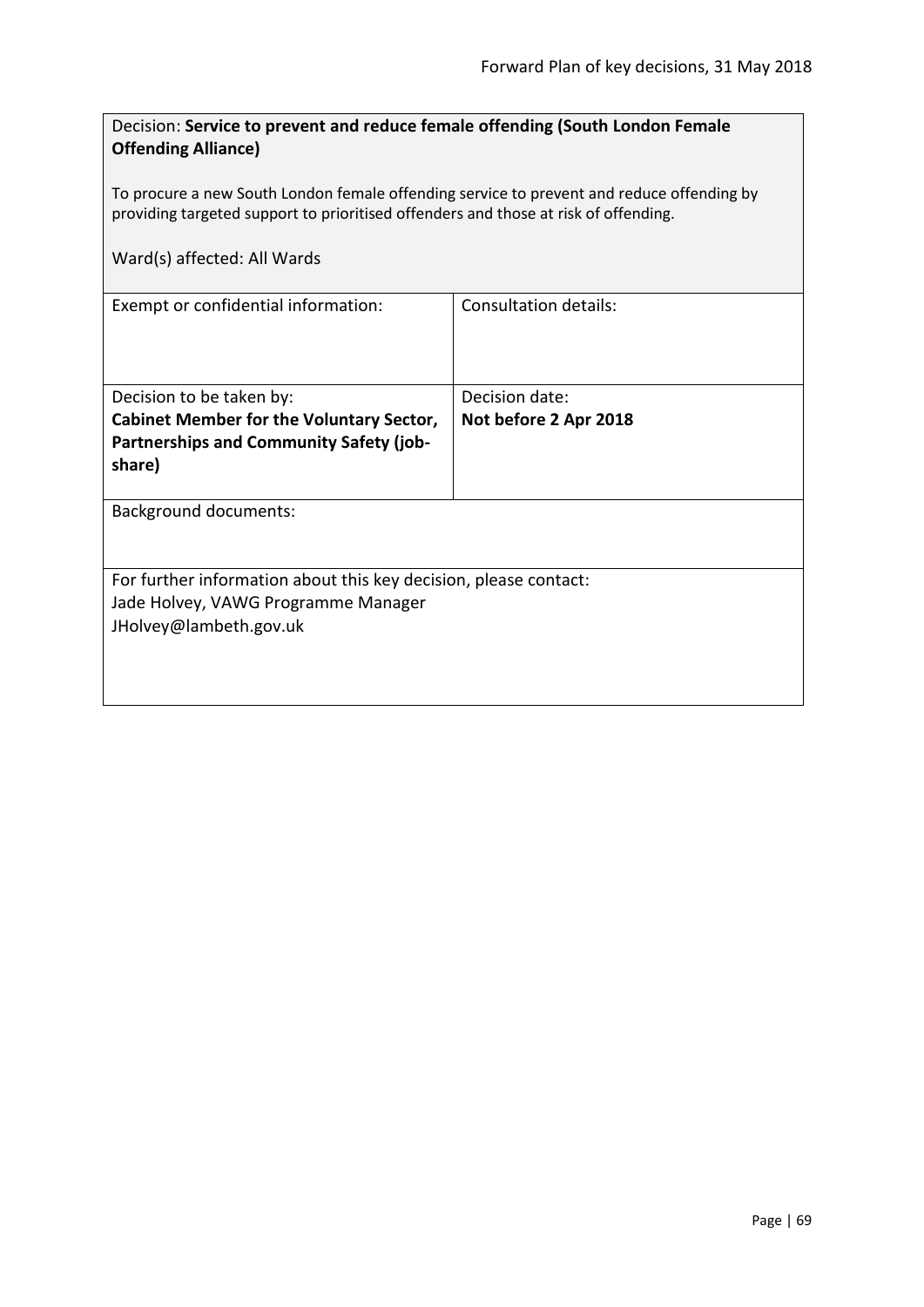Decision: **Service to prevent and reduce female offending (South London Female Offending Alliance)**

To procure a new South London female offending service to prevent and reduce offending by providing targeted support to prioritised offenders and those at risk of offending.

Ward(s) affected: All Wards

| | |
|---|---|
| Exempt or confidential information: | Consultation details: |
| Decision to be taken by:<br>**Cabinet Member for the Voluntary Sector, Partnerships and Community Safety (job-share)** | Decision date:<br>**Not before 2 Apr 2018** |

Background documents:

For further information about this key decision, please contact:
Jade Holvey, VAWG Programme Manager
JHolvey@lambeth.gov.uk